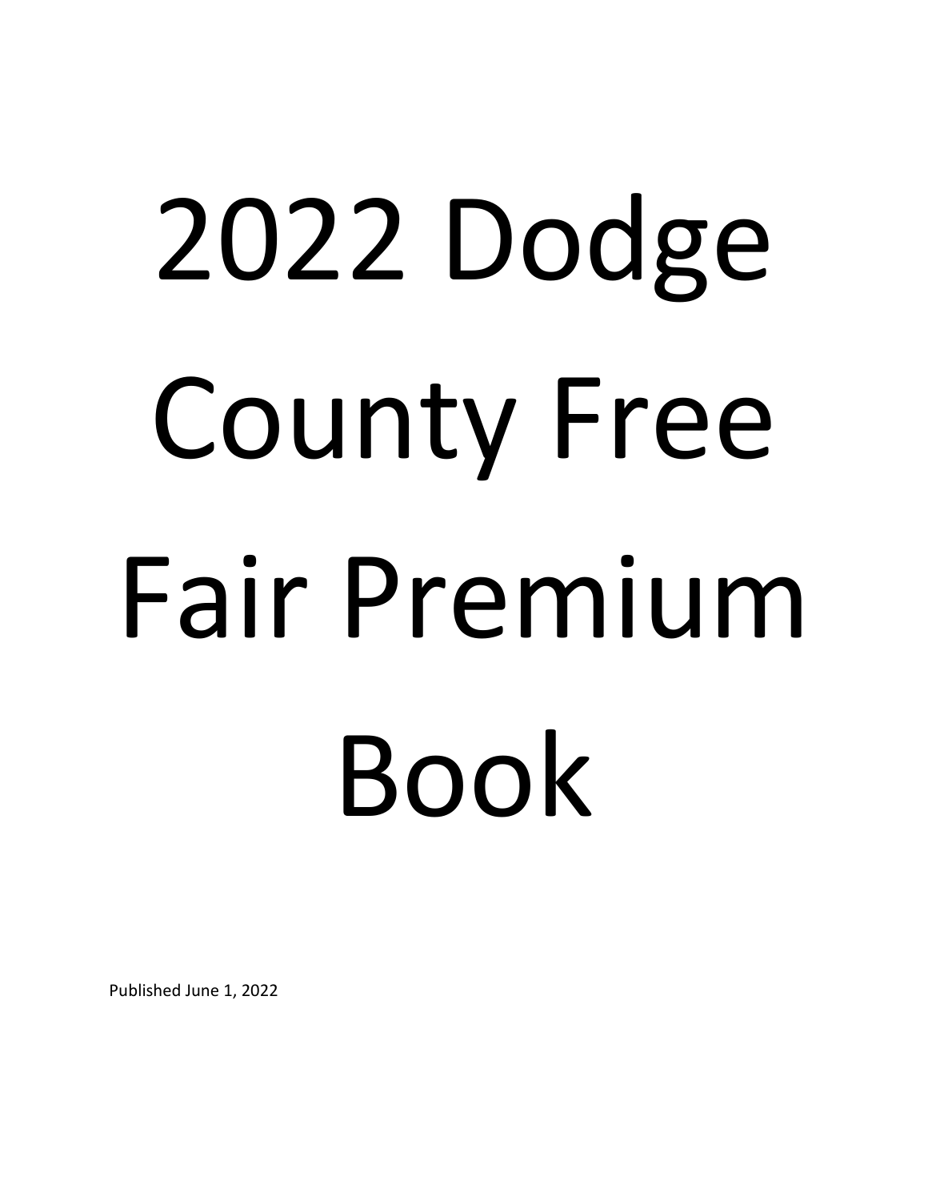# 2022 Dodge County Free Fair Premium Book

Published June 1, 2022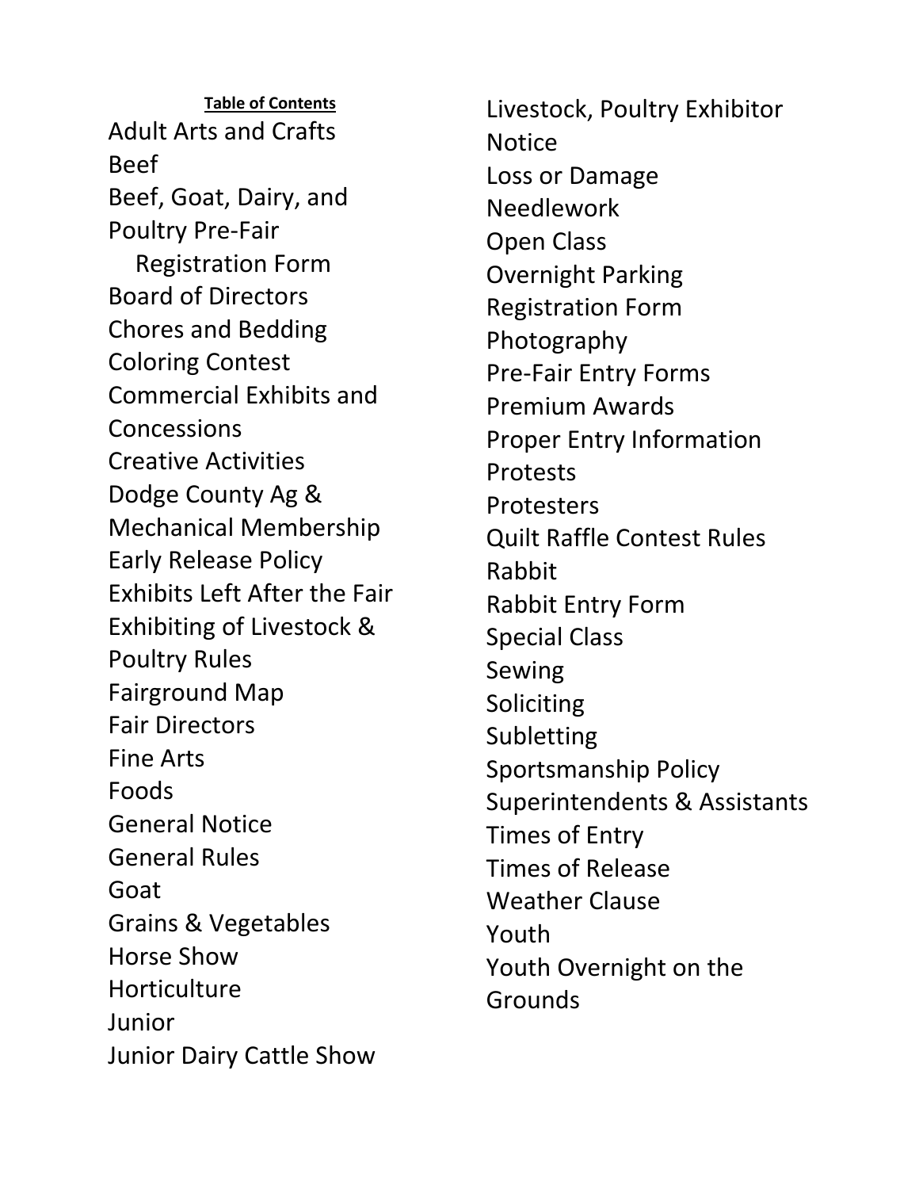**Table of Contents**

Adult Arts and Crafts
Beef
Beef, Goat, Dairy, and Poultry Pre-Fair Registration Form
Board of Directors
Chores and Bedding
Coloring Contest
Commercial Exhibits and Concessions
Creative Activities
Dodge County Ag & Mechanical Membership
Early Release Policy
Exhibits Left After the Fair
Exhibiting of Livestock & Poultry Rules
Fairground Map
Fair Directors
Fine Arts
Foods
General Notice
General Rules
Goat
Grains & Vegetables
Horse Show
Horticulture
Junior
Junior Dairy Cattle Show
Livestock, Poultry Exhibitor Notice
Loss or Damage
Needlework
Open Class
Overnight Parking Registration Form
Photography
Pre-Fair Entry Forms
Premium Awards
Proper Entry Information
Protests
Protesters
Quilt Raffle Contest Rules
Rabbit
Rabbit Entry Form
Special Class
Sewing
Soliciting
Subletting
Sportsmanship Policy
Superintendents & Assistants
Times of Entry
Times of Release
Weather Clause
Youth
Youth Overnight on the Grounds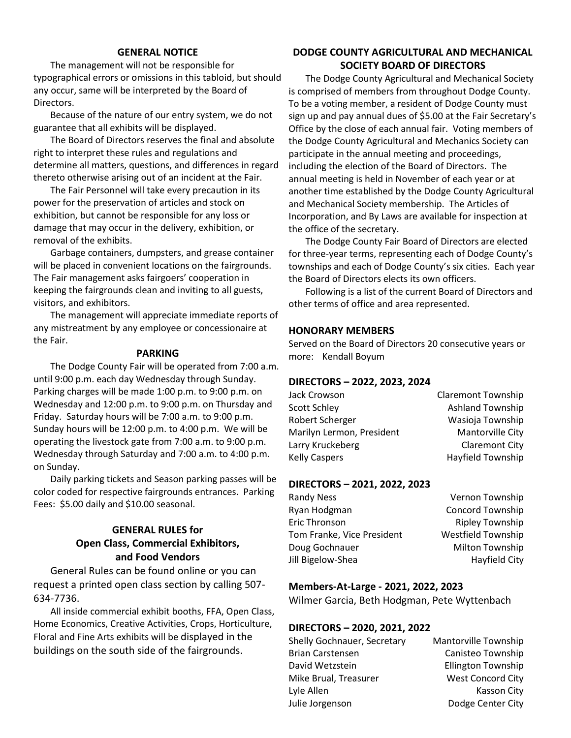## GENERAL NOTICE

The management will not be responsible for typographical errors or omissions in this tabloid, but should any occur, same will be interpreted by the Board of Directors.

Because of the nature of our entry system, we do not guarantee that all exhibits will be displayed.

The Board of Directors reserves the final and absolute right to interpret these rules and regulations and determine all matters, questions, and differences in regard thereto otherwise arising out of an incident at the Fair.

The Fair Personnel will take every precaution in its power for the preservation of articles and stock on exhibition, but cannot be responsible for any loss or damage that may occur in the delivery, exhibition, or removal of the exhibits.

Garbage containers, dumpsters, and grease container will be placed in convenient locations on the fairgrounds. The Fair management asks fairgoers' cooperation in keeping the fairgrounds clean and inviting to all guests, visitors, and exhibitors.

The management will appreciate immediate reports of any mistreatment by any employee or concessionaire at the Fair.

## PARKING

The Dodge County Fair will be operated from 7:00 a.m. until 9:00 p.m. each day Wednesday through Sunday. Parking charges will be made 1:00 p.m. to 9:00 p.m. on Wednesday and 12:00 p.m. to 9:00 p.m. on Thursday and Friday. Saturday hours will be 7:00 a.m. to 9:00 p.m. Sunday hours will be 12:00 p.m. to 4:00 p.m. We will be operating the livestock gate from 7:00 a.m. to 9:00 p.m. Wednesday through Saturday and 7:00 a.m. to 4:00 p.m. on Sunday.

Daily parking tickets and Season parking passes will be color coded for respective fairgrounds entrances. Parking Fees: $5.00 daily and $10.00 seasonal.

## GENERAL RULES for Open Class, Commercial Exhibitors, and Food Vendors

General Rules can be found online or you can request a printed open class section by calling 507-634-7736.

All inside commercial exhibit booths, FFA, Open Class, Home Economics, Creative Activities, Crops, Horticulture, Floral and Fine Arts exhibits will be displayed in the buildings on the south side of the fairgrounds.

## DODGE COUNTY AGRICULTURAL AND MECHANICAL SOCIETY BOARD OF DIRECTORS

The Dodge County Agricultural and Mechanical Society is comprised of members from throughout Dodge County. To be a voting member, a resident of Dodge County must sign up and pay annual dues of $5.00 at the Fair Secretary's Office by the close of each annual fair. Voting members of the Dodge County Agricultural and Mechanics Society can participate in the annual meeting and proceedings, including the election of the Board of Directors. The annual meeting is held in November of each year or at another time established by the Dodge County Agricultural and Mechanical Society membership. The Articles of Incorporation, and By Laws are available for inspection at the office of the secretary.

The Dodge County Fair Board of Directors are elected for three-year terms, representing each of Dodge County's townships and each of Dodge County's six cities. Each year the Board of Directors elects its own officers.

Following is a list of the current Board of Directors and other terms of office and area represented.

### HONORARY MEMBERS

Served on the Board of Directors 20 consecutive years or more: Kendall Boyum

### DIRECTORS – 2022, 2023, 2024

| Name | Area |
|---|---|
| Jack Crowson | Claremont Township |
| Scott Schley | Ashland Township |
| Robert Scherger | Wasioja Township |
| Marilyn Lermon, President | Mantorville City |
| Larry Kruckeberg | Claremont City |
| Kelly Caspers | Hayfield Township |

### DIRECTORS – 2021, 2022, 2023

| Name | Area |
|---|---|
| Randy Ness | Vernon Township |
| Ryan Hodgman | Concord Township |
| Eric Thronson | Ripley Township |
| Tom Franke, Vice President | Westfield Township |
| Doug Gochnauer | Milton Township |
| Jill Bigelow-Shea | Hayfield City |

### Members-At-Large - 2021, 2022, 2023

Wilmer Garcia, Beth Hodgman, Pete Wyttenbach

### DIRECTORS – 2020, 2021, 2022

| Name | Area |
|---|---|
| Shelly Gochnauer, Secretary | Mantorville Township |
| Brian Carstensen | Canisteo Township |
| David Wetzstein | Ellington Township |
| Mike Brual, Treasurer | West Concord City |
| Lyle Allen | Kasson City |
| Julie Jorgenson | Dodge Center City |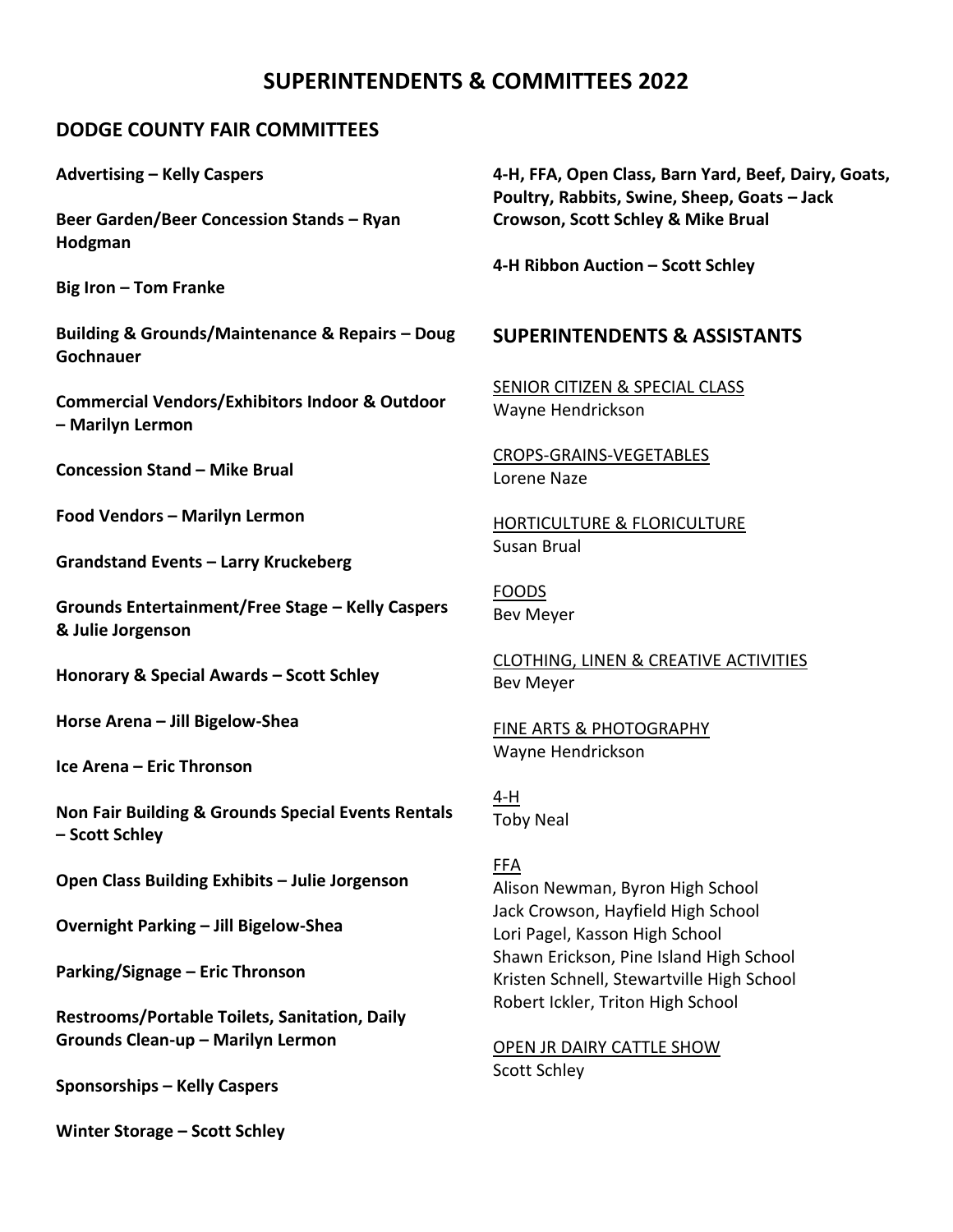# SUPERINTENDENTS & COMMITTEES 2022

## DODGE COUNTY FAIR COMMITTEES

**Advertising – Kelly Caspers**

**Beer Garden/Beer Concession Stands – Ryan Hodgman**

**Big Iron – Tom Franke**

**Building & Grounds/Maintenance & Repairs – Doug Gochnauer**

**Commercial Vendors/Exhibitors Indoor & Outdoor – Marilyn Lermon**

**Concession Stand – Mike Brual**

**Food Vendors – Marilyn Lermon**

**Grandstand Events – Larry Kruckeberg**

**Grounds Entertainment/Free Stage – Kelly Caspers & Julie Jorgenson**

**Honorary & Special Awards – Scott Schley**

**Horse Arena – Jill Bigelow-Shea**

**Ice Arena – Eric Thronson**

**Non Fair Building & Grounds Special Events Rentals – Scott Schley**

**Open Class Building Exhibits – Julie Jorgenson**

**Overnight Parking – Jill Bigelow-Shea**

**Parking/Signage – Eric Thronson**

**Restrooms/Portable Toilets, Sanitation, Daily Grounds Clean-up – Marilyn Lermon**

**Sponsorships – Kelly Caspers**

**Winter Storage – Scott Schley**

**4-H, FFA, Open Class, Barn Yard, Beef, Dairy, Goats, Poultry, Rabbits, Swine, Sheep, Goats – Jack Crowson, Scott Schley & Mike Brual**

**4-H Ribbon Auction – Scott Schley**

## SUPERINTENDENTS & ASSISTANTS

<u>SENIOR CITIZEN & SPECIAL CLASS</u>
Wayne Hendrickson

<u>CROPS-GRAINS-VEGETABLES</u>
Lorene Naze

<u>HORTICULTURE & FLORICULTURE</u>
Susan Brual

<u>FOODS</u>
Bev Meyer

<u>CLOTHING, LINEN & CREATIVE ACTIVITIES</u>
Bev Meyer

<u>FINE ARTS & PHOTOGRAPHY</u>
Wayne Hendrickson

<u>4-H</u>
Toby Neal

<u>FFA</u>
Alison Newman, Byron High School
Jack Crowson, Hayfield High School
Lori Pagel, Kasson High School
Shawn Erickson, Pine Island High School
Kristen Schnell, Stewartville High School
Robert Ickler, Triton High School

<u>OPEN JR DAIRY CATTLE SHOW</u>
Scott Schley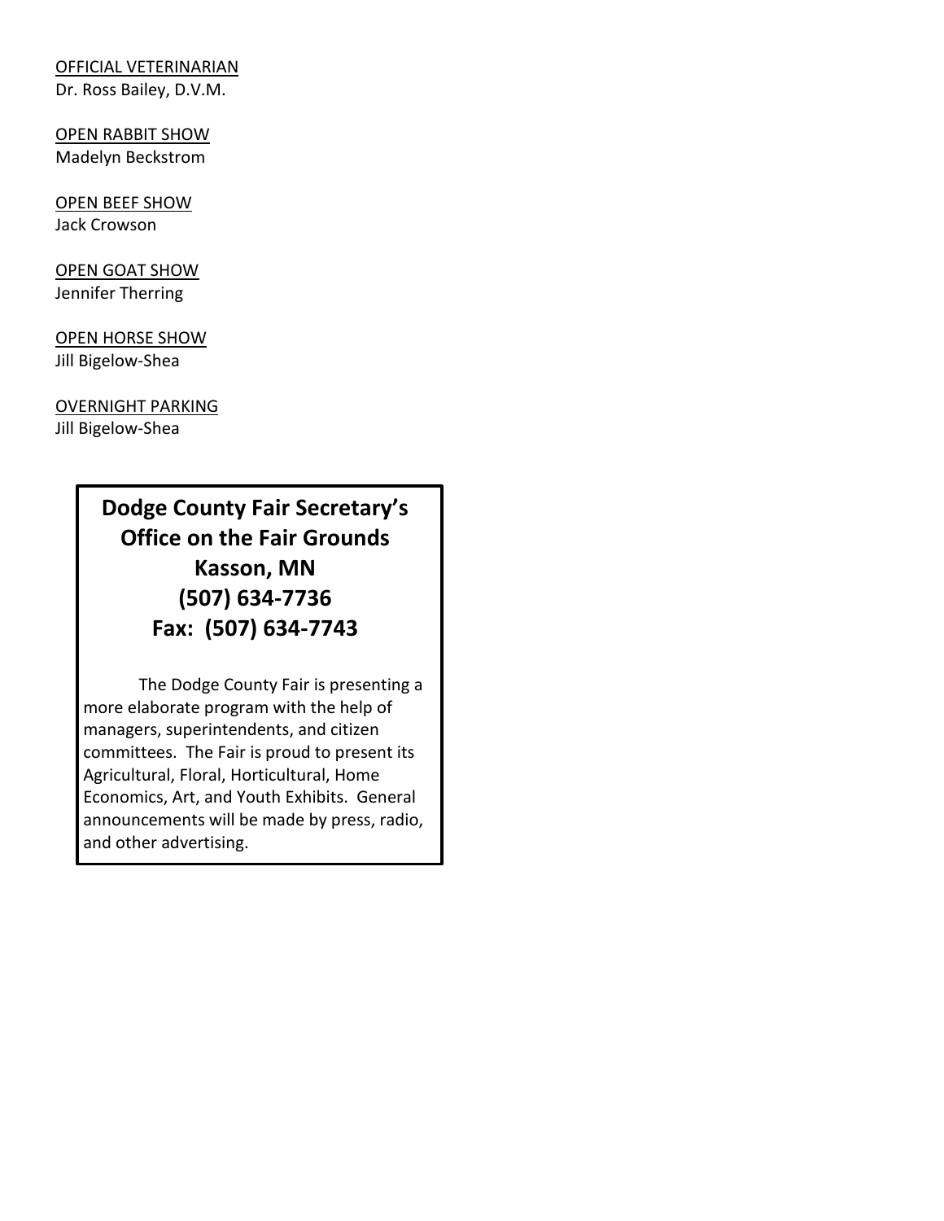OFFICIAL VETERINARIAN
Dr. Ross Bailey, D.V.M.

OPEN RABBIT SHOW
Madelyn Beckstrom

OPEN BEEF SHOW
Jack Crowson

OPEN GOAT SHOW
Jennifer Therring

OPEN HORSE SHOW
Jill Bigelow-Shea

OVERNIGHT PARKING
Jill Bigelow-Shea

**Dodge County Fair Secretary's Office on the Fair Grounds**
**Kasson, MN**
**(507) 634-7736**
**Fax: (507) 634-7743**

The Dodge County Fair is presenting a more elaborate program with the help of managers, superintendents, and citizen committees. The Fair is proud to present its Agricultural, Floral, Horticultural, Home Economics, Art, and Youth Exhibits. General announcements will be made by press, radio, and other advertising.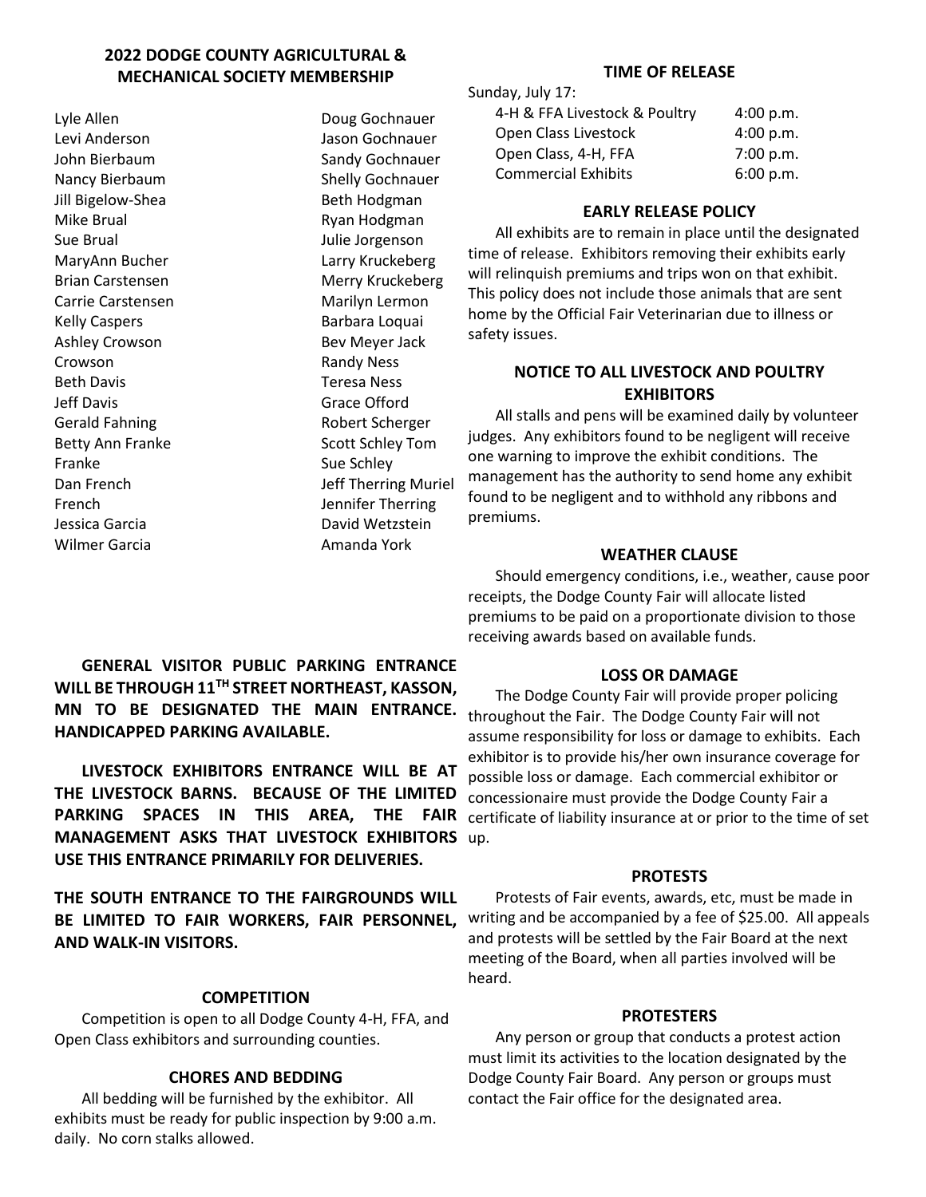## 2022 DODGE COUNTY AGRICULTURAL & MECHANICAL SOCIETY MEMBERSHIP

Lyle Allen
Levi Anderson
John Bierbaum
Nancy Bierbaum
Jill Bigelow-Shea
Mike Brual
Sue Brual
MaryAnn Bucher
Brian Carstensen
Carrie Carstensen
Kelly Caspers
Ashley Crowson
Crowson
Beth Davis
Jeff Davis
Gerald Fahning
Betty Ann Franke
Franke
Dan French
French
Jessica Garcia
Wilmer Garcia
Doug Gochnauer
Jason Gochnauer
Sandy Gochnauer
Shelly Gochnauer
Beth Hodgman
Ryan Hodgman
Julie Jorgenson
Larry Kruckeberg
Merry Kruckeberg
Marilyn Lermon
Barbara Loquai
Bev Meyer Jack
Randy Ness
Teresa Ness
Grace Offord
Robert Scherger
Scott Schley Tom
Sue Schley
Jeff Therring Muriel
Jennifer Therring
David Wetzstein
Amanda York

**GENERAL VISITOR PUBLIC PARKING ENTRANCE WILL BE THROUGH 11TH STREET NORTHEAST, KASSON, MN TO BE DESIGNATED THE MAIN ENTRANCE. HANDICAPPED PARKING AVAILABLE.**

**LIVESTOCK EXHIBITORS ENTRANCE WILL BE AT THE LIVESTOCK BARNS. BECAUSE OF THE LIMITED PARKING SPACES IN THIS AREA, THE FAIR MANAGEMENT ASKS THAT LIVESTOCK EXHIBITORS USE THIS ENTRANCE PRIMARILY FOR DELIVERIES.**

**THE SOUTH ENTRANCE TO THE FAIRGROUNDS WILL BE LIMITED TO FAIR WORKERS, FAIR PERSONNEL, AND WALK-IN VISITORS.**

### COMPETITION

Competition is open to all Dodge County 4-H, FFA, and Open Class exhibitors and surrounding counties.

### CHORES AND BEDDING

All bedding will be furnished by the exhibitor. All exhibits must be ready for public inspection by 9:00 a.m. daily. No corn stalks allowed.

### TIME OF RELEASE

Sunday, July 17:

| | |
|---|---|
| 4-H & FFA Livestock & Poultry | 4:00 p.m. |
| Open Class Livestock | 4:00 p.m. |
| Open Class, 4-H, FFA | 7:00 p.m. |
| Commercial Exhibits | 6:00 p.m. |

### EARLY RELEASE POLICY

All exhibits are to remain in place until the designated time of release. Exhibitors removing their exhibits early will relinquish premiums and trips won on that exhibit. This policy does not include those animals that are sent home by the Official Fair Veterinarian due to illness or safety issues.

### NOTICE TO ALL LIVESTOCK AND POULTRY EXHIBITORS

All stalls and pens will be examined daily by volunteer judges. Any exhibitors found to be negligent will receive one warning to improve the exhibit conditions. The management has the authority to send home any exhibit found to be negligent and to withhold any ribbons and premiums.

### WEATHER CLAUSE

Should emergency conditions, i.e., weather, cause poor receipts, the Dodge County Fair will allocate listed premiums to be paid on a proportionate division to those receiving awards based on available funds.

### LOSS OR DAMAGE

The Dodge County Fair will provide proper policing throughout the Fair. The Dodge County Fair will not assume responsibility for loss or damage to exhibits. Each exhibitor is to provide his/her own insurance coverage for possible loss or damage. Each commercial exhibitor or concessionaire must provide the Dodge County Fair a certificate of liability insurance at or prior to the time of set up.

### PROTESTS

Protests of Fair events, awards, etc, must be made in writing and be accompanied by a fee of $25.00. All appeals and protests will be settled by the Fair Board at the next meeting of the Board, when all parties involved will be heard.

### PROTESTERS

Any person or group that conducts a protest action must limit its activities to the location designated by the Dodge County Fair Board. Any person or groups must contact the Fair office for the designated area.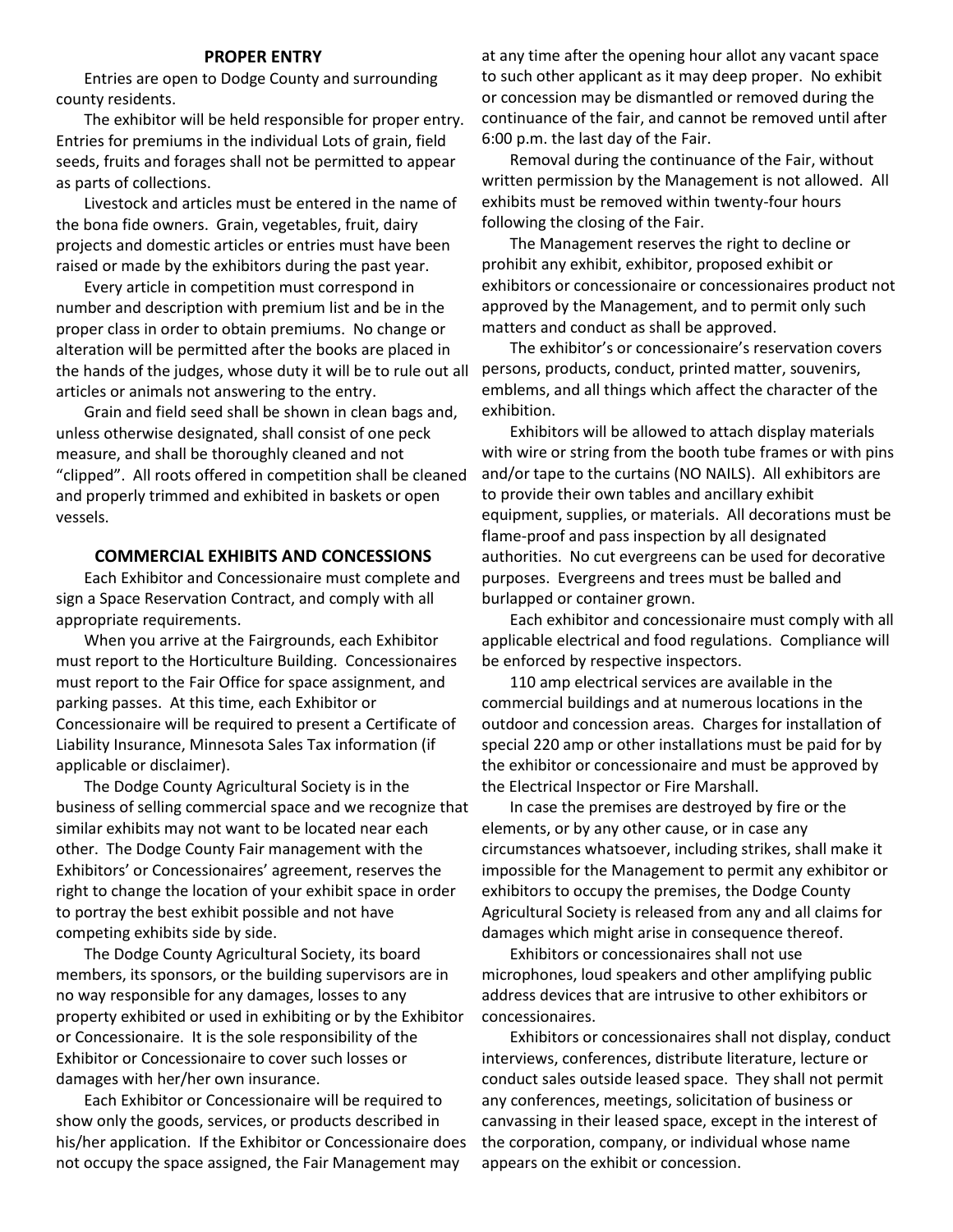## PROPER ENTRY

Entries are open to Dodge County and surrounding county residents.

The exhibitor will be held responsible for proper entry. Entries for premiums in the individual Lots of grain, field seeds, fruits and forages shall not be permitted to appear as parts of collections.

Livestock and articles must be entered in the name of the bona fide owners. Grain, vegetables, fruit, dairy projects and domestic articles or entries must have been raised or made by the exhibitors during the past year.

Every article in competition must correspond in number and description with premium list and be in the proper class in order to obtain premiums. No change or alteration will be permitted after the books are placed in the hands of the judges, whose duty it will be to rule out all articles or animals not answering to the entry.

Grain and field seed shall be shown in clean bags and, unless otherwise designated, shall consist of one peck measure, and shall be thoroughly cleaned and not "clipped". All roots offered in competition shall be cleaned and properly trimmed and exhibited in baskets or open vessels.

## COMMERCIAL EXHIBITS AND CONCESSIONS

Each Exhibitor and Concessionaire must complete and sign a Space Reservation Contract, and comply with all appropriate requirements.

When you arrive at the Fairgrounds, each Exhibitor must report to the Horticulture Building. Concessionaires must report to the Fair Office for space assignment, and parking passes. At this time, each Exhibitor or Concessionaire will be required to present a Certificate of Liability Insurance, Minnesota Sales Tax information (if applicable or disclaimer).

The Dodge County Agricultural Society is in the business of selling commercial space and we recognize that similar exhibits may not want to be located near each other. The Dodge County Fair management with the Exhibitors' or Concessionaires' agreement, reserves the right to change the location of your exhibit space in order to portray the best exhibit possible and not have competing exhibits side by side.

The Dodge County Agricultural Society, its board members, its sponsors, or the building supervisors are in no way responsible for any damages, losses to any property exhibited or used in exhibiting or by the Exhibitor or Concessionaire. It is the sole responsibility of the Exhibitor or Concessionaire to cover such losses or damages with her/her own insurance.

Each Exhibitor or Concessionaire will be required to show only the goods, services, or products described in his/her application. If the Exhibitor or Concessionaire does not occupy the space assigned, the Fair Management may at any time after the opening hour allot any vacant space to such other applicant as it may deep proper. No exhibit or concession may be dismantled or removed during the continuance of the fair, and cannot be removed until after 6:00 p.m. the last day of the Fair.

Removal during the continuance of the Fair, without written permission by the Management is not allowed. All exhibits must be removed within twenty-four hours following the closing of the Fair.

The Management reserves the right to decline or prohibit any exhibit, exhibitor, proposed exhibit or exhibitors or concessionaire or concessionaires product not approved by the Management, and to permit only such matters and conduct as shall be approved.

The exhibitor's or concessionaire's reservation covers persons, products, conduct, printed matter, souvenirs, emblems, and all things which affect the character of the exhibition.

Exhibitors will be allowed to attach display materials with wire or string from the booth tube frames or with pins and/or tape to the curtains (NO NAILS). All exhibitors are to provide their own tables and ancillary exhibit equipment, supplies, or materials. All decorations must be flame-proof and pass inspection by all designated authorities. No cut evergreens can be used for decorative purposes. Evergreens and trees must be balled and burlapped or container grown.

Each exhibitor and concessionaire must comply with all applicable electrical and food regulations. Compliance will be enforced by respective inspectors.

110 amp electrical services are available in the commercial buildings and at numerous locations in the outdoor and concession areas. Charges for installation of special 220 amp or other installations must be paid for by the exhibitor or concessionaire and must be approved by the Electrical Inspector or Fire Marshall.

In case the premises are destroyed by fire or the elements, or by any other cause, or in case any circumstances whatsoever, including strikes, shall make it impossible for the Management to permit any exhibitor or exhibitors to occupy the premises, the Dodge County Agricultural Society is released from any and all claims for damages which might arise in consequence thereof.

Exhibitors or concessionaires shall not use microphones, loud speakers and other amplifying public address devices that are intrusive to other exhibitors or concessionaires.

Exhibitors or concessionaires shall not display, conduct interviews, conferences, distribute literature, lecture or conduct sales outside leased space. They shall not permit any conferences, meetings, solicitation of business or canvassing in their leased space, except in the interest of the corporation, company, or individual whose name appears on the exhibit or concession.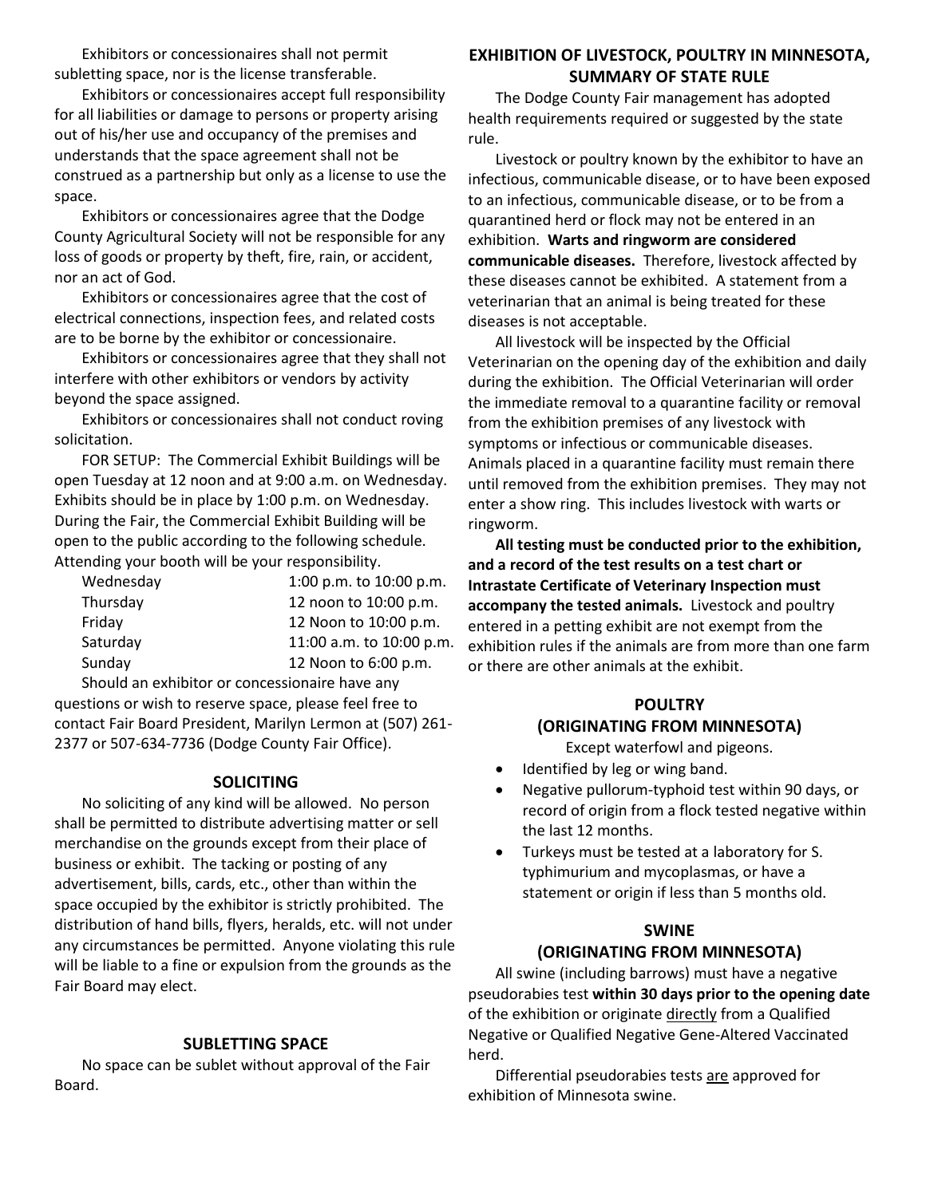Exhibitors or concessionaires shall not permit subletting space, nor is the license transferable.

Exhibitors or concessionaires accept full responsibility for all liabilities or damage to persons or property arising out of his/her use and occupancy of the premises and understands that the space agreement shall not be construed as a partnership but only as a license to use the space.

Exhibitors or concessionaires agree that the Dodge County Agricultural Society will not be responsible for any loss of goods or property by theft, fire, rain, or accident, nor an act of God.

Exhibitors or concessionaires agree that the cost of electrical connections, inspection fees, and related costs are to be borne by the exhibitor or concessionaire.

Exhibitors or concessionaires agree that they shall not interfere with other exhibitors or vendors by activity beyond the space assigned.

Exhibitors or concessionaires shall not conduct roving solicitation.

FOR SETUP: The Commercial Exhibit Buildings will be open Tuesday at 12 noon and at 9:00 a.m. on Wednesday. Exhibits should be in place by 1:00 p.m. on Wednesday. During the Fair, the Commercial Exhibit Building will be open to the public according to the following schedule. Attending your booth will be your responsibility.

| | |
|---|---|
| Wednesday | 1:00 p.m. to 10:00 p.m. |
| Thursday | 12 noon to 10:00 p.m. |
| Friday | 12 Noon to 10:00 p.m. |
| Saturday | 11:00 a.m. to 10:00 p.m. |
| Sunday | 12 Noon to 6:00 p.m. |

Should an exhibitor or concessionaire have any questions or wish to reserve space, please feel free to contact Fair Board President, Marilyn Lermon at (507) 261-2377 or 507-634-7736 (Dodge County Fair Office).

## SOLICITING

No soliciting of any kind will be allowed. No person shall be permitted to distribute advertising matter or sell merchandise on the grounds except from their place of business or exhibit. The tacking or posting of any advertisement, bills, cards, etc., other than within the space occupied by the exhibitor is strictly prohibited. The distribution of hand bills, flyers, heralds, etc. will not under any circumstances be permitted. Anyone violating this rule will be liable to a fine or expulsion from the grounds as the Fair Board may elect.

## SUBLETTING SPACE

No space can be sublet without approval of the Fair Board.

## EXHIBITION OF LIVESTOCK, POULTRY IN MINNESOTA, SUMMARY OF STATE RULE

The Dodge County Fair management has adopted health requirements required or suggested by the state rule.

Livestock or poultry known by the exhibitor to have an infectious, communicable disease, or to have been exposed to an infectious, communicable disease, or to be from a quarantined herd or flock may not be entered in an exhibition. **Warts and ringworm are considered communicable diseases.** Therefore, livestock affected by these diseases cannot be exhibited. A statement from a veterinarian that an animal is being treated for these diseases is not acceptable.

All livestock will be inspected by the Official Veterinarian on the opening day of the exhibition and daily during the exhibition. The Official Veterinarian will order the immediate removal to a quarantine facility or removal from the exhibition premises of any livestock with symptoms or infectious or communicable diseases. Animals placed in a quarantine facility must remain there until removed from the exhibition premises. They may not enter a show ring. This includes livestock with warts or ringworm.

**All testing must be conducted prior to the exhibition, and a record of the test results on a test chart or Intrastate Certificate of Veterinary Inspection must accompany the tested animals.** Livestock and poultry entered in a petting exhibit are not exempt from the exhibition rules if the animals are from more than one farm or there are other animals at the exhibit.

## POULTRY (ORIGINATING FROM MINNESOTA)

Except waterfowl and pigeons.

- Identified by leg or wing band.
- Negative pullorum-typhoid test within 90 days, or record of origin from a flock tested negative within the last 12 months.
- Turkeys must be tested at a laboratory for S. typhimurium and mycoplasmas, or have a statement or origin if less than 5 months old.

## SWINE (ORIGINATING FROM MINNESOTA)

All swine (including barrows) must have a negative pseudorabies test **within 30 days prior to the opening date** of the exhibition or originate directly from a Qualified Negative or Qualified Negative Gene-Altered Vaccinated herd.

Differential pseudorabies tests are approved for exhibition of Minnesota swine.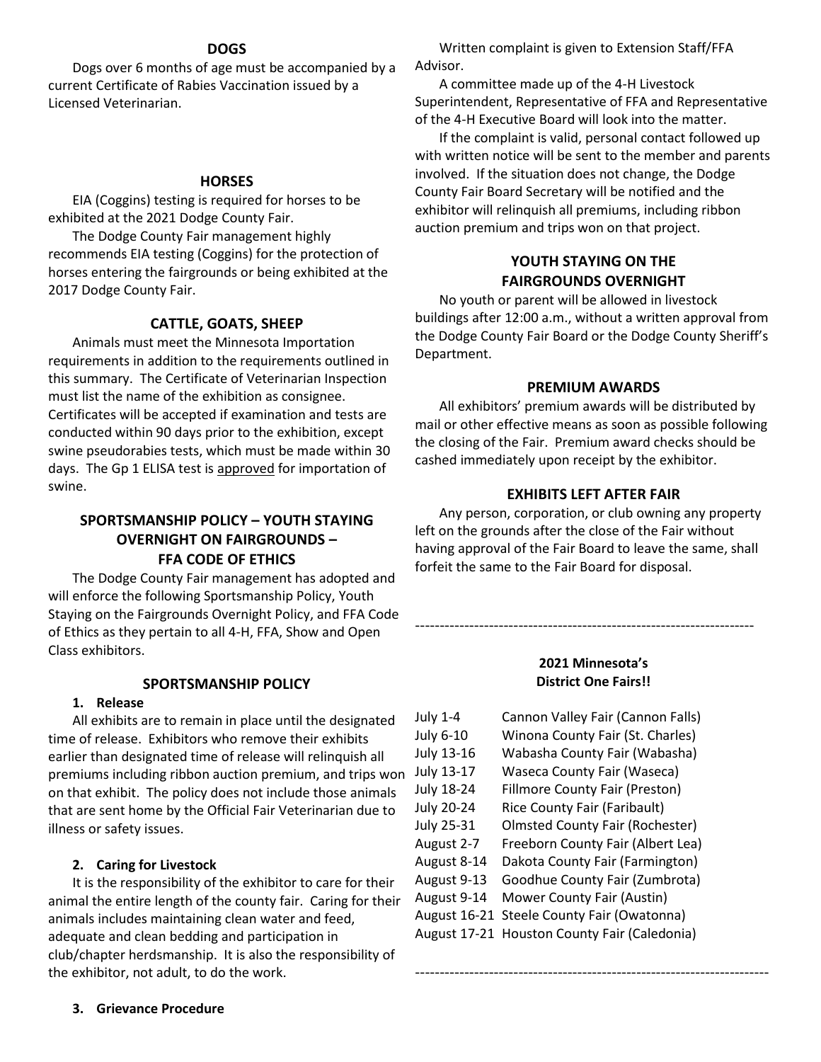## DOGS

Dogs over 6 months of age must be accompanied by a current Certificate of Rabies Vaccination issued by a Licensed Veterinarian.

## HORSES

EIA (Coggins) testing is required for horses to be exhibited at the 2021 Dodge County Fair.

The Dodge County Fair management highly recommends EIA testing (Coggins) for the protection of horses entering the fairgrounds or being exhibited at the 2017 Dodge County Fair.

## CATTLE, GOATS, SHEEP

Animals must meet the Minnesota Importation requirements in addition to the requirements outlined in this summary. The Certificate of Veterinarian Inspection must list the name of the exhibition as consignee. Certificates will be accepted if examination and tests are conducted within 90 days prior to the exhibition, except swine pseudorabies tests, which must be made within 30 days. The Gp 1 ELISA test is approved for importation of swine.

## SPORTSMANSHIP POLICY – YOUTH STAYING OVERNIGHT ON FAIRGROUNDS – FFA CODE OF ETHICS

The Dodge County Fair management has adopted and will enforce the following Sportsmanship Policy, Youth Staying on the Fairgrounds Overnight Policy, and FFA Code of Ethics as they pertain to all 4-H, FFA, Show and Open Class exhibitors.

## SPORTSMANSHIP POLICY

**1. Release**

All exhibits are to remain in place until the designated time of release. Exhibitors who remove their exhibits earlier than designated time of release will relinquish all premiums including ribbon auction premium, and trips won on that exhibit. The policy does not include those animals that are sent home by the Official Fair Veterinarian due to illness or safety issues.

**2. Caring for Livestock**

It is the responsibility of the exhibitor to care for their animal the entire length of the county fair. Caring for their animals includes maintaining clean water and feed, adequate and clean bedding and participation in club/chapter herdsmanship. It is also the responsibility of the exhibitor, not adult, to do the work.

**3. Grievance Procedure**

Written complaint is given to Extension Staff/FFA Advisor.

A committee made up of the 4-H Livestock Superintendent, Representative of FFA and Representative of the 4-H Executive Board will look into the matter.

If the complaint is valid, personal contact followed up with written notice will be sent to the member and parents involved. If the situation does not change, the Dodge County Fair Board Secretary will be notified and the exhibitor will relinquish all premiums, including ribbon auction premium and trips won on that project.

## YOUTH STAYING ON THE FAIRGROUNDS OVERNIGHT

No youth or parent will be allowed in livestock buildings after 12:00 a.m., without a written approval from the Dodge County Fair Board or the Dodge County Sheriff's Department.

## PREMIUM AWARDS

All exhibitors' premium awards will be distributed by mail or other effective means as soon as possible following the closing of the Fair. Premium award checks should be cashed immediately upon receipt by the exhibitor.

## EXHIBITS LEFT AFTER FAIR

Any person, corporation, or club owning any property left on the grounds after the close of the Fair without having approval of the Fair Board to leave the same, shall forfeit the same to the Fair Board for disposal.

---

**2021 Minnesota's District One Fairs!!**

| | |
|---|---|
| July 1-4 | Cannon Valley Fair (Cannon Falls) |
| July 6-10 | Winona County Fair (St. Charles) |
| July 13-16 | Wabasha County Fair (Wabasha) |
| July 13-17 | Waseca County Fair (Waseca) |
| July 18-24 | Fillmore County Fair (Preston) |
| July 20-24 | Rice County Fair (Faribault) |
| July 25-31 | Olmsted County Fair (Rochester) |
| August 2-7 | Freeborn County Fair (Albert Lea) |
| August 8-14 | Dakota County Fair (Farmington) |
| August 9-13 | Goodhue County Fair (Zumbrota) |
| August 9-14 | Mower County Fair (Austin) |
| August 16-21 | Steele County Fair (Owatonna) |
| August 17-21 | Houston County Fair (Caledonia) |

---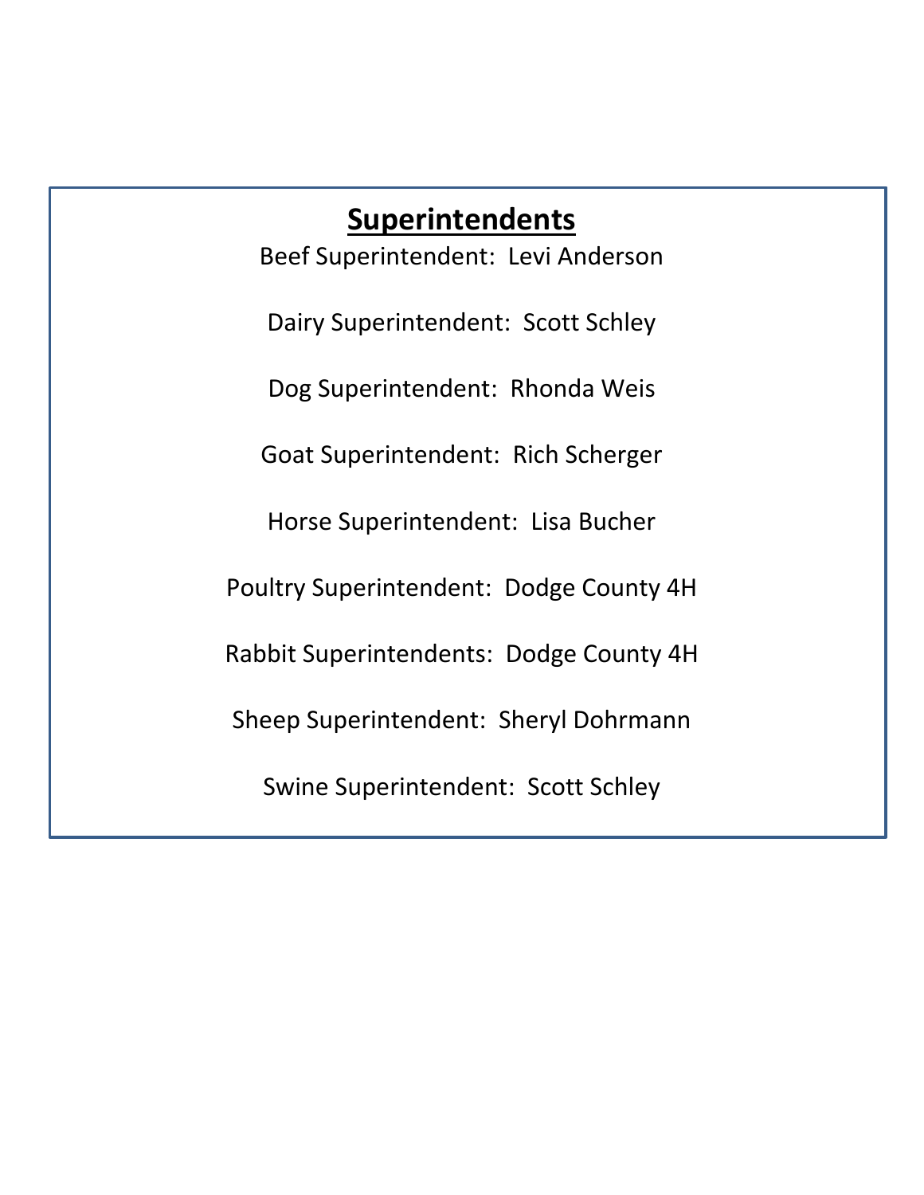## Superintendents

Beef Superintendent: Levi Anderson

Dairy Superintendent: Scott Schley

Dog Superintendent: Rhonda Weis

Goat Superintendent: Rich Scherger

Horse Superintendent: Lisa Bucher

Poultry Superintendent: Dodge County 4H

Rabbit Superintendents: Dodge County 4H

Sheep Superintendent: Sheryl Dohrmann

Swine Superintendent: Scott Schley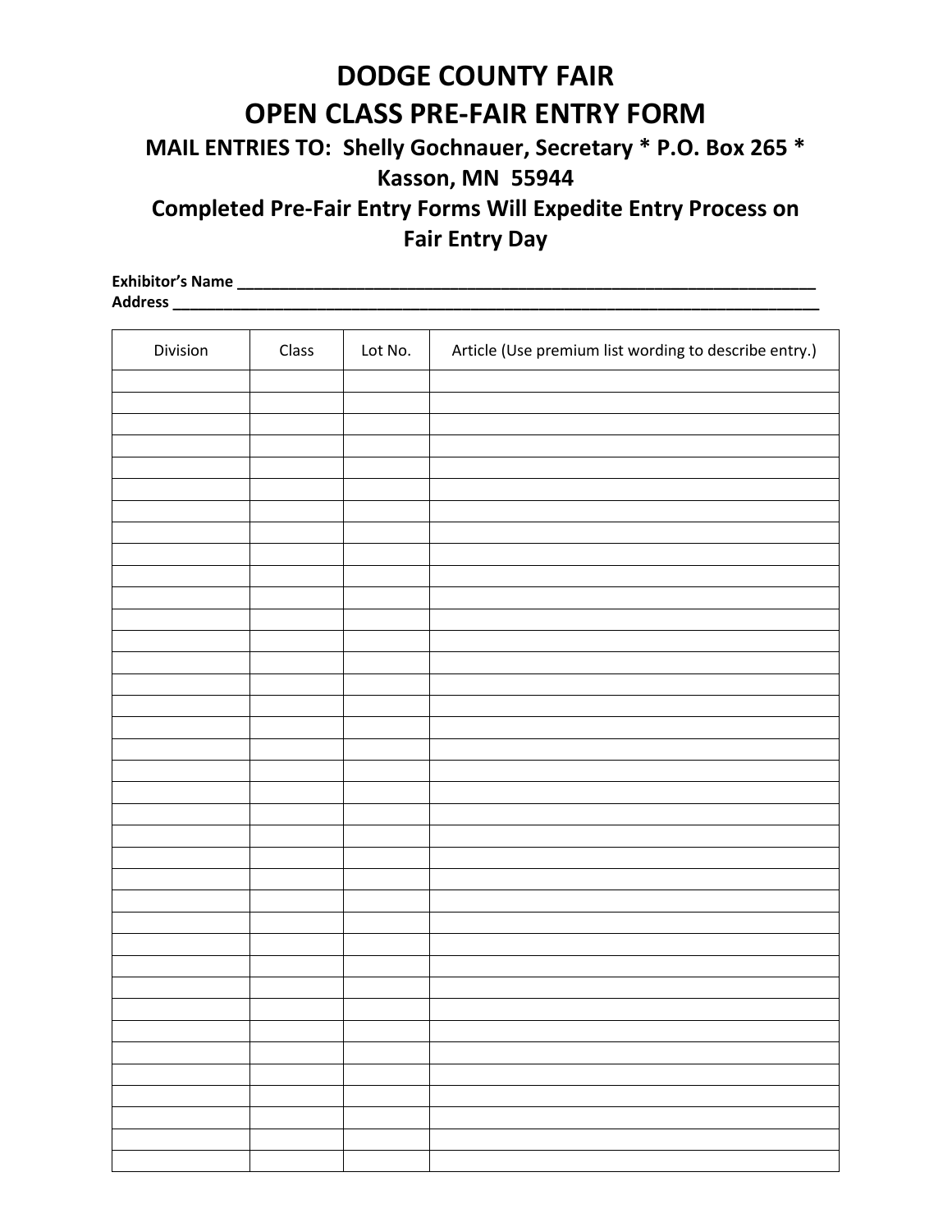# DODGE COUNTY FAIR
# OPEN CLASS PRE-FAIR ENTRY FORM

### MAIL ENTRIES TO: Shelly Gochnauer, Secretary * P.O. Box 265 * Kasson, MN 55944

### Completed Pre-Fair Entry Forms Will Expedite Entry Process on Fair Entry Day

**Exhibitor's Name** ______________________________________________________________________
**Address** ___________________________________________________________________________

| Division | Class | Lot No. | Article (Use premium list wording to describe entry.) |
| --- | --- | --- | --- |
| | | | |
| | | | |
| | | | |
| | | | |
| | | | |
| | | | |
| | | | |
| | | | |
| | | | |
| | | | |
| | | | |
| | | | |
| | | | |
| | | | |
| | | | |
| | | | |
| | | | |
| | | | |
| | | | |
| | | | |
| | | | |
| | | | |
| | | | |
| | | | |
| | | | |
| | | | |
| | | | |
| | | | |
| | | | |
| | | | |
| | | | |
| | | | |
| | | | |
| | | | |
| | | | |
| | | | |
| | | | |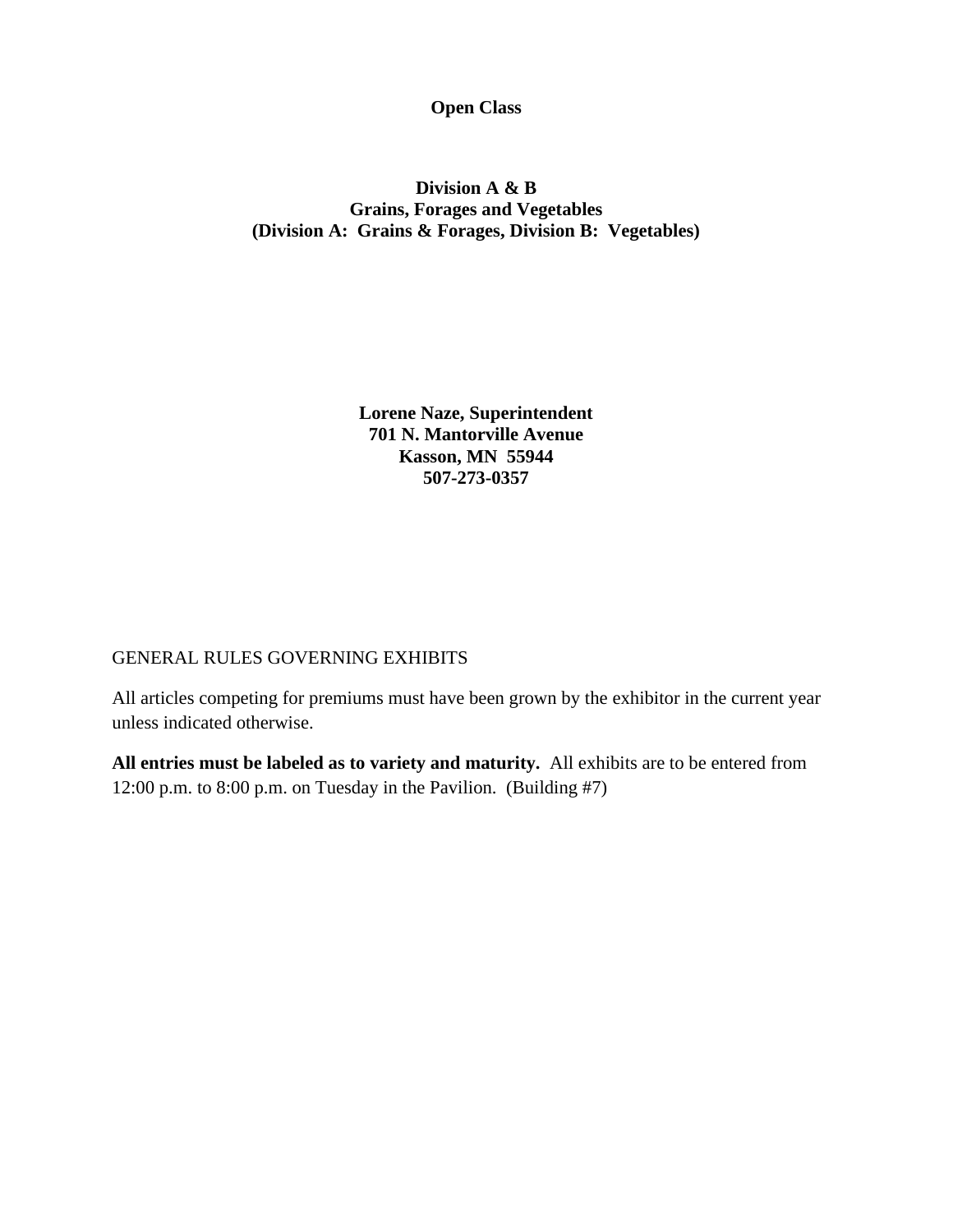# Open Class

## Division A & B
## Grains, Forages and Vegetables
## (Division A: Grains & Forages, Division B: Vegetables)

**Lorene Naze, Superintendent**
**701 N. Mantorville Avenue**
**Kasson, MN 55944**
**507-273-0357**

GENERAL RULES GOVERNING EXHIBITS

All articles competing for premiums must have been grown by the exhibitor in the current year unless indicated otherwise.

**All entries must be labeled as to variety and maturity.** All exhibits are to be entered from 12:00 p.m. to 8:00 p.m. on Tuesday in the Pavilion. (Building #7)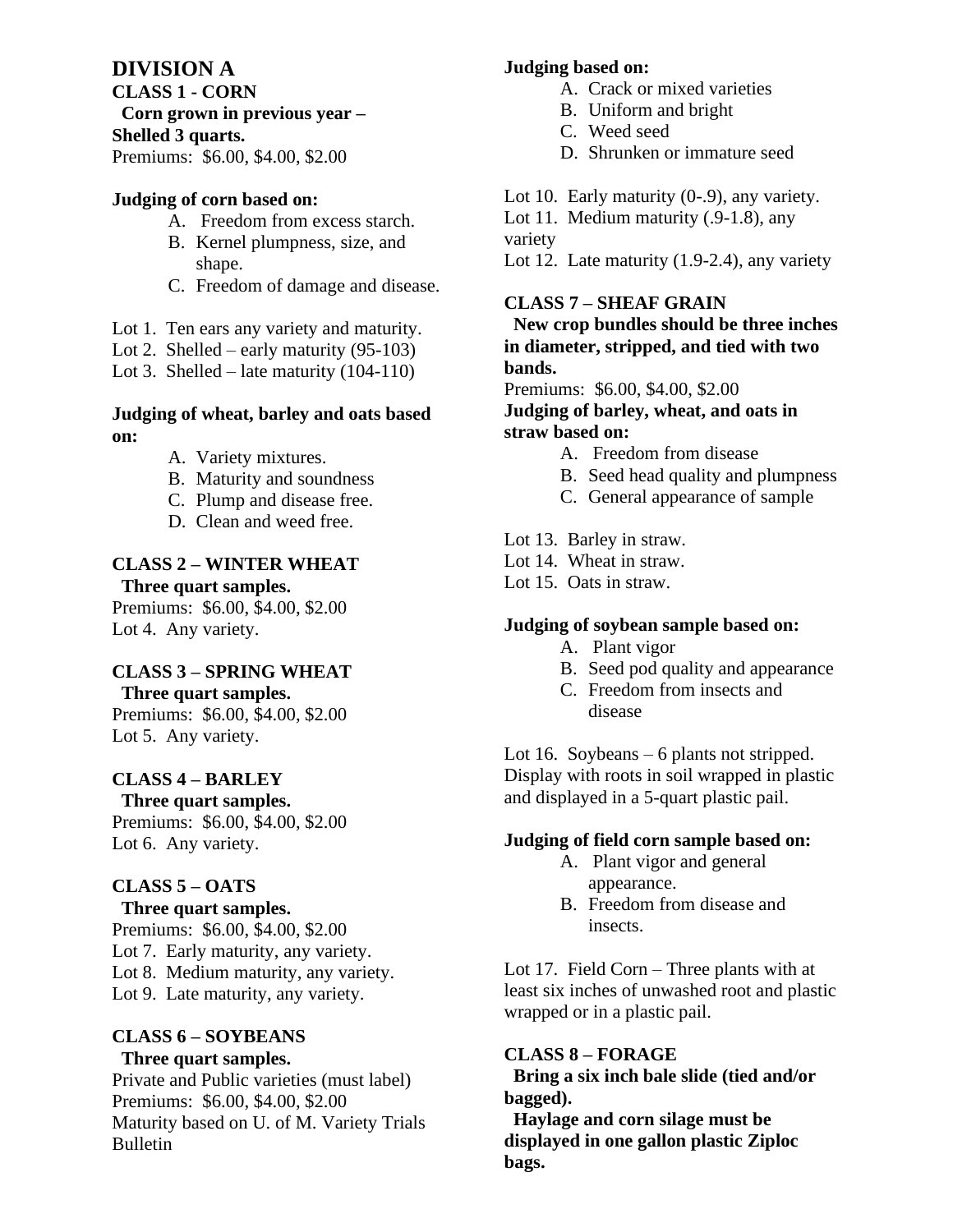## DIVISION A

### CLASS 1 - CORN

**Corn grown in previous year – Shelled 3 quarts.**

Premiums: $6.00, $4.00, $2.00

**Judging of corn based on:**

A. Freedom from excess starch.
B. Kernel plumpness, size, and shape.
C. Freedom of damage and disease.

Lot 1. Ten ears any variety and maturity.
Lot 2. Shelled – early maturity (95-103)
Lot 3. Shelled – late maturity (104-110)

**Judging of wheat, barley and oats based on:**

A. Variety mixtures.
B. Maturity and soundness
C. Plump and disease free.
D. Clean and weed free.

### CLASS 2 – WINTER WHEAT

**Three quart samples.**

Premiums: $6.00, $4.00, $2.00
Lot 4. Any variety.

### CLASS 3 – SPRING WHEAT

**Three quart samples.**

Premiums: $6.00, $4.00, $2.00
Lot 5. Any variety.

### CLASS 4 – BARLEY

**Three quart samples.**

Premiums: $6.00, $4.00, $2.00
Lot 6. Any variety.

### CLASS 5 – OATS

**Three quart samples.**

Premiums: $6.00, $4.00, $2.00
Lot 7. Early maturity, any variety.
Lot 8. Medium maturity, any variety.
Lot 9. Late maturity, any variety.

### CLASS 6 – SOYBEANS

**Three quart samples.**

Private and Public varieties (must label)
Premiums: $6.00, $4.00, $2.00
Maturity based on U. of M. Variety Trials Bulletin

**Judging based on:**

A. Crack or mixed varieties
B. Uniform and bright
C. Weed seed
D. Shrunken or immature seed

Lot 10. Early maturity (0-.9), any variety.
Lot 11. Medium maturity (.9-1.8), any variety
Lot 12. Late maturity (1.9-2.4), any variety

### CLASS 7 – SHEAF GRAIN

**New crop bundles should be three inches in diameter, stripped, and tied with two bands.**

Premiums: $6.00, $4.00, $2.00

**Judging of barley, wheat, and oats in straw based on:**

A. Freedom from disease
B. Seed head quality and plumpness
C. General appearance of sample

Lot 13. Barley in straw.
Lot 14. Wheat in straw.
Lot 15. Oats in straw.

**Judging of soybean sample based on:**

A. Plant vigor
B. Seed pod quality and appearance
C. Freedom from insects and disease

Lot 16. Soybeans – 6 plants not stripped. Display with roots in soil wrapped in plastic and displayed in a 5-quart plastic pail.

**Judging of field corn sample based on:**

A. Plant vigor and general appearance.
B. Freedom from disease and insects.

Lot 17. Field Corn – Three plants with at least six inches of unwashed root and plastic wrapped or in a plastic pail.

### CLASS 8 – FORAGE

**Bring a six inch bale slide (tied and/or bagged).**

**Haylage and corn silage must be displayed in one gallon plastic Ziploc bags.**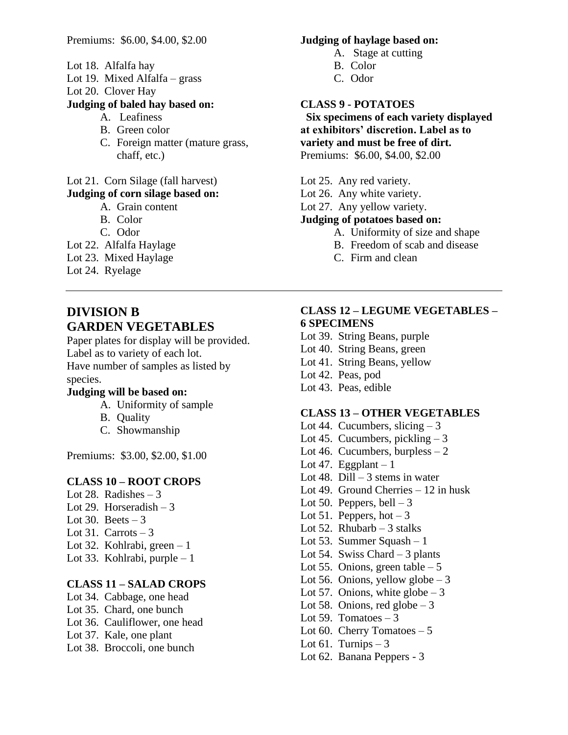Premiums: $6.00, $4.00, $2.00

Lot 18. Alfalfa hay
Lot 19. Mixed Alfalfa – grass
Lot 20. Clover Hay

**Judging of baled hay based on:**

A. Leafiness
B. Green color
C. Foreign matter (mature grass, chaff, etc.)

Lot 21. Corn Silage (fall harvest)

**Judging of corn silage based on:**

A. Grain content
B. Color
C. Odor

Lot 22. Alfalfa Haylage
Lot 23. Mixed Haylage
Lot 24. Ryelage

**Judging of haylage based on:**

A. Stage at cutting
B. Color
C. Odor

**CLASS 9 - POTATOES**

**Six specimens of each variety displayed at exhibitors' discretion. Label as to variety and must be free of dirt.**

Premiums: $6.00, $4.00, $2.00

Lot 25. Any red variety.
Lot 26. Any white variety.
Lot 27. Any yellow variety.

**Judging of potatoes based on:**

A. Uniformity of size and shape
B. Freedom of scab and disease
C. Firm and clean

---

## DIVISION B
## GARDEN VEGETABLES

Paper plates for display will be provided.
Label as to variety of each lot.
Have number of samples as listed by species.

**Judging will be based on:**

A. Uniformity of sample
B. Quality
C. Showmanship

Premiums: $3.00, $2.00, $1.00

**CLASS 10 – ROOT CROPS**

Lot 28. Radishes – 3
Lot 29. Horseradish – 3
Lot 30. Beets – 3
Lot 31. Carrots – 3
Lot 32. Kohlrabi, green – 1
Lot 33. Kohlrabi, purple – 1

**CLASS 11 – SALAD CROPS**

Lot 34. Cabbage, one head
Lot 35. Chard, one bunch
Lot 36. Cauliflower, one head
Lot 37. Kale, one plant
Lot 38. Broccoli, one bunch

**CLASS 12 – LEGUME VEGETABLES – 6 SPECIMENS**

Lot 39. String Beans, purple
Lot 40. String Beans, green
Lot 41. String Beans, yellow
Lot 42. Peas, pod
Lot 43. Peas, edible

**CLASS 13 – OTHER VEGETABLES**

Lot 44. Cucumbers, slicing – 3
Lot 45. Cucumbers, pickling – 3
Lot 46. Cucumbers, burpless – 2
Lot 47. Eggplant – 1
Lot 48. Dill – 3 stems in water
Lot 49. Ground Cherries – 12 in husk
Lot 50. Peppers, bell – 3
Lot 51. Peppers, hot – 3
Lot 52. Rhubarb – 3 stalks
Lot 53. Summer Squash – 1
Lot 54. Swiss Chard – 3 plants
Lot 55. Onions, green table – 5
Lot 56. Onions, yellow globe – 3
Lot 57. Onions, white globe – 3
Lot 58. Onions, red globe – 3
Lot 59. Tomatoes – 3
Lot 60. Cherry Tomatoes – 5
Lot 61. Turnips – 3
Lot 62. Banana Peppers - 3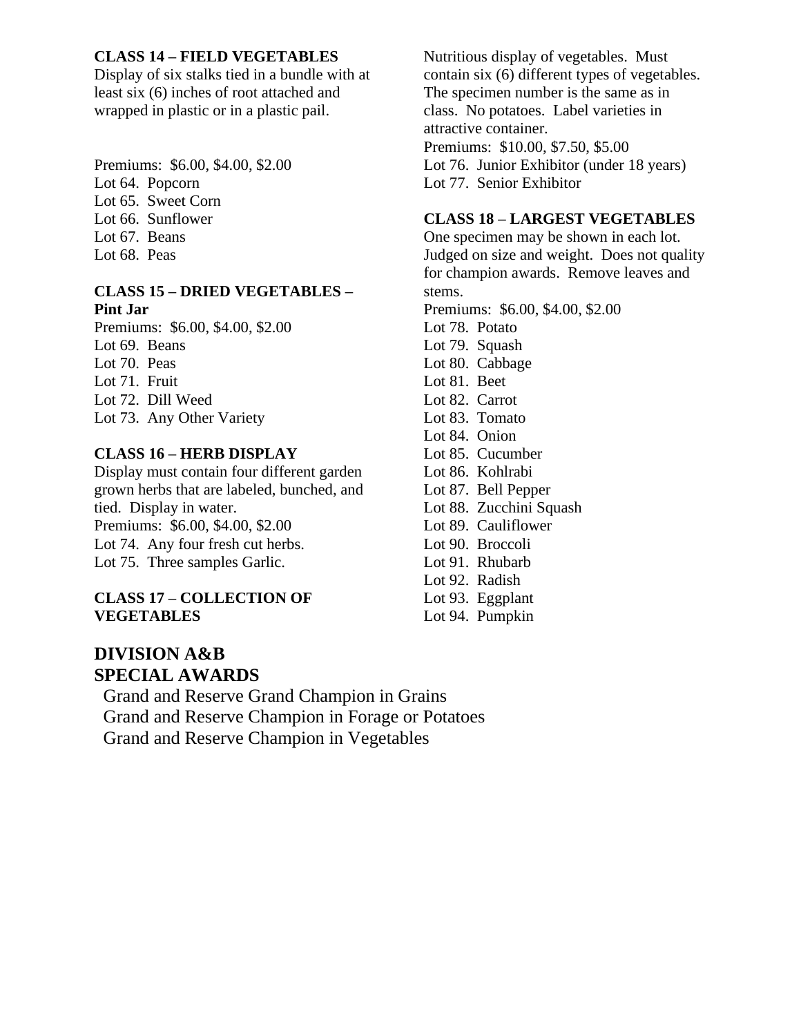**CLASS 14 – FIELD VEGETABLES**

Display of six stalks tied in a bundle with at least six (6) inches of root attached and wrapped in plastic or in a plastic pail.

Premiums: $6.00, $4.00, $2.00

Lot 64. Popcorn
Lot 65. Sweet Corn
Lot 66. Sunflower
Lot 67. Beans
Lot 68. Peas

**CLASS 15 – DRIED VEGETABLES – Pint Jar**

Premiums: $6.00, $4.00, $2.00

Lot 69. Beans
Lot 70. Peas
Lot 71. Fruit
Lot 72. Dill Weed
Lot 73. Any Other Variety

**CLASS 16 – HERB DISPLAY**

Display must contain four different garden grown herbs that are labeled, bunched, and tied. Display in water.

Premiums: $6.00, $4.00, $2.00

Lot 74. Any four fresh cut herbs.
Lot 75. Three samples Garlic.

**CLASS 17 – COLLECTION OF VEGETABLES**

Nutritious display of vegetables. Must contain six (6) different types of vegetables. The specimen number is the same as in class. No potatoes. Label varieties in attractive container.

Premiums: $10.00, $7.50, $5.00

Lot 76. Junior Exhibitor (under 18 years)
Lot 77. Senior Exhibitor

**CLASS 18 – LARGEST VEGETABLES**

One specimen may be shown in each lot. Judged on size and weight. Does not quality for champion awards. Remove leaves and stems.

Premiums: $6.00, $4.00, $2.00

Lot 78. Potato
Lot 79. Squash
Lot 80. Cabbage
Lot 81. Beet
Lot 82. Carrot
Lot 83. Tomato
Lot 84. Onion
Lot 85. Cucumber
Lot 86. Kohlrabi
Lot 87. Bell Pepper
Lot 88. Zucchini Squash
Lot 89. Cauliflower
Lot 90. Broccoli
Lot 91. Rhubarb
Lot 92. Radish
Lot 93. Eggplant
Lot 94. Pumpkin

## DIVISION A&B SPECIAL AWARDS

Grand and Reserve Grand Champion in Grains
Grand and Reserve Champion in Forage or Potatoes
Grand and Reserve Champion in Vegetables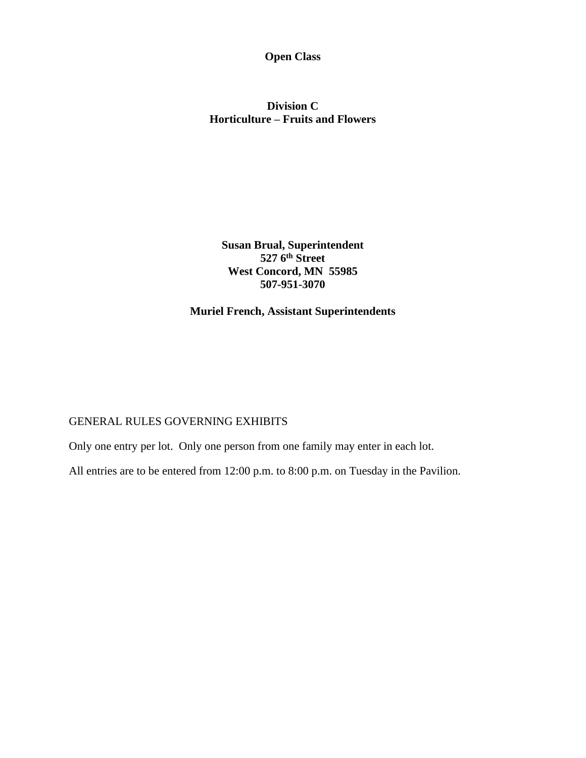**Open Class**

**Division C**
**Horticulture – Fruits and Flowers**

**Susan Brual, Superintendent**
**527 6th Street**
**West Concord, MN 55985**
**507-951-3070**

**Muriel French, Assistant Superintendents**

GENERAL RULES GOVERNING EXHIBITS

Only one entry per lot. Only one person from one family may enter in each lot.

All entries are to be entered from 12:00 p.m. to 8:00 p.m. on Tuesday in the Pavilion.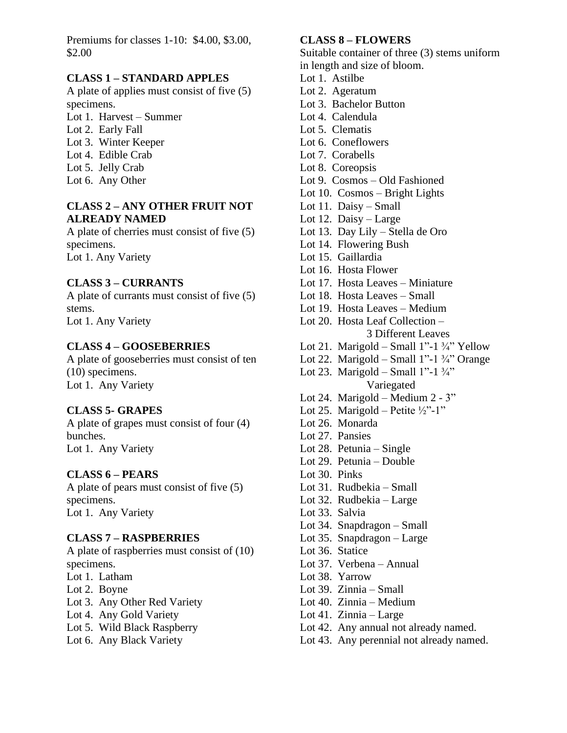Premiums for classes 1-10: $4.00, $3.00, $2.00

### CLASS 1 – STANDARD APPLES

A plate of applies must consist of five (5) specimens.

Lot 1. Harvest – Summer
Lot 2. Early Fall
Lot 3. Winter Keeper
Lot 4. Edible Crab
Lot 5. Jelly Crab
Lot 6. Any Other

### CLASS 2 – ANY OTHER FRUIT NOT ALREADY NAMED

A plate of cherries must consist of five (5) specimens.

Lot 1. Any Variety

### CLASS 3 – CURRANTS

A plate of currants must consist of five (5) stems.

Lot 1. Any Variety

### CLASS 4 – GOOSEBERRIES

A plate of gooseberries must consist of ten (10) specimens.

Lot 1. Any Variety

### CLASS 5- GRAPES

A plate of grapes must consist of four (4) bunches.

Lot 1. Any Variety

### CLASS 6 – PEARS

A plate of pears must consist of five (5) specimens.

Lot 1. Any Variety

### CLASS 7 – RASPBERRIES

A plate of raspberries must consist of (10) specimens.

Lot 1. Latham
Lot 2. Boyne
Lot 3. Any Other Red Variety
Lot 4. Any Gold Variety
Lot 5. Wild Black Raspberry
Lot 6. Any Black Variety

### CLASS 8 – FLOWERS

Suitable container of three (3) stems uniform in length and size of bloom.

Lot 1. Astilbe
Lot 2. Ageratum
Lot 3. Bachelor Button
Lot 4. Calendula
Lot 5. Clematis
Lot 6. Coneflowers
Lot 7. Corabells
Lot 8. Coreopsis
Lot 9. Cosmos – Old Fashioned
Lot 10. Cosmos – Bright Lights
Lot 11. Daisy – Small
Lot 12. Daisy – Large
Lot 13. Day Lily – Stella de Oro
Lot 14. Flowering Bush
Lot 15. Gaillardia
Lot 16. Hosta Flower
Lot 17. Hosta Leaves – Miniature
Lot 18. Hosta Leaves – Small
Lot 19. Hosta Leaves – Medium
Lot 20. Hosta Leaf Collection – 3 Different Leaves
Lot 21. Marigold – Small 1"-1 ¾" Yellow
Lot 22. Marigold – Small 1"-1 ¾" Orange
Lot 23. Marigold – Small 1"-1 ¾" Variegated
Lot 24. Marigold – Medium 2 - 3"
Lot 25. Marigold – Petite ½"-1"
Lot 26. Monarda
Lot 27. Pansies
Lot 28. Petunia – Single
Lot 29. Petunia – Double
Lot 30. Pinks
Lot 31. Rudbekia – Small
Lot 32. Rudbekia – Large
Lot 33. Salvia
Lot 34. Snapdragon – Small
Lot 35. Snapdragon – Large
Lot 36. Statice
Lot 37. Verbena – Annual
Lot 38. Yarrow
Lot 39. Zinnia – Small
Lot 40. Zinnia – Medium
Lot 41. Zinnia – Large
Lot 42. Any annual not already named.
Lot 43. Any perennial not already named.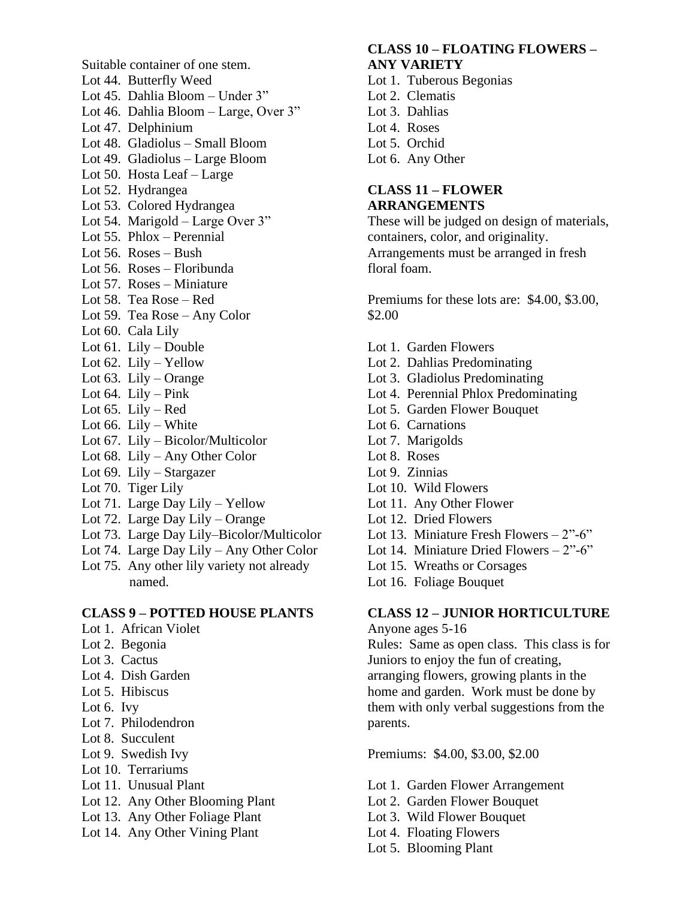Suitable container of one stem.

Lot 44. Butterfly Weed
Lot 45. Dahlia Bloom – Under 3"
Lot 46. Dahlia Bloom – Large, Over 3"
Lot 47. Delphinium
Lot 48. Gladiolus – Small Bloom
Lot 49. Gladiolus – Large Bloom
Lot 50. Hosta Leaf – Large
Lot 52. Hydrangea
Lot 53. Colored Hydrangea
Lot 54. Marigold – Large Over 3"
Lot 55. Phlox – Perennial
Lot 56. Roses – Bush
Lot 56. Roses – Floribunda
Lot 57. Roses – Miniature
Lot 58. Tea Rose – Red
Lot 59. Tea Rose – Any Color
Lot 60. Cala Lily
Lot 61. Lily – Double
Lot 62. Lily – Yellow
Lot 63. Lily – Orange
Lot 64. Lily – Pink
Lot 65. Lily – Red
Lot 66. Lily – White
Lot 67. Lily – Bicolor/Multicolor
Lot 68. Lily – Any Other Color
Lot 69. Lily – Stargazer
Lot 70. Tiger Lily
Lot 71. Large Day Lily – Yellow
Lot 72. Large Day Lily – Orange
Lot 73. Large Day Lily–Bicolor/Multicolor
Lot 74. Large Day Lily – Any Other Color
Lot 75. Any other lily variety not already named.

**CLASS 9 – POTTED HOUSE PLANTS**

Lot 1. African Violet
Lot 2. Begonia
Lot 3. Cactus
Lot 4. Dish Garden
Lot 5. Hibiscus
Lot 6. Ivy
Lot 7. Philodendron
Lot 8. Succulent
Lot 9. Swedish Ivy
Lot 10. Terrariums
Lot 11. Unusual Plant
Lot 12. Any Other Blooming Plant
Lot 13. Any Other Foliage Plant
Lot 14. Any Other Vining Plant

**CLASS 10 – FLOATING FLOWERS – ANY VARIETY**

Lot 1. Tuberous Begonias
Lot 2. Clematis
Lot 3. Dahlias
Lot 4. Roses
Lot 5. Orchid
Lot 6. Any Other

**CLASS 11 – FLOWER ARRANGEMENTS**

These will be judged on design of materials, containers, color, and originality. Arrangements must be arranged in fresh floral foam.

Premiums for these lots are: $4.00, $3.00, $2.00

Lot 1. Garden Flowers
Lot 2. Dahlias Predominating
Lot 3. Gladiolus Predominating
Lot 4. Perennial Phlox Predominating
Lot 5. Garden Flower Bouquet
Lot 6. Carnations
Lot 7. Marigolds
Lot 8. Roses
Lot 9. Zinnias
Lot 10. Wild Flowers
Lot 11. Any Other Flower
Lot 12. Dried Flowers
Lot 13. Miniature Fresh Flowers – 2"-6"
Lot 14. Miniature Dried Flowers – 2"-6"
Lot 15. Wreaths or Corsages
Lot 16. Foliage Bouquet

**CLASS 12 – JUNIOR HORTICULTURE**

Anyone ages 5-16

Rules: Same as open class. This class is for Juniors to enjoy the fun of creating, arranging flowers, growing plants in the home and garden. Work must be done by them with only verbal suggestions from the parents.

Premiums: $4.00, $3.00, $2.00

Lot 1. Garden Flower Arrangement
Lot 2. Garden Flower Bouquet
Lot 3. Wild Flower Bouquet
Lot 4. Floating Flowers
Lot 5. Blooming Plant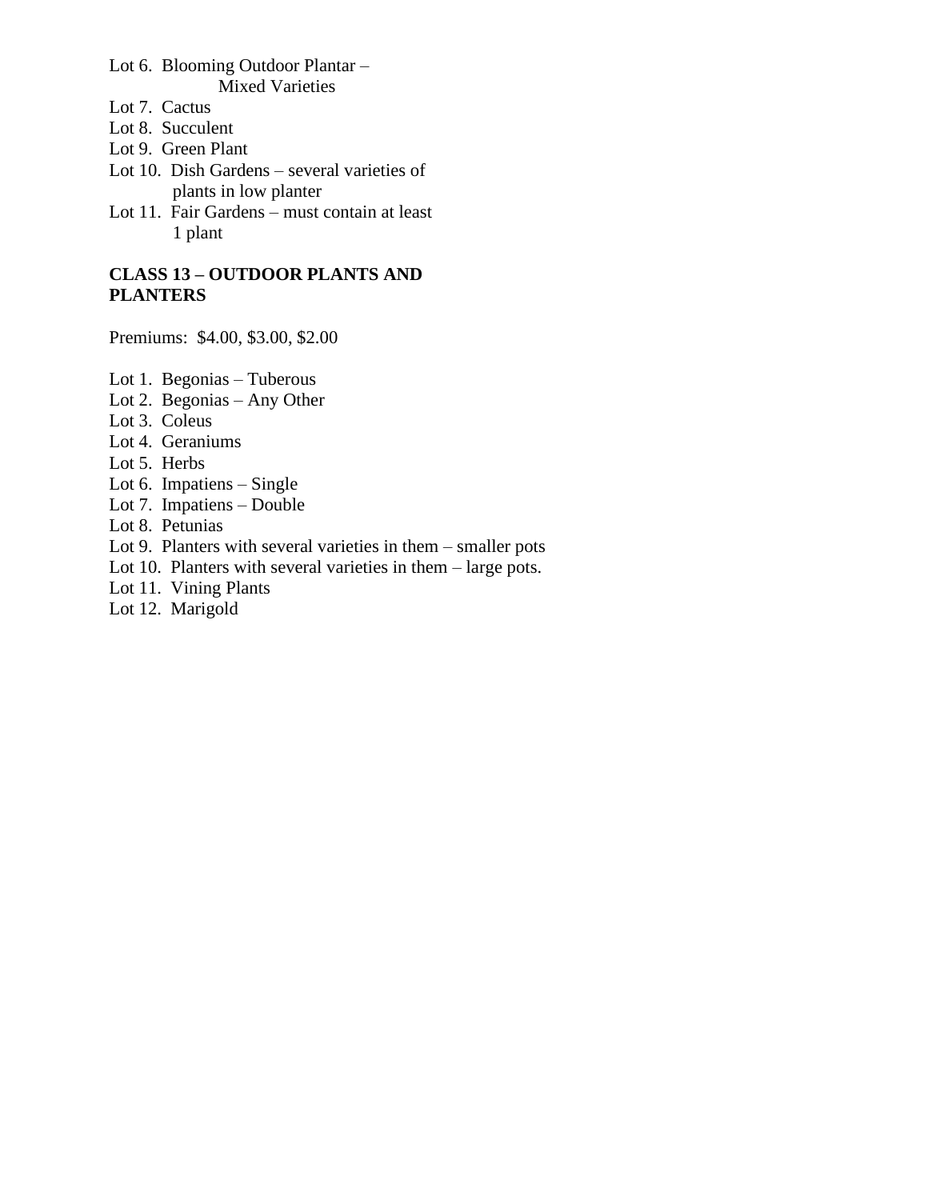Lot 6.  Blooming Outdoor Plantar – Mixed Varieties
Lot 7.  Cactus
Lot 8.  Succulent
Lot 9.  Green Plant
Lot 10.  Dish Gardens – several varieties of plants in low planter
Lot 11.  Fair Gardens – must contain at least 1 plant

**CLASS 13 – OUTDOOR PLANTS AND PLANTERS**

Premiums:  $4.00, $3.00, $2.00

Lot 1.  Begonias – Tuberous
Lot 2.  Begonias – Any Other
Lot 3.  Coleus
Lot 4.  Geraniums
Lot 5.  Herbs
Lot 6.  Impatiens – Single
Lot 7.  Impatiens – Double
Lot 8.  Petunias
Lot 9.  Planters with several varieties in them – smaller pots
Lot 10.  Planters with several varieties in them – large pots.
Lot 11.  Vining Plants
Lot 12.  Marigold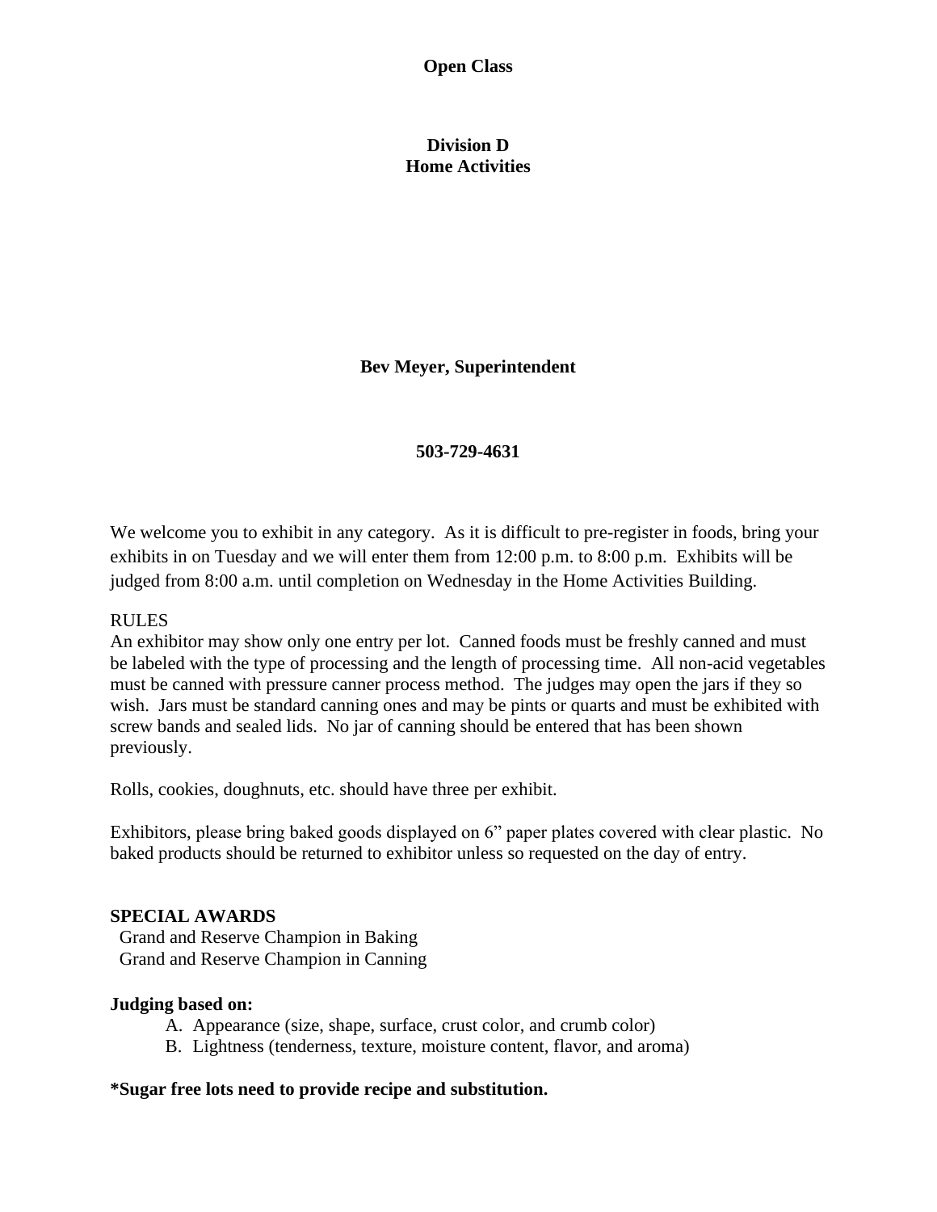**Open Class**

# Division D
# Home Activities

**Bev Meyer, Superintendent**

**503-729-4631**

We welcome you to exhibit in any category. As it is difficult to pre-register in foods, bring your exhibits in on Tuesday and we will enter them from 12:00 p.m. to 8:00 p.m. Exhibits will be judged from 8:00 a.m. until completion on Wednesday in the Home Activities Building.

RULES
An exhibitor may show only one entry per lot. Canned foods must be freshly canned and must be labeled with the type of processing and the length of processing time. All non-acid vegetables must be canned with pressure canner process method. The judges may open the jars if they so wish. Jars must be standard canning ones and may be pints or quarts and must be exhibited with screw bands and sealed lids. No jar of canning should be entered that has been shown previously.

Rolls, cookies, doughnuts, etc. should have three per exhibit.

Exhibitors, please bring baked goods displayed on 6" paper plates covered with clear plastic. No baked products should be returned to exhibitor unless so requested on the day of entry.

**SPECIAL AWARDS**
Grand and Reserve Champion in Baking
Grand and Reserve Champion in Canning

**Judging based on:**

A. Appearance (size, shape, surface, crust color, and crumb color)
B. Lightness (tenderness, texture, moisture content, flavor, and aroma)

**\*Sugar free lots need to provide recipe and substitution.**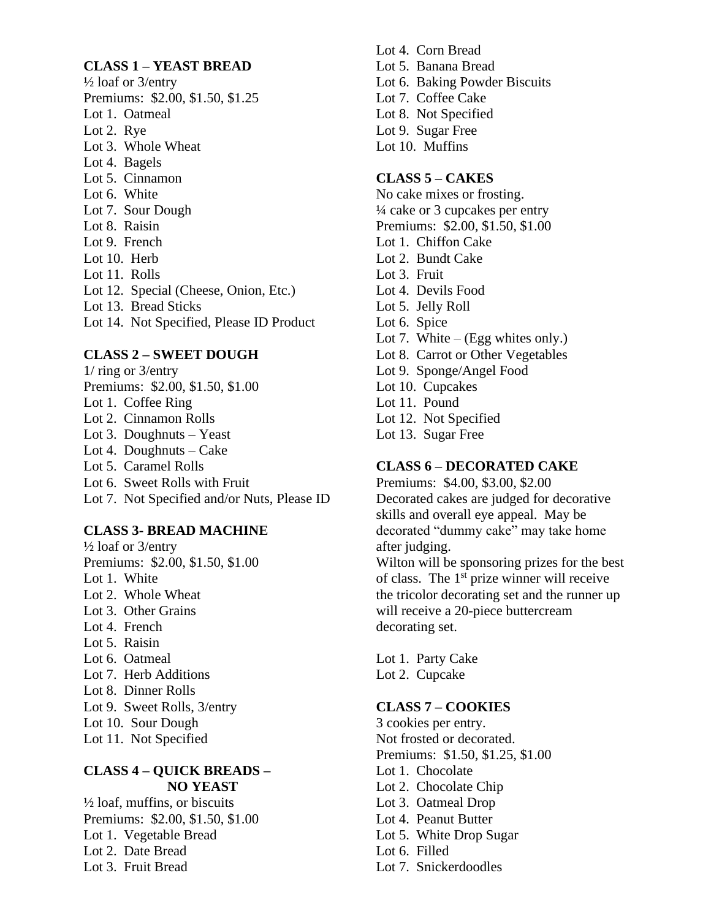**CLASS 1 – YEAST BREAD**

½ loaf or 3/entry
Premiums: $2.00, $1.50, $1.25
Lot 1. Oatmeal
Lot 2. Rye
Lot 3. Whole Wheat
Lot 4. Bagels
Lot 5. Cinnamon
Lot 6. White
Lot 7. Sour Dough
Lot 8. Raisin
Lot 9. French
Lot 10. Herb
Lot 11. Rolls
Lot 12. Special (Cheese, Onion, Etc.)
Lot 13. Bread Sticks
Lot 14. Not Specified, Please ID Product

**CLASS 2 – SWEET DOUGH**

1/ ring or 3/entry
Premiums: $2.00, $1.50, $1.00
Lot 1. Coffee Ring
Lot 2. Cinnamon Rolls
Lot 3. Doughnuts – Yeast
Lot 4. Doughnuts – Cake
Lot 5. Caramel Rolls
Lot 6. Sweet Rolls with Fruit
Lot 7. Not Specified and/or Nuts, Please ID

**CLASS 3- BREAD MACHINE**

½ loaf or 3/entry
Premiums: $2.00, $1.50, $1.00
Lot 1. White
Lot 2. Whole Wheat
Lot 3. Other Grains
Lot 4. French
Lot 5. Raisin
Lot 6. Oatmeal
Lot 7. Herb Additions
Lot 8. Dinner Rolls
Lot 9. Sweet Rolls, 3/entry
Lot 10. Sour Dough
Lot 11. Not Specified

**CLASS 4 – QUICK BREADS – NO YEAST**

½ loaf, muffins, or biscuits
Premiums: $2.00, $1.50, $1.00
Lot 1. Vegetable Bread
Lot 2. Date Bread
Lot 3. Fruit Bread
Lot 4. Corn Bread
Lot 5. Banana Bread
Lot 6. Baking Powder Biscuits
Lot 7. Coffee Cake
Lot 8. Not Specified
Lot 9. Sugar Free
Lot 10. Muffins

**CLASS 5 – CAKES**

No cake mixes or frosting.
¼ cake or 3 cupcakes per entry
Premiums: $2.00, $1.50, $1.00
Lot 1. Chiffon Cake
Lot 2. Bundt Cake
Lot 3. Fruit
Lot 4. Devils Food
Lot 5. Jelly Roll
Lot 6. Spice
Lot 7. White – (Egg whites only.)
Lot 8. Carrot or Other Vegetables
Lot 9. Sponge/Angel Food
Lot 10. Cupcakes
Lot 11. Pound
Lot 12. Not Specified
Lot 13. Sugar Free

**CLASS 6 – DECORATED CAKE**

Premiums: $4.00, $3.00, $2.00
Decorated cakes are judged for decorative skills and overall eye appeal. May be decorated "dummy cake" may take home after judging.
Wilton will be sponsoring prizes for the best of class. The 1st prize winner will receive the tricolor decorating set and the runner up will receive a 20-piece buttercream decorating set.

Lot 1. Party Cake
Lot 2. Cupcake

**CLASS 7 – COOKIES**

3 cookies per entry.
Not frosted or decorated.
Premiums: $1.50, $1.25, $1.00
Lot 1. Chocolate
Lot 2. Chocolate Chip
Lot 3. Oatmeal Drop
Lot 4. Peanut Butter
Lot 5. White Drop Sugar
Lot 6. Filled
Lot 7. Snickerdoodles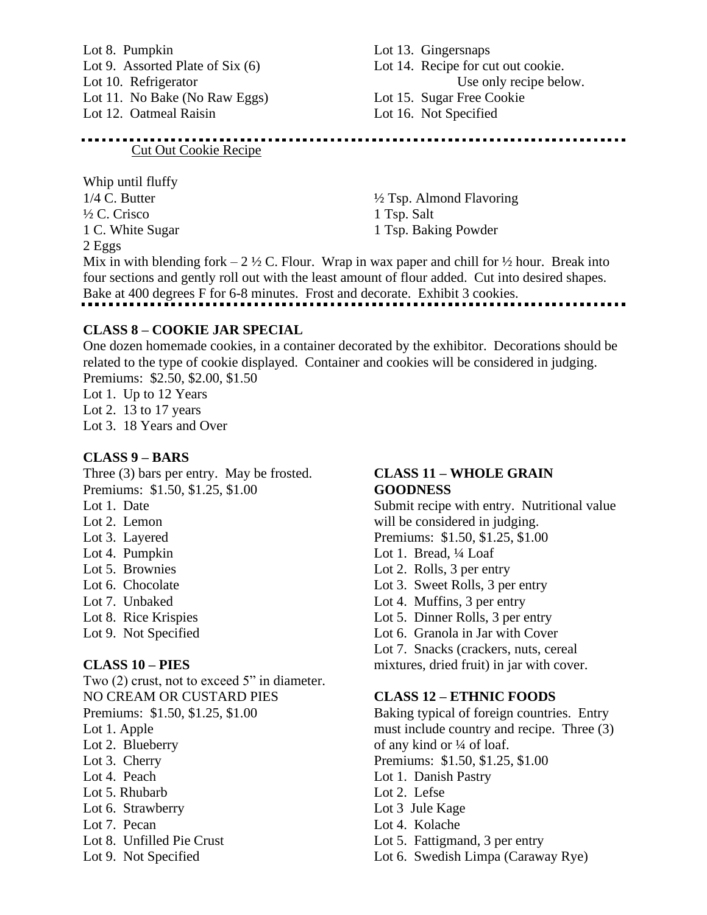Lot 8. Pumpkin
Lot 9. Assorted Plate of Six (6)
Lot 10. Refrigerator
Lot 11. No Bake (No Raw Eggs)
Lot 12. Oatmeal Raisin
Lot 13. Gingersnaps
Lot 14. Recipe for cut out cookie. Use only recipe below.
Lot 15. Sugar Free Cookie
Lot 16. Not Specified

---

Cut Out Cookie Recipe

Whip until fluffy
1/4 C. Butter
½ C. Crisco
1 C. White Sugar
2 Eggs
½ Tsp. Almond Flavoring
1 Tsp. Salt
1 Tsp. Baking Powder

Mix in with blending fork – 2 ½ C. Flour. Wrap in wax paper and chill for ½ hour. Break into four sections and gently roll out with the least amount of flour added. Cut into desired shapes. Bake at 400 degrees F for 6-8 minutes. Frost and decorate. Exhibit 3 cookies.

---

**CLASS 8 – COOKIE JAR SPECIAL**

One dozen homemade cookies, in a container decorated by the exhibitor. Decorations should be related to the type of cookie displayed. Container and cookies will be considered in judging.
Premiums: $2.50, $2.00, $1.50
Lot 1. Up to 12 Years
Lot 2. 13 to 17 years
Lot 3. 18 Years and Over

**CLASS 9 – BARS**

Three (3) bars per entry. May be frosted.
Premiums: $1.50, $1.25, $1.00
Lot 1. Date
Lot 2. Lemon
Lot 3. Layered
Lot 4. Pumpkin
Lot 5. Brownies
Lot 6. Chocolate
Lot 7. Unbaked
Lot 8. Rice Krispies
Lot 9. Not Specified

**CLASS 10 – PIES**

Two (2) crust, not to exceed 5" in diameter.
NO CREAM OR CUSTARD PIES
Premiums: $1.50, $1.25, $1.00
Lot 1. Apple
Lot 2. Blueberry
Lot 3. Cherry
Lot 4. Peach
Lot 5. Rhubarb
Lot 6. Strawberry
Lot 7. Pecan
Lot 8. Unfilled Pie Crust
Lot 9. Not Specified

**CLASS 11 – WHOLE GRAIN GOODNESS**

Submit recipe with entry. Nutritional value will be considered in judging.
Premiums: $1.50, $1.25, $1.00
Lot 1. Bread, ¼ Loaf
Lot 2. Rolls, 3 per entry
Lot 3. Sweet Rolls, 3 per entry
Lot 4. Muffins, 3 per entry
Lot 5. Dinner Rolls, 3 per entry
Lot 6. Granola in Jar with Cover
Lot 7. Snacks (crackers, nuts, cereal mixtures, dried fruit) in jar with cover.

**CLASS 12 – ETHNIC FOODS**

Baking typical of foreign countries. Entry must include country and recipe. Three (3) of any kind or ¼ of loaf.
Premiums: $1.50, $1.25, $1.00
Lot 1. Danish Pastry
Lot 2. Lefse
Lot 3 Jule Kage
Lot 4. Kolache
Lot 5. Fattigmand, 3 per entry
Lot 6. Swedish Limpa (Caraway Rye)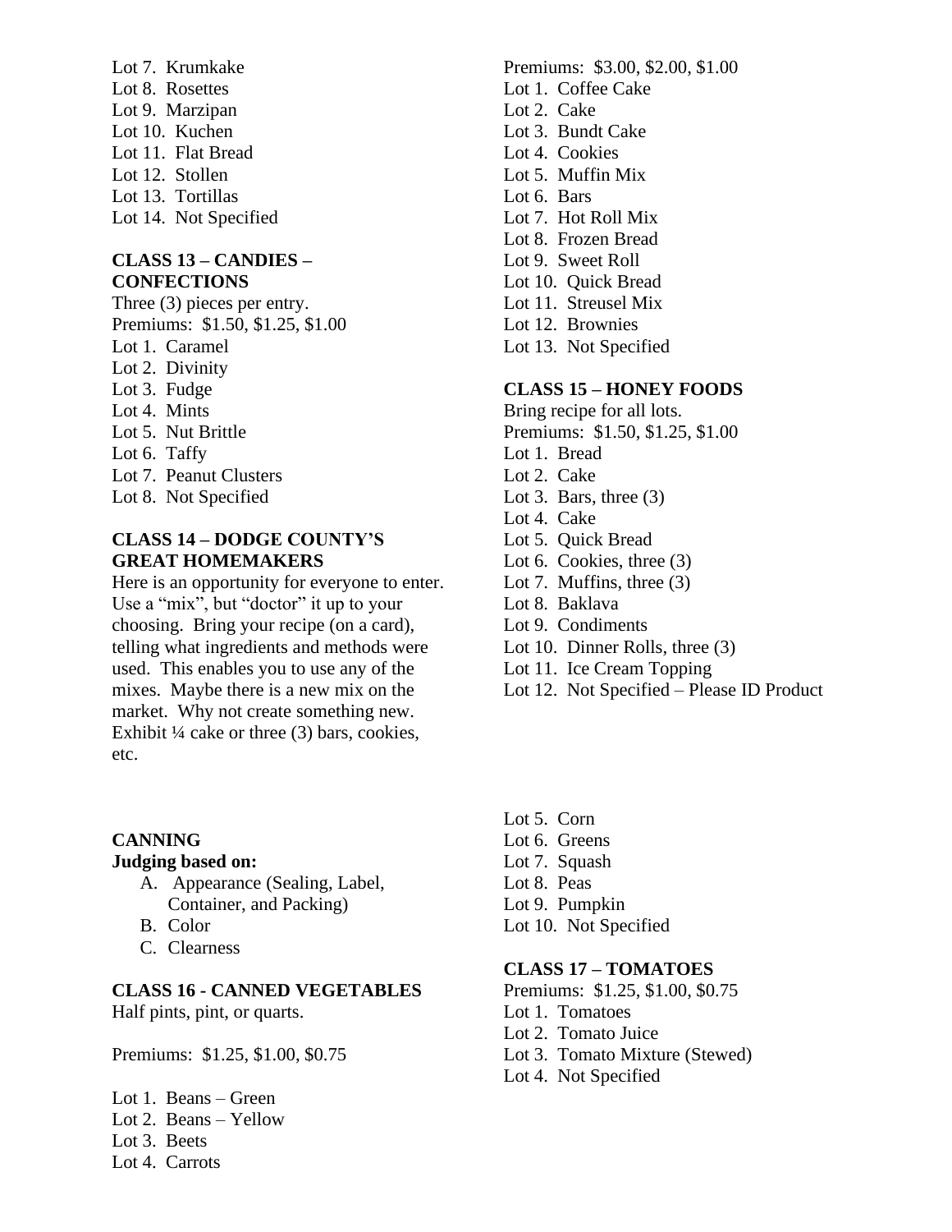Lot 7. Krumkake
Lot 8. Rosettes
Lot 9. Marzipan
Lot 10. Kuchen
Lot 11. Flat Bread
Lot 12. Stollen
Lot 13. Tortillas
Lot 14. Not Specified

**CLASS 13 – CANDIES – CONFECTIONS**
Three (3) pieces per entry.
Premiums: $1.50, $1.25, $1.00
Lot 1. Caramel
Lot 2. Divinity
Lot 3. Fudge
Lot 4. Mints
Lot 5. Nut Brittle
Lot 6. Taffy
Lot 7. Peanut Clusters
Lot 8. Not Specified

**CLASS 14 – DODGE COUNTY'S GREAT HOMEMAKERS**
Here is an opportunity for everyone to enter. Use a "mix", but "doctor" it up to your choosing. Bring your recipe (on a card), telling what ingredients and methods were used. This enables you to use any of the mixes. Maybe there is a new mix on the market. Why not create something new. Exhibit ¼ cake or three (3) bars, cookies, etc.

Premiums: $3.00, $2.00, $1.00
Lot 1. Coffee Cake
Lot 2. Cake
Lot 3. Bundt Cake
Lot 4. Cookies
Lot 5. Muffin Mix
Lot 6. Bars
Lot 7. Hot Roll Mix
Lot 8. Frozen Bread
Lot 9. Sweet Roll
Lot 10. Quick Bread
Lot 11. Streusel Mix
Lot 12. Brownies
Lot 13. Not Specified

**CLASS 15 – HONEY FOODS**
Bring recipe for all lots.
Premiums: $1.50, $1.25, $1.00
Lot 1. Bread
Lot 2. Cake
Lot 3. Bars, three (3)
Lot 4. Cake
Lot 5. Quick Bread
Lot 6. Cookies, three (3)
Lot 7. Muffins, three (3)
Lot 8. Baklava
Lot 9. Condiments
Lot 10. Dinner Rolls, three (3)
Lot 11. Ice Cream Topping
Lot 12. Not Specified – Please ID Product

**CANNING**
**Judging based on:**

A. Appearance (Sealing, Label, Container, and Packing)
B. Color
C. Clearness

**CLASS 16 - CANNED VEGETABLES**
Half pints, pint, or quarts.

Premiums: $1.25, $1.00, $0.75

Lot 1. Beans – Green
Lot 2. Beans – Yellow
Lot 3. Beets
Lot 4. Carrots
Lot 5. Corn
Lot 6. Greens
Lot 7. Squash
Lot 8. Peas
Lot 9. Pumpkin
Lot 10. Not Specified

**CLASS 17 – TOMATOES**
Premiums: $1.25, $1.00, $0.75
Lot 1. Tomatoes
Lot 2. Tomato Juice
Lot 3. Tomato Mixture (Stewed)
Lot 4. Not Specified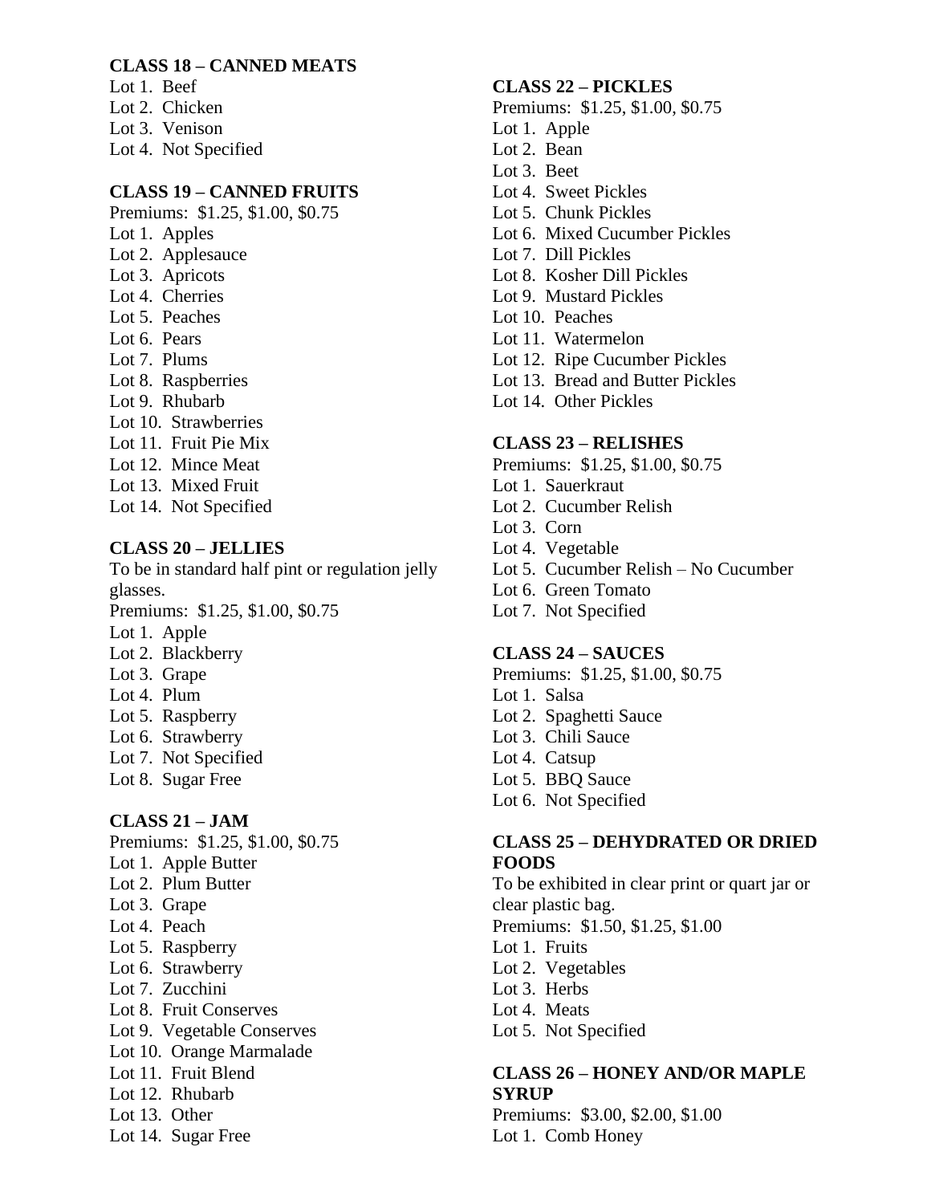**CLASS 18 – CANNED MEATS**

Lot 1. Beef
Lot 2. Chicken
Lot 3. Venison
Lot 4. Not Specified

**CLASS 19 – CANNED FRUITS**

Premiums: $1.25, $1.00, $0.75
Lot 1. Apples
Lot 2. Applesauce
Lot 3. Apricots
Lot 4. Cherries
Lot 5. Peaches
Lot 6. Pears
Lot 7. Plums
Lot 8. Raspberries
Lot 9. Rhubarb
Lot 10. Strawberries
Lot 11. Fruit Pie Mix
Lot 12. Mince Meat
Lot 13. Mixed Fruit
Lot 14. Not Specified

**CLASS 20 – JELLIES**

To be in standard half pint or regulation jelly glasses.
Premiums: $1.25, $1.00, $0.75
Lot 1. Apple
Lot 2. Blackberry
Lot 3. Grape
Lot 4. Plum
Lot 5. Raspberry
Lot 6. Strawberry
Lot 7. Not Specified
Lot 8. Sugar Free

**CLASS 21 – JAM**

Premiums: $1.25, $1.00, $0.75
Lot 1. Apple Butter
Lot 2. Plum Butter
Lot 3. Grape
Lot 4. Peach
Lot 5. Raspberry
Lot 6. Strawberry
Lot 7. Zucchini
Lot 8. Fruit Conserves
Lot 9. Vegetable Conserves
Lot 10. Orange Marmalade
Lot 11. Fruit Blend
Lot 12. Rhubarb
Lot 13. Other
Lot 14. Sugar Free

**CLASS 22 – PICKLES**

Premiums: $1.25, $1.00, $0.75
Lot 1. Apple
Lot 2. Bean
Lot 3. Beet
Lot 4. Sweet Pickles
Lot 5. Chunk Pickles
Lot 6. Mixed Cucumber Pickles
Lot 7. Dill Pickles
Lot 8. Kosher Dill Pickles
Lot 9. Mustard Pickles
Lot 10. Peaches
Lot 11. Watermelon
Lot 12. Ripe Cucumber Pickles
Lot 13. Bread and Butter Pickles
Lot 14. Other Pickles

**CLASS 23 – RELISHES**

Premiums: $1.25, $1.00, $0.75
Lot 1. Sauerkraut
Lot 2. Cucumber Relish
Lot 3. Corn
Lot 4. Vegetable
Lot 5. Cucumber Relish – No Cucumber
Lot 6. Green Tomato
Lot 7. Not Specified

**CLASS 24 – SAUCES**

Premiums: $1.25, $1.00, $0.75
Lot 1. Salsa
Lot 2. Spaghetti Sauce
Lot 3. Chili Sauce
Lot 4. Catsup
Lot 5. BBQ Sauce
Lot 6. Not Specified

**CLASS 25 – DEHYDRATED OR DRIED FOODS**

To be exhibited in clear print or quart jar or clear plastic bag.
Premiums: $1.50, $1.25, $1.00
Lot 1. Fruits
Lot 2. Vegetables
Lot 3. Herbs
Lot 4. Meats
Lot 5. Not Specified

**CLASS 26 – HONEY AND/OR MAPLE SYRUP**

Premiums: $3.00, $2.00, $1.00
Lot 1. Comb Honey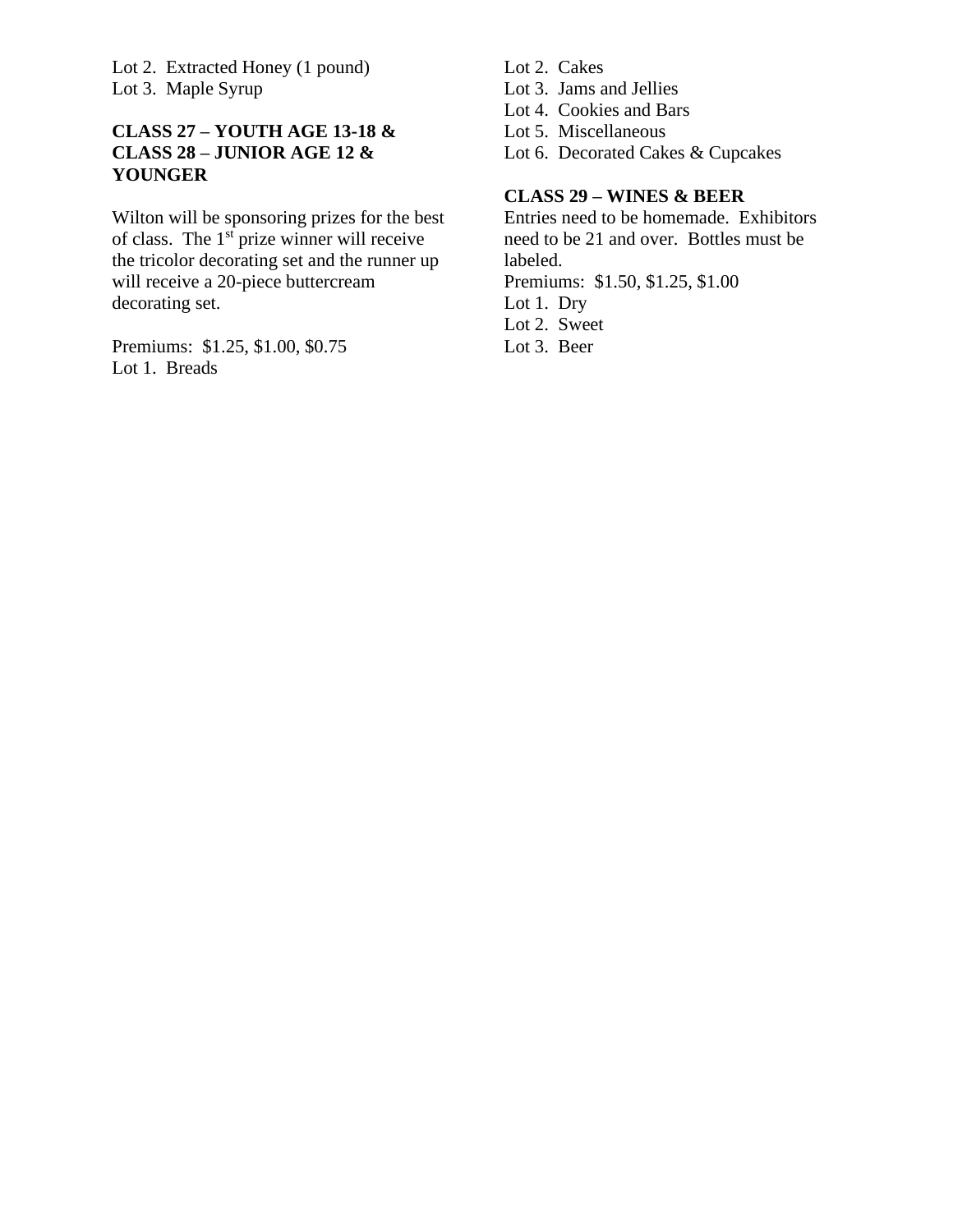Lot 2. Extracted Honey (1 pound)
Lot 3. Maple Syrup

**CLASS 27 – YOUTH AGE 13-18 & CLASS 28 – JUNIOR AGE 12 & YOUNGER**

Wilton will be sponsoring prizes for the best of class. The 1st prize winner will receive the tricolor decorating set and the runner up will receive a 20-piece buttercream decorating set.

Premiums: $1.25, $1.00, $0.75
Lot 1. Breads
Lot 2. Cakes
Lot 3. Jams and Jellies
Lot 4. Cookies and Bars
Lot 5. Miscellaneous
Lot 6. Decorated Cakes & Cupcakes

**CLASS 29 – WINES & BEER**
Entries need to be homemade. Exhibitors need to be 21 and over. Bottles must be labeled.
Premiums: $1.50, $1.25, $1.00
Lot 1. Dry
Lot 2. Sweet
Lot 3. Beer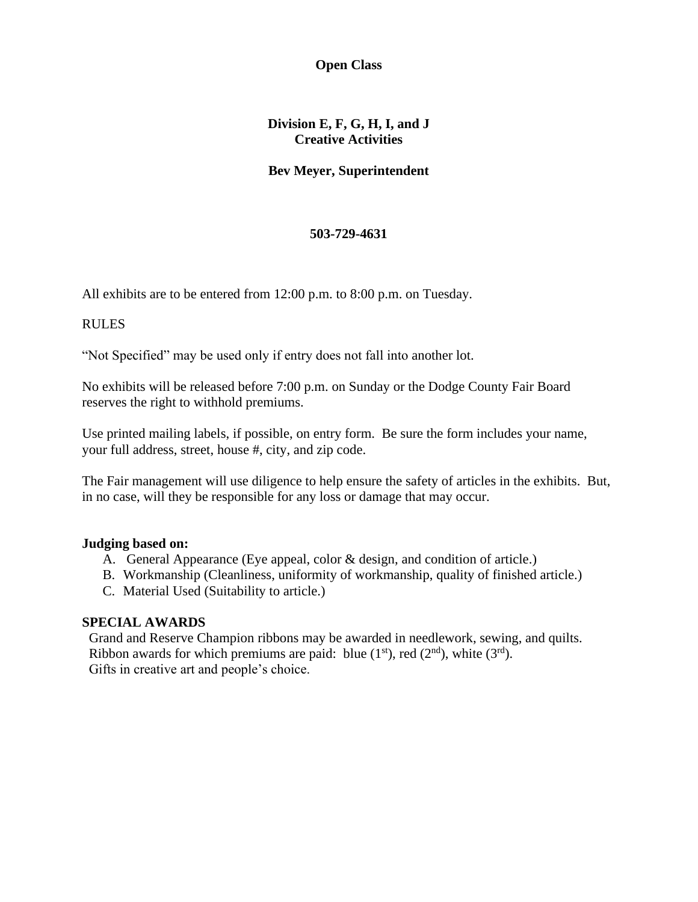# Open Class

## Division E, F, G, H, I, and J
## Creative Activities

**Bev Meyer, Superintendent**

**503-729-4631**

All exhibits are to be entered from 12:00 p.m. to 8:00 p.m. on Tuesday.

RULES

"Not Specified" may be used only if entry does not fall into another lot.

No exhibits will be released before 7:00 p.m. on Sunday or the Dodge County Fair Board reserves the right to withhold premiums.

Use printed mailing labels, if possible, on entry form. Be sure the form includes your name, your full address, street, house #, city, and zip code.

The Fair management will use diligence to help ensure the safety of articles in the exhibits. But, in no case, will they be responsible for any loss or damage that may occur.

**Judging based on:**

A. General Appearance (Eye appeal, color & design, and condition of article.)
B. Workmanship (Cleanliness, uniformity of workmanship, quality of finished article.)
C. Material Used (Suitability to article.)

**SPECIAL AWARDS**

Grand and Reserve Champion ribbons may be awarded in needlework, sewing, and quilts.
Ribbon awards for which premiums are paid: blue (1st), red (2nd), white (3rd).
Gifts in creative art and people's choice.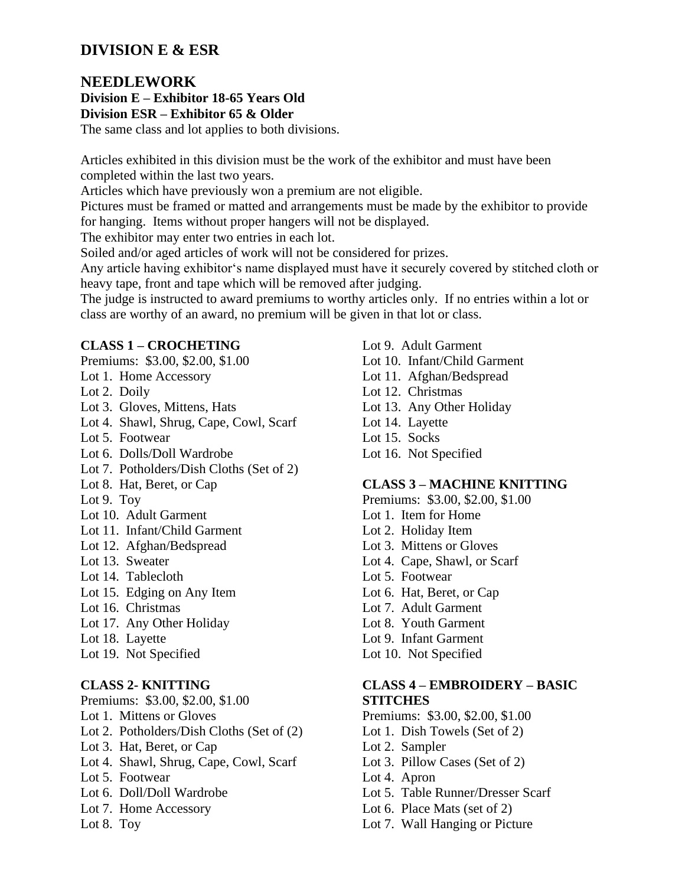# DIVISION E & ESR

## NEEDLEWORK

**Division E – Exhibitor 18-65 Years Old**
**Division ESR – Exhibitor 65 & Older**
The same class and lot applies to both divisions.

Articles exhibited in this division must be the work of the exhibitor and must have been completed within the last two years.
Articles which have previously won a premium are not eligible.
Pictures must be framed or matted and arrangements must be made by the exhibitor to provide for hanging. Items without proper hangers will not be displayed.
The exhibitor may enter two entries in each lot.
Soiled and/or aged articles of work will not be considered for prizes.
Any article having exhibitor's name displayed must have it securely covered by stitched cloth or heavy tape, front and tape which will be removed after judging.
The judge is instructed to award premiums to worthy articles only. If no entries within a lot or class are worthy of an award, no premium will be given in that lot or class.

**CLASS 1 – CROCHETING**
Premiums: $3.00, $2.00, $1.00
Lot 1. Home Accessory
Lot 2. Doily
Lot 3. Gloves, Mittens, Hats
Lot 4. Shawl, Shrug, Cape, Cowl, Scarf
Lot 5. Footwear
Lot 6. Dolls/Doll Wardrobe
Lot 7. Potholders/Dish Cloths (Set of 2)
Lot 8. Hat, Beret, or Cap
Lot 9. Toy
Lot 10. Adult Garment
Lot 11. Infant/Child Garment
Lot 12. Afghan/Bedspread
Lot 13. Sweater
Lot 14. Tablecloth
Lot 15. Edging on Any Item
Lot 16. Christmas
Lot 17. Any Other Holiday
Lot 18. Layette
Lot 19. Not Specified

**CLASS 2- KNITTING**
Premiums: $3.00, $2.00, $1.00
Lot 1. Mittens or Gloves
Lot 2. Potholders/Dish Cloths (Set of (2)
Lot 3. Hat, Beret, or Cap
Lot 4. Shawl, Shrug, Cape, Cowl, Scarf
Lot 5. Footwear
Lot 6. Doll/Doll Wardrobe
Lot 7. Home Accessory
Lot 8. Toy
Lot 9. Adult Garment
Lot 10. Infant/Child Garment
Lot 11. Afghan/Bedspread
Lot 12. Christmas
Lot 13. Any Other Holiday
Lot 14. Layette
Lot 15. Socks
Lot 16. Not Specified

**CLASS 3 – MACHINE KNITTING**
Premiums: $3.00, $2.00, $1.00
Lot 1. Item for Home
Lot 2. Holiday Item
Lot 3. Mittens or Gloves
Lot 4. Cape, Shawl, or Scarf
Lot 5. Footwear
Lot 6. Hat, Beret, or Cap
Lot 7. Adult Garment
Lot 8. Youth Garment
Lot 9. Infant Garment
Lot 10. Not Specified

**CLASS 4 – EMBROIDERY – BASIC STITCHES**
Premiums: $3.00, $2.00, $1.00
Lot 1. Dish Towels (Set of 2)
Lot 2. Sampler
Lot 3. Pillow Cases (Set of 2)
Lot 4. Apron
Lot 5. Table Runner/Dresser Scarf
Lot 6. Place Mats (set of 2)
Lot 7. Wall Hanging or Picture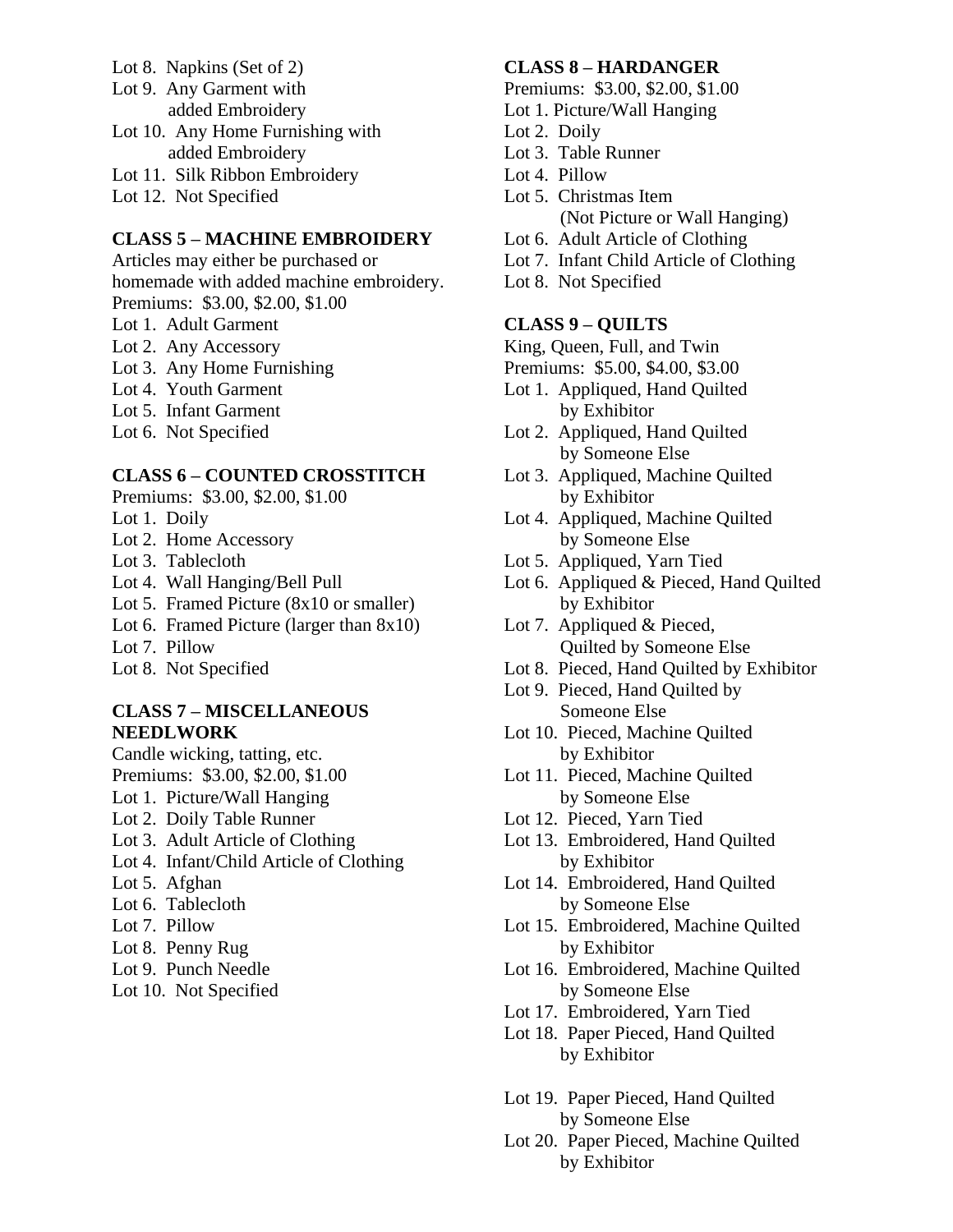Lot 8. Napkins (Set of 2)
Lot 9. Any Garment with added Embroidery
Lot 10. Any Home Furnishing with added Embroidery
Lot 11. Silk Ribbon Embroidery
Lot 12. Not Specified

**CLASS 5 – MACHINE EMBROIDERY**

Articles may either be purchased or homemade with added machine embroidery.
Premiums: $3.00, $2.00, $1.00
Lot 1. Adult Garment
Lot 2. Any Accessory
Lot 3. Any Home Furnishing
Lot 4. Youth Garment
Lot 5. Infant Garment
Lot 6. Not Specified

**CLASS 6 – COUNTED CROSSTITCH**

Premiums: $3.00, $2.00, $1.00
Lot 1. Doily
Lot 2. Home Accessory
Lot 3. Tablecloth
Lot 4. Wall Hanging/Bell Pull
Lot 5. Framed Picture (8x10 or smaller)
Lot 6. Framed Picture (larger than 8x10)
Lot 7. Pillow
Lot 8. Not Specified

**CLASS 7 – MISCELLANEOUS NEEDLWORK**

Candle wicking, tatting, etc.
Premiums: $3.00, $2.00, $1.00
Lot 1. Picture/Wall Hanging
Lot 2. Doily Table Runner
Lot 3. Adult Article of Clothing
Lot 4. Infant/Child Article of Clothing
Lot 5. Afghan
Lot 6. Tablecloth
Lot 7. Pillow
Lot 8. Penny Rug
Lot 9. Punch Needle
Lot 10. Not Specified

**CLASS 8 – HARDANGER**

Premiums: $3.00, $2.00, $1.00
Lot 1. Picture/Wall Hanging
Lot 2. Doily
Lot 3. Table Runner
Lot 4. Pillow
Lot 5. Christmas Item (Not Picture or Wall Hanging)
Lot 6. Adult Article of Clothing
Lot 7. Infant Child Article of Clothing
Lot 8. Not Specified

**CLASS 9 – QUILTS**

King, Queen, Full, and Twin
Premiums: $5.00, $4.00, $3.00
Lot 1. Appliqued, Hand Quilted by Exhibitor
Lot 2. Appliqued, Hand Quilted by Someone Else
Lot 3. Appliqued, Machine Quilted by Exhibitor
Lot 4. Appliqued, Machine Quilted by Someone Else
Lot 5. Appliqued, Yarn Tied
Lot 6. Appliqued & Pieced, Hand Quilted by Exhibitor
Lot 7. Appliqued & Pieced, Quilted by Someone Else
Lot 8. Pieced, Hand Quilted by Exhibitor
Lot 9. Pieced, Hand Quilted by Someone Else
Lot 10. Pieced, Machine Quilted by Exhibitor
Lot 11. Pieced, Machine Quilted by Someone Else
Lot 12. Pieced, Yarn Tied
Lot 13. Embroidered, Hand Quilted by Exhibitor
Lot 14. Embroidered, Hand Quilted by Someone Else
Lot 15. Embroidered, Machine Quilted by Exhibitor
Lot 16. Embroidered, Machine Quilted by Someone Else
Lot 17. Embroidered, Yarn Tied
Lot 18. Paper Pieced, Hand Quilted by Exhibitor

Lot 19. Paper Pieced, Hand Quilted by Someone Else
Lot 20. Paper Pieced, Machine Quilted by Exhibitor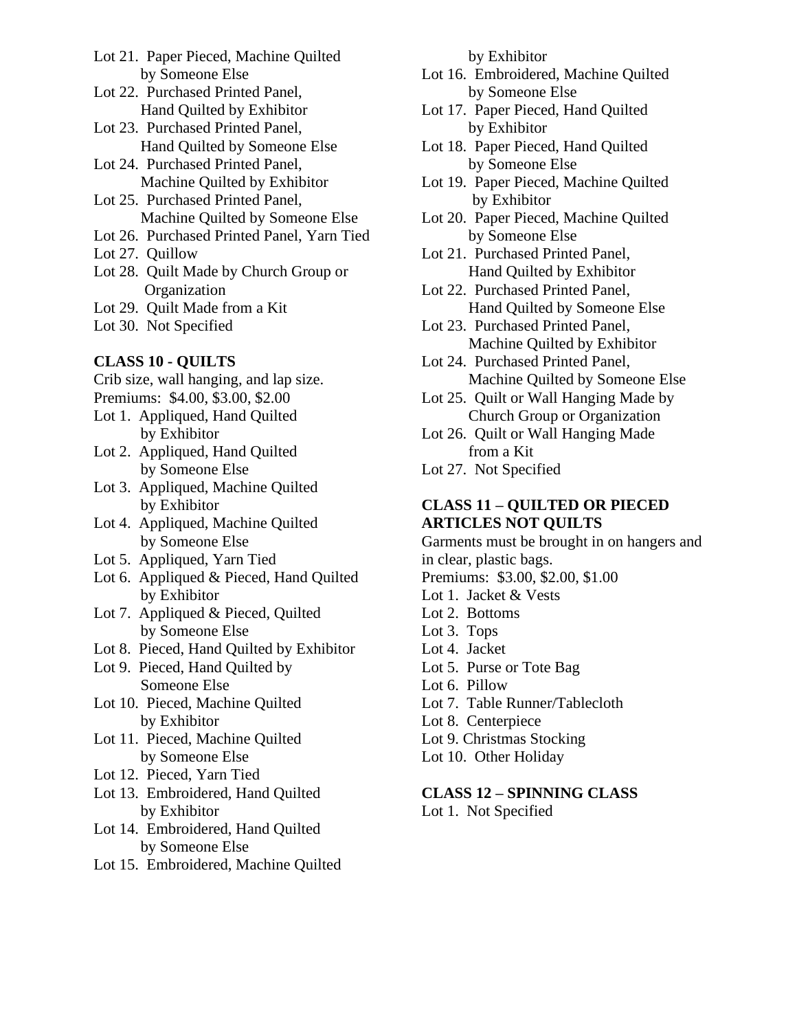Lot 21. Paper Pieced, Machine Quilted by Someone Else
Lot 22. Purchased Printed Panel, Hand Quilted by Exhibitor
Lot 23. Purchased Printed Panel, Hand Quilted by Someone Else
Lot 24. Purchased Printed Panel, Machine Quilted by Exhibitor
Lot 25. Purchased Printed Panel, Machine Quilted by Someone Else
Lot 26. Purchased Printed Panel, Yarn Tied
Lot 27. Quillow
Lot 28. Quilt Made by Church Group or Organization
Lot 29. Quilt Made from a Kit
Lot 30. Not Specified

**CLASS 10 - QUILTS**

Crib size, wall hanging, and lap size.
Premiums: $4.00, $3.00, $2.00

Lot 1. Appliqued, Hand Quilted by Exhibitor
Lot 2. Appliqued, Hand Quilted by Someone Else
Lot 3. Appliqued, Machine Quilted by Exhibitor
Lot 4. Appliqued, Machine Quilted by Someone Else
Lot 5. Appliqued, Yarn Tied
Lot 6. Appliqued & Pieced, Hand Quilted by Exhibitor
Lot 7. Appliqued & Pieced, Quilted by Someone Else
Lot 8. Pieced, Hand Quilted by Exhibitor
Lot 9. Pieced, Hand Quilted by Someone Else
Lot 10. Pieced, Machine Quilted by Exhibitor
Lot 11. Pieced, Machine Quilted by Someone Else
Lot 12. Pieced, Yarn Tied
Lot 13. Embroidered, Hand Quilted by Exhibitor
Lot 14. Embroidered, Hand Quilted by Someone Else
Lot 15. Embroidered, Machine Quilted by Exhibitor
Lot 16. Embroidered, Machine Quilted by Someone Else
Lot 17. Paper Pieced, Hand Quilted by Exhibitor
Lot 18. Paper Pieced, Hand Quilted by Someone Else
Lot 19. Paper Pieced, Machine Quilted by Exhibitor
Lot 20. Paper Pieced, Machine Quilted by Someone Else
Lot 21. Purchased Printed Panel, Hand Quilted by Exhibitor
Lot 22. Purchased Printed Panel, Hand Quilted by Someone Else
Lot 23. Purchased Printed Panel, Machine Quilted by Exhibitor
Lot 24. Purchased Printed Panel, Machine Quilted by Someone Else
Lot 25. Quilt or Wall Hanging Made by Church Group or Organization
Lot 26. Quilt or Wall Hanging Made from a Kit
Lot 27. Not Specified

**CLASS 11 – QUILTED OR PIECED ARTICLES NOT QUILTS**

Garments must be brought in on hangers and in clear, plastic bags.
Premiums: $3.00, $2.00, $1.00

Lot 1. Jacket & Vests
Lot 2. Bottoms
Lot 3. Tops
Lot 4. Jacket
Lot 5. Purse or Tote Bag
Lot 6. Pillow
Lot 7. Table Runner/Tablecloth
Lot 8. Centerpiece
Lot 9. Christmas Stocking
Lot 10. Other Holiday

**CLASS 12 – SPINNING CLASS**

Lot 1. Not Specified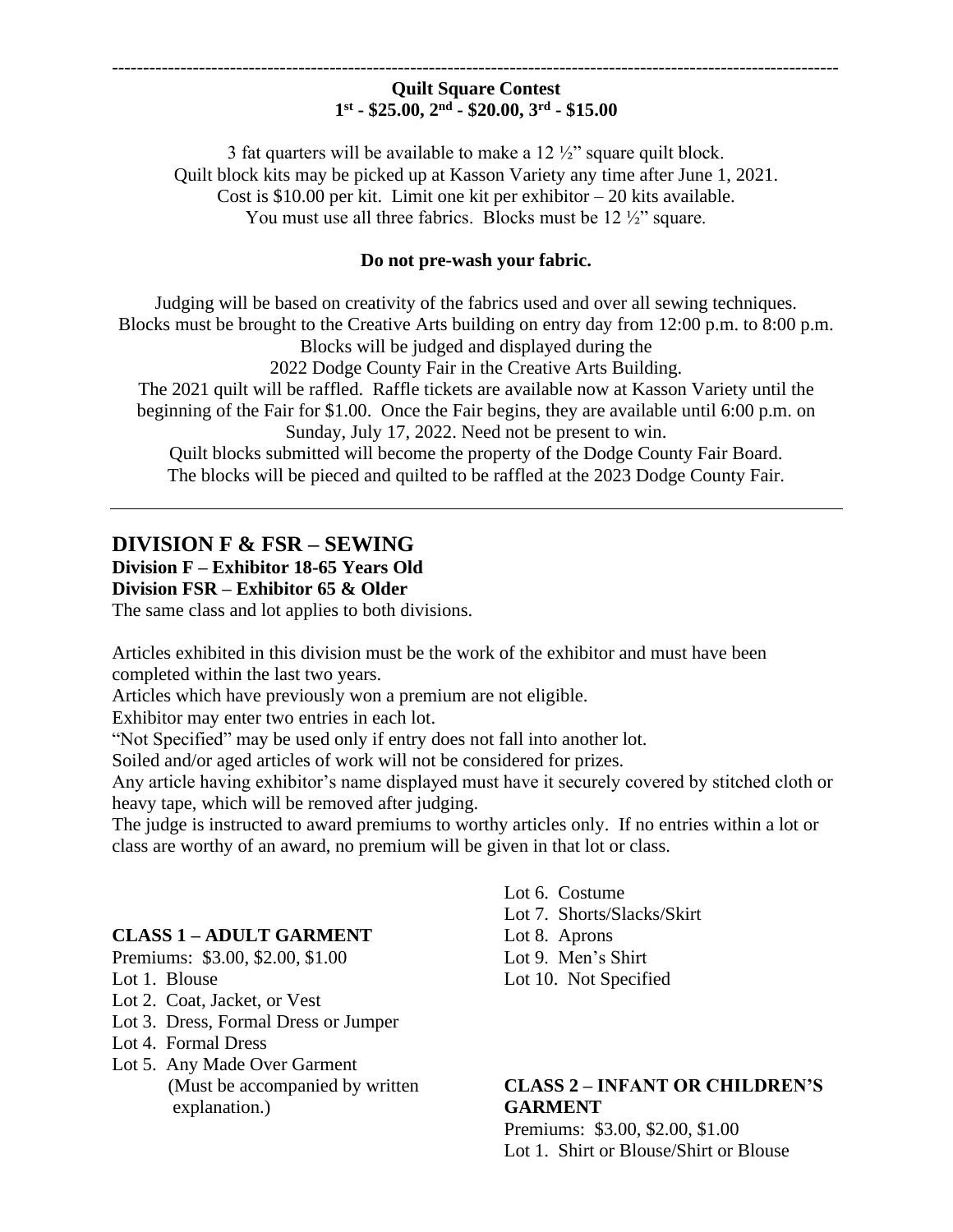---

**Quilt Square Contest**
**1st - $25.00, 2nd - $20.00, 3rd - $15.00**

3 fat quarters will be available to make a 12 ½" square quilt block.
Quilt block kits may be picked up at Kasson Variety any time after June 1, 2021.
Cost is $10.00 per kit. Limit one kit per exhibitor – 20 kits available.
You must use all three fabrics. Blocks must be 12 ½" square.

**Do not pre-wash your fabric.**

Judging will be based on creativity of the fabrics used and over all sewing techniques.
Blocks must be brought to the Creative Arts building on entry day from 12:00 p.m. to 8:00 p.m.
Blocks will be judged and displayed during the
2022 Dodge County Fair in the Creative Arts Building.
The 2021 quilt will be raffled. Raffle tickets are available now at Kasson Variety until the beginning of the Fair for $1.00. Once the Fair begins, they are available until 6:00 p.m. on Sunday, July 17, 2022. Need not be present to win.
Quilt blocks submitted will become the property of the Dodge County Fair Board.
The blocks will be pieced and quilted to be raffled at the 2023 Dodge County Fair.

---

## DIVISION F & FSR – SEWING

**Division F – Exhibitor 18-65 Years Old**
**Division FSR – Exhibitor 65 & Older**
The same class and lot applies to both divisions.

Articles exhibited in this division must be the work of the exhibitor and must have been completed within the last two years.
Articles which have previously won a premium are not eligible.
Exhibitor may enter two entries in each lot.
"Not Specified" may be used only if entry does not fall into another lot.
Soiled and/or aged articles of work will not be considered for prizes.
Any article having exhibitor's name displayed must have it securely covered by stitched cloth or heavy tape, which will be removed after judging.
The judge is instructed to award premiums to worthy articles only. If no entries within a lot or class are worthy of an award, no premium will be given in that lot or class.

**CLASS 1 – ADULT GARMENT**
Premiums: $3.00, $2.00, $1.00
Lot 1. Blouse
Lot 2. Coat, Jacket, or Vest
Lot 3. Dress, Formal Dress or Jumper
Lot 4. Formal Dress
Lot 5. Any Made Over Garment (Must be accompanied by written explanation.)
Lot 6. Costume
Lot 7. Shorts/Slacks/Skirt
Lot 8. Aprons
Lot 9. Men's Shirt
Lot 10. Not Specified

**CLASS 2 – INFANT OR CHILDREN'S GARMENT**
Premiums: $3.00, $2.00, $1.00
Lot 1. Shirt or Blouse/Shirt or Blouse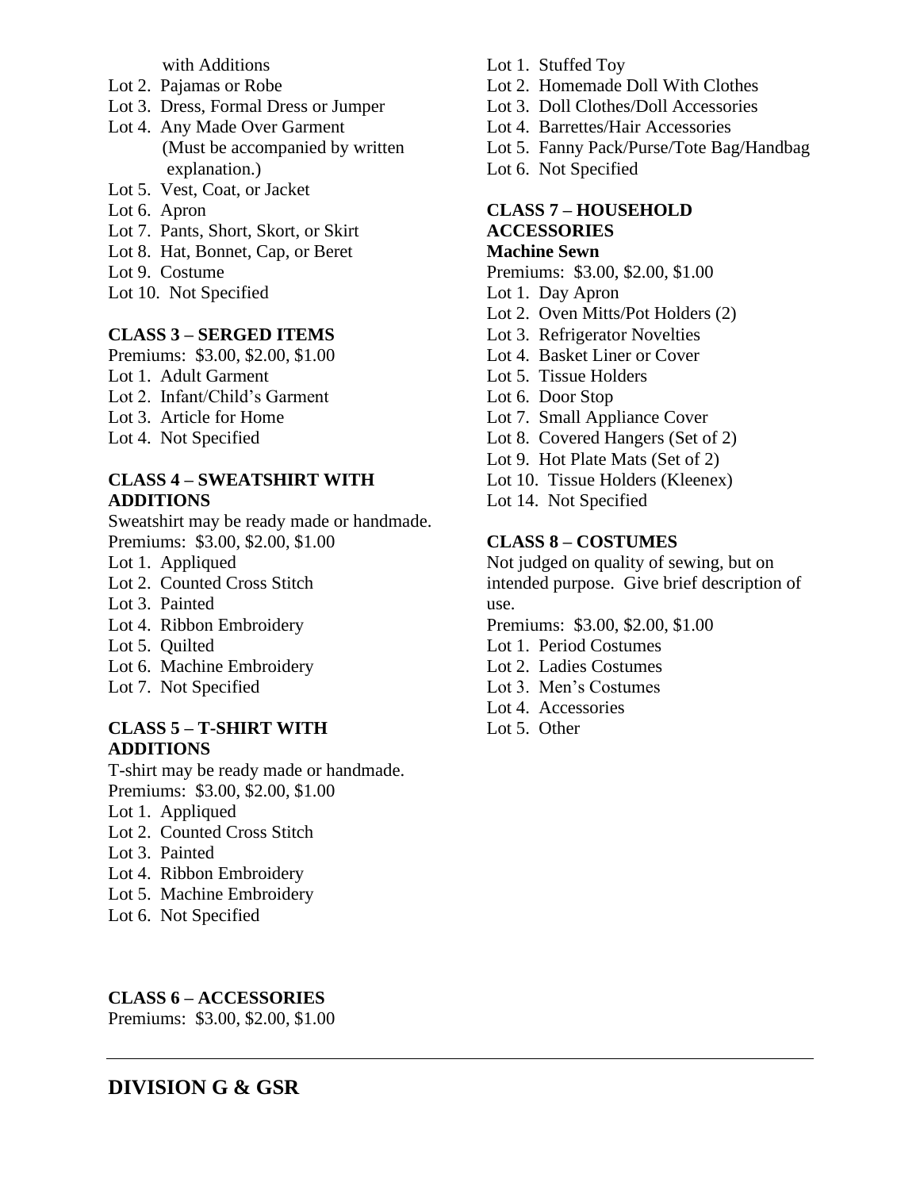with Additions

Lot 2. Pajamas or Robe

Lot 3. Dress, Formal Dress or Jumper

Lot 4. Any Made Over Garment (Must be accompanied by written explanation.)

Lot 5. Vest, Coat, or Jacket

Lot 6. Apron

Lot 7. Pants, Short, Skort, or Skirt

Lot 8. Hat, Bonnet, Cap, or Beret

Lot 9. Costume

Lot 10. Not Specified

**CLASS 3 – SERGED ITEMS**

Premiums: $3.00, $2.00, $1.00

Lot 1. Adult Garment

Lot 2. Infant/Child's Garment

Lot 3. Article for Home

Lot 4. Not Specified

**CLASS 4 – SWEATSHIRT WITH ADDITIONS**

Sweatshirt may be ready made or handmade.

Premiums: $3.00, $2.00, $1.00

Lot 1. Appliqued

Lot 2. Counted Cross Stitch

Lot 3. Painted

Lot 4. Ribbon Embroidery

Lot 5. Quilted

Lot 6. Machine Embroidery

Lot 7. Not Specified

**CLASS 5 – T-SHIRT WITH ADDITIONS**

T-shirt may be ready made or handmade.

Premiums: $3.00, $2.00, $1.00

Lot 1. Appliqued

Lot 2. Counted Cross Stitch

Lot 3. Painted

Lot 4. Ribbon Embroidery

Lot 5. Machine Embroidery

Lot 6. Not Specified

**CLASS 6 – ACCESSORIES**

Premiums: $3.00, $2.00, $1.00

Lot 1. Stuffed Toy

Lot 2. Homemade Doll With Clothes

Lot 3. Doll Clothes/Doll Accessories

Lot 4. Barrettes/Hair Accessories

Lot 5. Fanny Pack/Purse/Tote Bag/Handbag

Lot 6. Not Specified

**CLASS 7 – HOUSEHOLD ACCESSORIES**

**Machine Sewn**

Premiums: $3.00, $2.00, $1.00

Lot 1. Day Apron

Lot 2. Oven Mitts/Pot Holders (2)

Lot 3. Refrigerator Novelties

Lot 4. Basket Liner or Cover

Lot 5. Tissue Holders

Lot 6. Door Stop

Lot 7. Small Appliance Cover

Lot 8. Covered Hangers (Set of 2)

Lot 9. Hot Plate Mats (Set of 2)

Lot 10. Tissue Holders (Kleenex)

Lot 14. Not Specified

**CLASS 8 – COSTUMES**

Not judged on quality of sewing, but on intended purpose. Give brief description of use.

Premiums: $3.00, $2.00, $1.00

Lot 1. Period Costumes

Lot 2. Ladies Costumes

Lot 3. Men's Costumes

Lot 4. Accessories

Lot 5. Other

---

## DIVISION G & GSR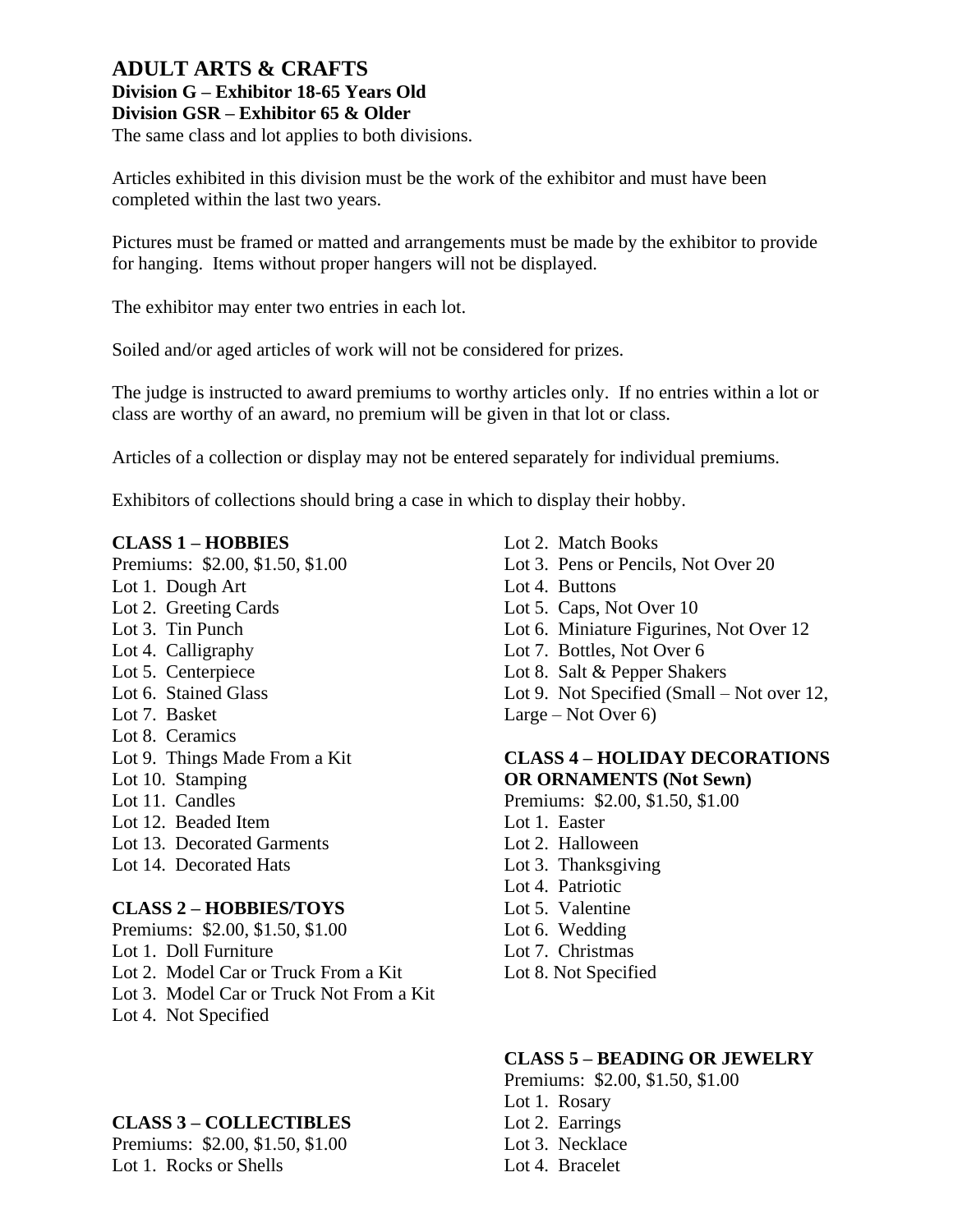# ADULT ARTS & CRAFTS

**Division G – Exhibitor 18-65 Years Old**
**Division GSR – Exhibitor 65 & Older**

The same class and lot applies to both divisions.

Articles exhibited in this division must be the work of the exhibitor and must have been completed within the last two years.

Pictures must be framed or matted and arrangements must be made by the exhibitor to provide for hanging. Items without proper hangers will not be displayed.

The exhibitor may enter two entries in each lot.

Soiled and/or aged articles of work will not be considered for prizes.

The judge is instructed to award premiums to worthy articles only. If no entries within a lot or class are worthy of an award, no premium will be given in that lot or class.

Articles of a collection or display may not be entered separately for individual premiums.

Exhibitors of collections should bring a case in which to display their hobby.

**CLASS 1 – HOBBIES**

Premiums: $2.00, $1.50, $1.00

Lot 1. Dough Art
Lot 2. Greeting Cards
Lot 3. Tin Punch
Lot 4. Calligraphy
Lot 5. Centerpiece
Lot 6. Stained Glass
Lot 7. Basket
Lot 8. Ceramics
Lot 9. Things Made From a Kit
Lot 10. Stamping
Lot 11. Candles
Lot 12. Beaded Item
Lot 13. Decorated Garments
Lot 14. Decorated Hats

**CLASS 2 – HOBBIES/TOYS**

Premiums: $2.00, $1.50, $1.00

Lot 1. Doll Furniture
Lot 2. Model Car or Truck From a Kit
Lot 3. Model Car or Truck Not From a Kit
Lot 4. Not Specified

**CLASS 3 – COLLECTIBLES**

Premiums: $2.00, $1.50, $1.00

Lot 1. Rocks or Shells
Lot 2. Match Books
Lot 3. Pens or Pencils, Not Over 20
Lot 4. Buttons
Lot 5. Caps, Not Over 10
Lot 6. Miniature Figurines, Not Over 12
Lot 7. Bottles, Not Over 6
Lot 8. Salt & Pepper Shakers
Lot 9. Not Specified (Small – Not over 12, Large – Not Over 6)

**CLASS 4 – HOLIDAY DECORATIONS OR ORNAMENTS (Not Sewn)**

Premiums: $2.00, $1.50, $1.00

Lot 1. Easter
Lot 2. Halloween
Lot 3. Thanksgiving
Lot 4. Patriotic
Lot 5. Valentine
Lot 6. Wedding
Lot 7. Christmas
Lot 8. Not Specified

**CLASS 5 – BEADING OR JEWELRY**

Premiums: $2.00, $1.50, $1.00

Lot 1. Rosary
Lot 2. Earrings
Lot 3. Necklace
Lot 4. Bracelet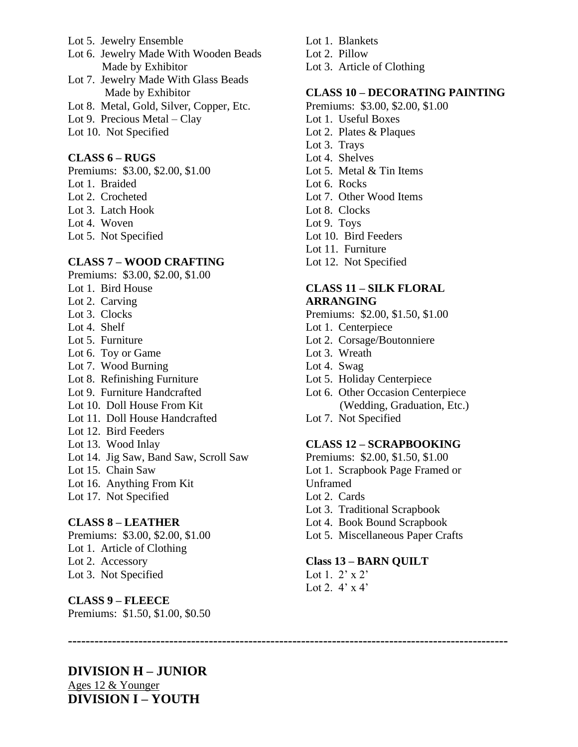Lot 5. Jewelry Ensemble
Lot 6. Jewelry Made With Wooden Beads Made by Exhibitor
Lot 7. Jewelry Made With Glass Beads Made by Exhibitor
Lot 8. Metal, Gold, Silver, Copper, Etc.
Lot 9. Precious Metal – Clay
Lot 10. Not Specified

**CLASS 6 – RUGS**
Premiums: $3.00, $2.00, $1.00
Lot 1. Braided
Lot 2. Crocheted
Lot 3. Latch Hook
Lot 4. Woven
Lot 5. Not Specified

**CLASS 7 – WOOD CRAFTING**
Premiums: $3.00, $2.00, $1.00
Lot 1. Bird House
Lot 2. Carving
Lot 3. Clocks
Lot 4. Shelf
Lot 5. Furniture
Lot 6. Toy or Game
Lot 7. Wood Burning
Lot 8. Refinishing Furniture
Lot 9. Furniture Handcrafted
Lot 10. Doll House From Kit
Lot 11. Doll House Handcrafted
Lot 12. Bird Feeders
Lot 13. Wood Inlay
Lot 14. Jig Saw, Band Saw, Scroll Saw
Lot 15. Chain Saw
Lot 16. Anything From Kit
Lot 17. Not Specified

**CLASS 8 – LEATHER**
Premiums: $3.00, $2.00, $1.00
Lot 1. Article of Clothing
Lot 2. Accessory
Lot 3. Not Specified

**CLASS 9 – FLEECE**
Premiums: $1.50, $1.00, $0.50
Lot 1. Blankets
Lot 2. Pillow
Lot 3. Article of Clothing

**CLASS 10 – DECORATING PAINTING**
Premiums: $3.00, $2.00, $1.00
Lot 1. Useful Boxes
Lot 2. Plates & Plaques
Lot 3. Trays
Lot 4. Shelves
Lot 5. Metal & Tin Items
Lot 6. Rocks
Lot 7. Other Wood Items
Lot 8. Clocks
Lot 9. Toys
Lot 10. Bird Feeders
Lot 11. Furniture
Lot 12. Not Specified

**CLASS 11 – SILK FLORAL ARRANGING**
Premiums: $2.00, $1.50, $1.00
Lot 1. Centerpiece
Lot 2. Corsage/Boutonniere
Lot 3. Wreath
Lot 4. Swag
Lot 5. Holiday Centerpiece
Lot 6. Other Occasion Centerpiece (Wedding, Graduation, Etc.)
Lot 7. Not Specified

**CLASS 12 – SCRAPBOOKING**
Premiums: $2.00, $1.50, $1.00
Lot 1. Scrapbook Page Framed or Unframed
Lot 2. Cards
Lot 3. Traditional Scrapbook
Lot 4. Book Bound Scrapbook
Lot 5. Miscellaneous Paper Crafts

**Class 13 – BARN QUILT**
Lot 1. 2' x 2'
Lot 2. 4' x 4'

---

## DIVISION H – JUNIOR
Ages 12 & Younger

## DIVISION I – YOUTH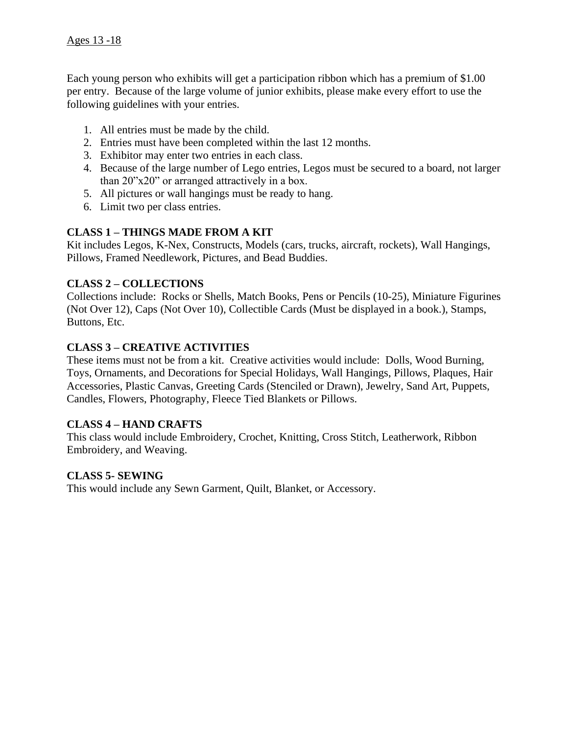Ages 13 -18

Each young person who exhibits will get a participation ribbon which has a premium of $1.00 per entry. Because of the large volume of junior exhibits, please make every effort to use the following guidelines with your entries.

1. All entries must be made by the child.
2. Entries must have been completed within the last 12 months.
3. Exhibitor may enter two entries in each class.
4. Because of the large number of Lego entries, Legos must be secured to a board, not larger than 20"x20" or arranged attractively in a box.
5. All pictures or wall hangings must be ready to hang.
6. Limit two per class entries.

**CLASS 1 – THINGS MADE FROM A KIT**
Kit includes Legos, K-Nex, Constructs, Models (cars, trucks, aircraft, rockets), Wall Hangings, Pillows, Framed Needlework, Pictures, and Bead Buddies.

**CLASS 2 – COLLECTIONS**
Collections include: Rocks or Shells, Match Books, Pens or Pencils (10-25), Miniature Figurines (Not Over 12), Caps (Not Over 10), Collectible Cards (Must be displayed in a book.), Stamps, Buttons, Etc.

**CLASS 3 – CREATIVE ACTIVITIES**
These items must not be from a kit. Creative activities would include: Dolls, Wood Burning, Toys, Ornaments, and Decorations for Special Holidays, Wall Hangings, Pillows, Plaques, Hair Accessories, Plastic Canvas, Greeting Cards (Stenciled or Drawn), Jewelry, Sand Art, Puppets, Candles, Flowers, Photography, Fleece Tied Blankets or Pillows.

**CLASS 4 – HAND CRAFTS**
This class would include Embroidery, Crochet, Knitting, Cross Stitch, Leatherwork, Ribbon Embroidery, and Weaving.

**CLASS 5- SEWING**
This would include any Sewn Garment, Quilt, Blanket, or Accessory.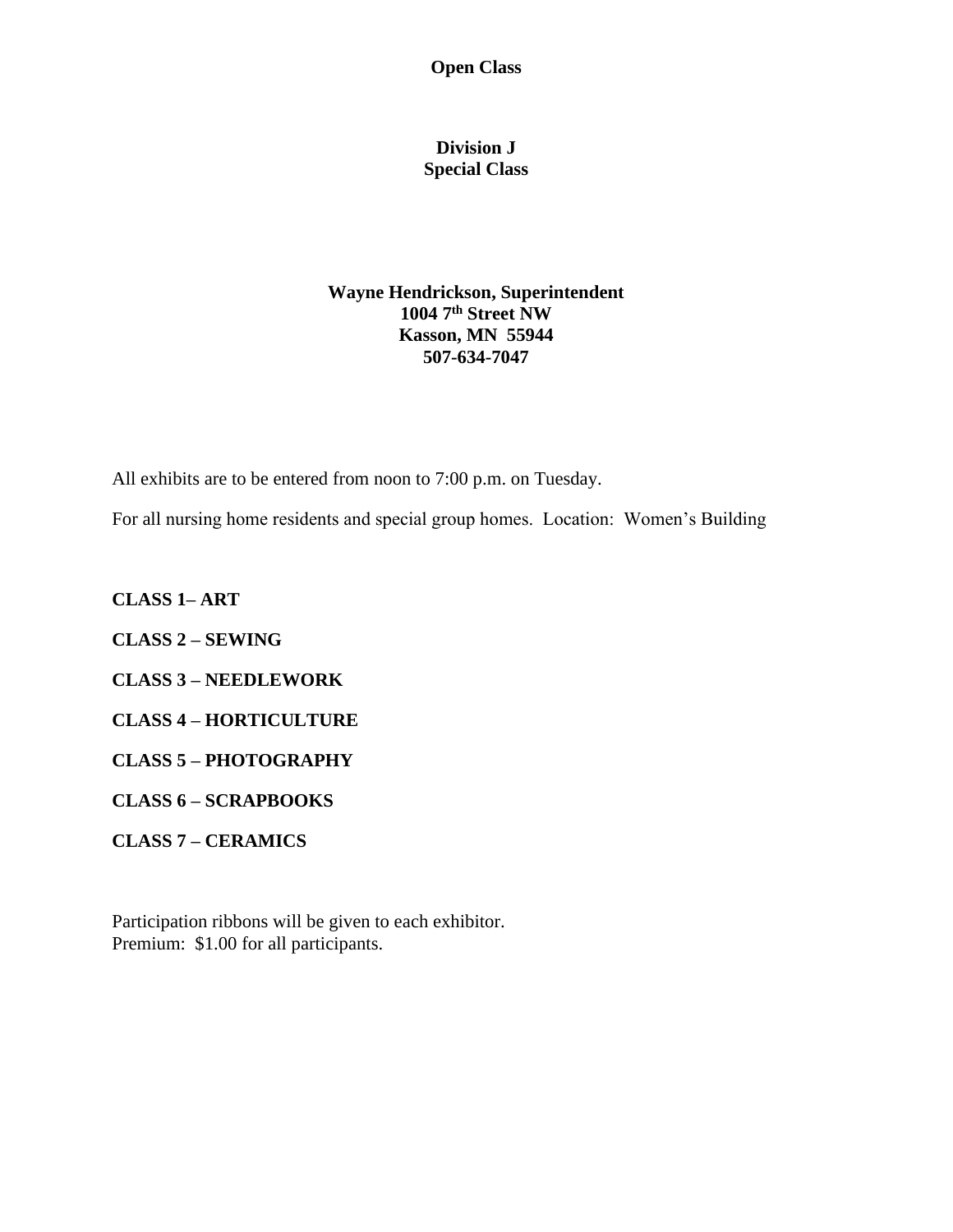**Open Class**

## Division J
## Special Class

**Wayne Hendrickson, Superintendent**
**1004 7th Street NW**
**Kasson, MN 55944**
**507-634-7047**

All exhibits are to be entered from noon to 7:00 p.m. on Tuesday.

For all nursing home residents and special group homes. Location: Women's Building

**CLASS 1– ART**

**CLASS 2 – SEWING**

**CLASS 3 – NEEDLEWORK**

**CLASS 4 – HORTICULTURE**

**CLASS 5 – PHOTOGRAPHY**

**CLASS 6 – SCRAPBOOKS**

**CLASS 7 – CERAMICS**

Participation ribbons will be given to each exhibitor.
Premium: $1.00 for all participants.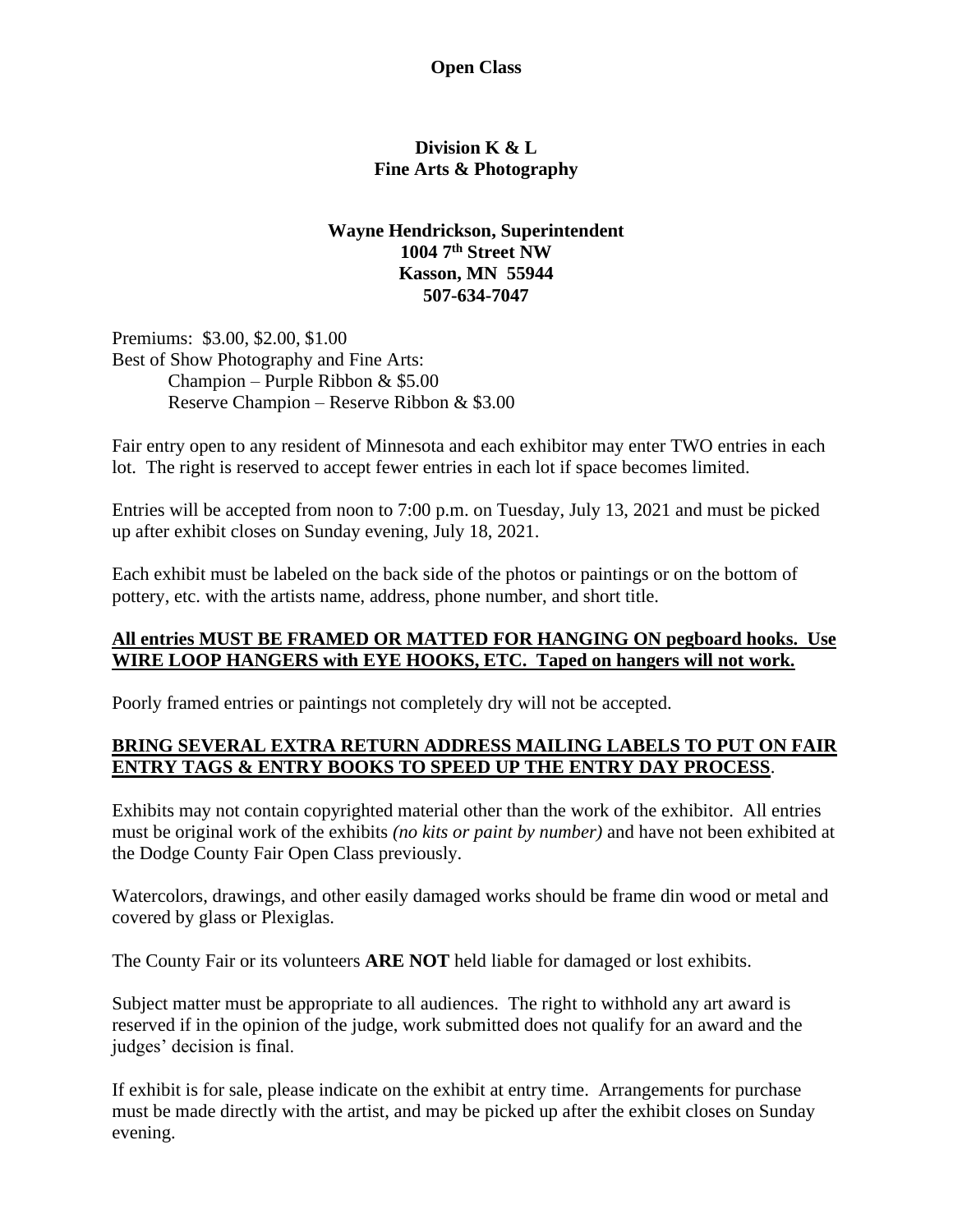**Open Class**

## Division K & L
## Fine Arts & Photography

**Wayne Hendrickson, Superintendent**
**1004 7th Street NW**
**Kasson, MN 55944**
**507-634-7047**

Premiums: $3.00, $2.00, $1.00
Best of Show Photography and Fine Arts:
Champion – Purple Ribbon & $5.00
Reserve Champion – Reserve Ribbon & $3.00

Fair entry open to any resident of Minnesota and each exhibitor may enter TWO entries in each lot. The right is reserved to accept fewer entries in each lot if space becomes limited.

Entries will be accepted from noon to 7:00 p.m. on Tuesday, July 13, 2021 and must be picked up after exhibit closes on Sunday evening, July 18, 2021.

Each exhibit must be labeled on the back side of the photos or paintings or on the bottom of pottery, etc. with the artists name, address, phone number, and short title.

**All entries MUST BE FRAMED OR MATTED FOR HANGING ON pegboard hooks. Use WIRE LOOP HANGERS with EYE HOOKS, ETC. Taped on hangers will not work.**

Poorly framed entries or paintings not completely dry will not be accepted.

**BRING SEVERAL EXTRA RETURN ADDRESS MAILING LABELS TO PUT ON FAIR ENTRY TAGS & ENTRY BOOKS TO SPEED UP THE ENTRY DAY PROCESS**.

Exhibits may not contain copyrighted material other than the work of the exhibitor. All entries must be original work of the exhibits *(no kits or paint by number)* and have not been exhibited at the Dodge County Fair Open Class previously.

Watercolors, drawings, and other easily damaged works should be frame din wood or metal and covered by glass or Plexiglas.

The County Fair or its volunteers **ARE NOT** held liable for damaged or lost exhibits.

Subject matter must be appropriate to all audiences. The right to withhold any art award is reserved if in the opinion of the judge, work submitted does not qualify for an award and the judges' decision is final.

If exhibit is for sale, please indicate on the exhibit at entry time. Arrangements for purchase must be made directly with the artist, and may be picked up after the exhibit closes on Sunday evening.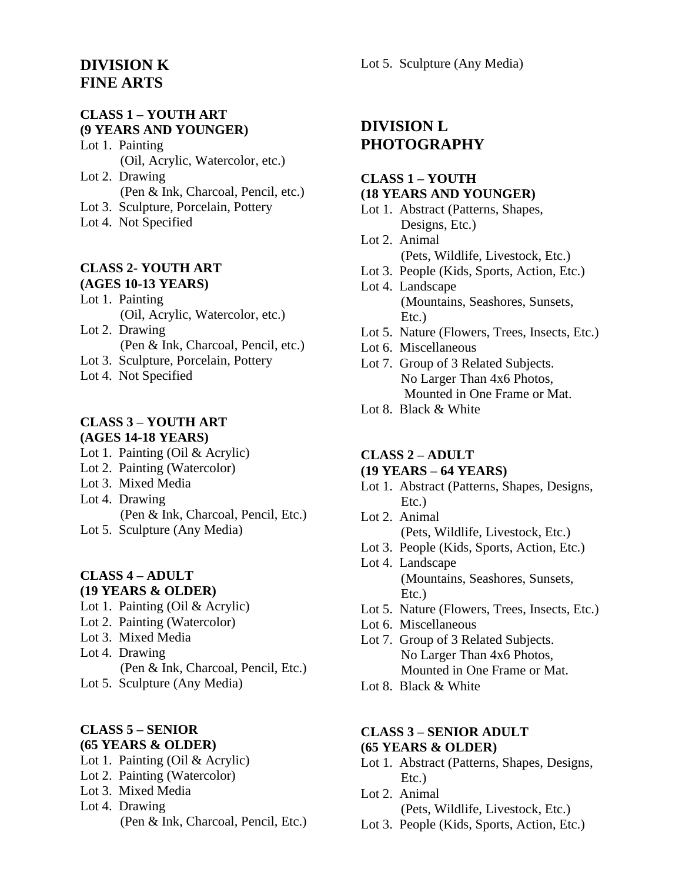## DIVISION K
## FINE ARTS

### CLASS 1 – YOUTH ART (9 YEARS AND YOUNGER)

- Lot 1. Painting (Oil, Acrylic, Watercolor, etc.)
- Lot 2. Drawing (Pen & Ink, Charcoal, Pencil, etc.)
- Lot 3. Sculpture, Porcelain, Pottery
- Lot 4. Not Specified

### CLASS 2- YOUTH ART (AGES 10-13 YEARS)

- Lot 1. Painting (Oil, Acrylic, Watercolor, etc.)
- Lot 2. Drawing (Pen & Ink, Charcoal, Pencil, etc.)
- Lot 3. Sculpture, Porcelain, Pottery
- Lot 4. Not Specified

### CLASS 3 – YOUTH ART (AGES 14-18 YEARS)

- Lot 1. Painting (Oil & Acrylic)
- Lot 2. Painting (Watercolor)
- Lot 3. Mixed Media
- Lot 4. Drawing (Pen & Ink, Charcoal, Pencil, Etc.)
- Lot 5. Sculpture (Any Media)

### CLASS 4 – ADULT (19 YEARS & OLDER)

- Lot 1. Painting (Oil & Acrylic)
- Lot 2. Painting (Watercolor)
- Lot 3. Mixed Media
- Lot 4. Drawing (Pen & Ink, Charcoal, Pencil, Etc.)
- Lot 5. Sculpture (Any Media)

### CLASS 5 – SENIOR (65 YEARS & OLDER)

- Lot 1. Painting (Oil & Acrylic)
- Lot 2. Painting (Watercolor)
- Lot 3. Mixed Media
- Lot 4. Drawing (Pen & Ink, Charcoal, Pencil, Etc.)
- Lot 5. Sculpture (Any Media)

## DIVISION L
## PHOTOGRAPHY

### CLASS 1 – YOUTH (18 YEARS AND YOUNGER)

- Lot 1. Abstract (Patterns, Shapes, Designs, Etc.)
- Lot 2. Animal (Pets, Wildlife, Livestock, Etc.)
- Lot 3. People (Kids, Sports, Action, Etc.)
- Lot 4. Landscape (Mountains, Seashores, Sunsets, Etc.)
- Lot 5. Nature (Flowers, Trees, Insects, Etc.)
- Lot 6. Miscellaneous
- Lot 7. Group of 3 Related Subjects. No Larger Than 4x6 Photos, Mounted in One Frame or Mat.
- Lot 8. Black & White

### CLASS 2 – ADULT (19 YEARS – 64 YEARS)

- Lot 1. Abstract (Patterns, Shapes, Designs, Etc.)
- Lot 2. Animal (Pets, Wildlife, Livestock, Etc.)
- Lot 3. People (Kids, Sports, Action, Etc.)
- Lot 4. Landscape (Mountains, Seashores, Sunsets, Etc.)
- Lot 5. Nature (Flowers, Trees, Insects, Etc.)
- Lot 6. Miscellaneous
- Lot 7. Group of 3 Related Subjects. No Larger Than 4x6 Photos, Mounted in One Frame or Mat.
- Lot 8. Black & White

### CLASS 3 – SENIOR ADULT (65 YEARS & OLDER)

- Lot 1. Abstract (Patterns, Shapes, Designs, Etc.)
- Lot 2. Animal (Pets, Wildlife, Livestock, Etc.)
- Lot 3. People (Kids, Sports, Action, Etc.)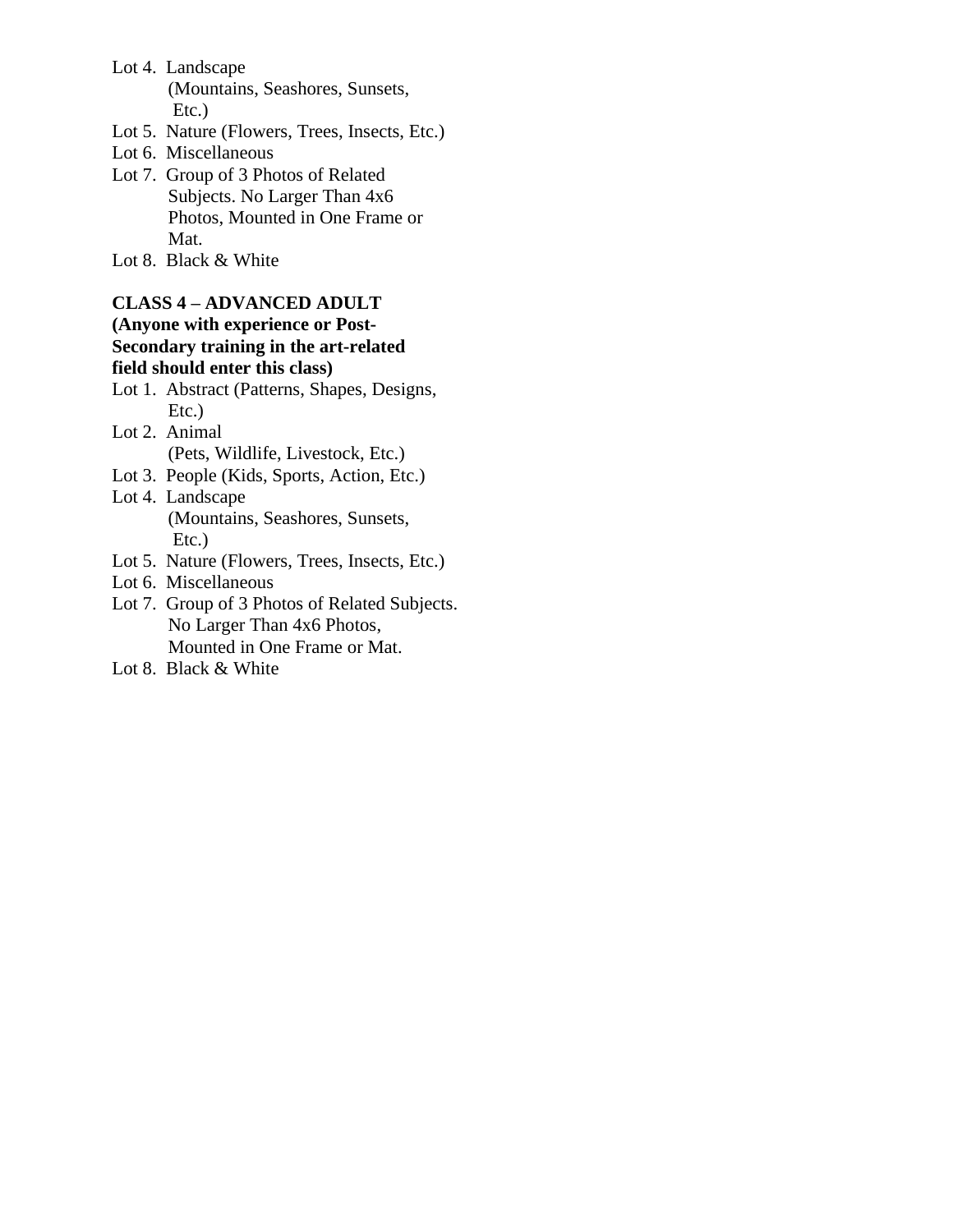- Lot 4. Landscape (Mountains, Seashores, Sunsets, Etc.)
- Lot 5. Nature (Flowers, Trees, Insects, Etc.)
- Lot 6. Miscellaneous
- Lot 7. Group of 3 Photos of Related Subjects. No Larger Than 4x6 Photos, Mounted in One Frame or Mat.
- Lot 8. Black & White

**CLASS 4 – ADVANCED ADULT**
**(Anyone with experience or Post-Secondary training in the art-related field should enter this class)**

- Lot 1. Abstract (Patterns, Shapes, Designs, Etc.)
- Lot 2. Animal (Pets, Wildlife, Livestock, Etc.)
- Lot 3. People (Kids, Sports, Action, Etc.)
- Lot 4. Landscape (Mountains, Seashores, Sunsets, Etc.)
- Lot 5. Nature (Flowers, Trees, Insects, Etc.)
- Lot 6. Miscellaneous
- Lot 7. Group of 3 Photos of Related Subjects. No Larger Than 4x6 Photos, Mounted in One Frame or Mat.
- Lot 8. Black & White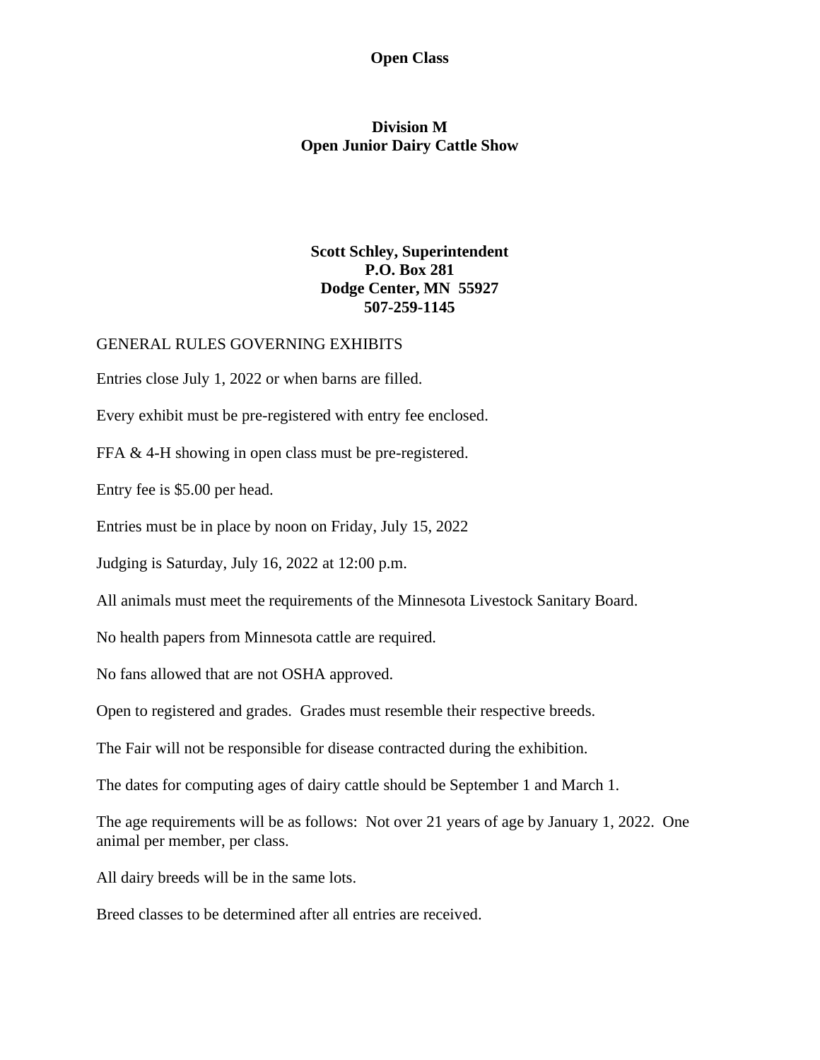**Open Class**

# Division M
# Open Junior Dairy Cattle Show

**Scott Schley, Superintendent**
**P.O. Box 281**
**Dodge Center, MN 55927**
**507-259-1145**

GENERAL RULES GOVERNING EXHIBITS

Entries close July 1, 2022 or when barns are filled.

Every exhibit must be pre-registered with entry fee enclosed.

FFA & 4-H showing in open class must be pre-registered.

Entry fee is $5.00 per head.

Entries must be in place by noon on Friday, July 15, 2022

Judging is Saturday, July 16, 2022 at 12:00 p.m.

All animals must meet the requirements of the Minnesota Livestock Sanitary Board.

No health papers from Minnesota cattle are required.

No fans allowed that are not OSHA approved.

Open to registered and grades. Grades must resemble their respective breeds.

The Fair will not be responsible for disease contracted during the exhibition.

The dates for computing ages of dairy cattle should be September 1 and March 1.

The age requirements will be as follows: Not over 21 years of age by January 1, 2022. One animal per member, per class.

All dairy breeds will be in the same lots.

Breed classes to be determined after all entries are received.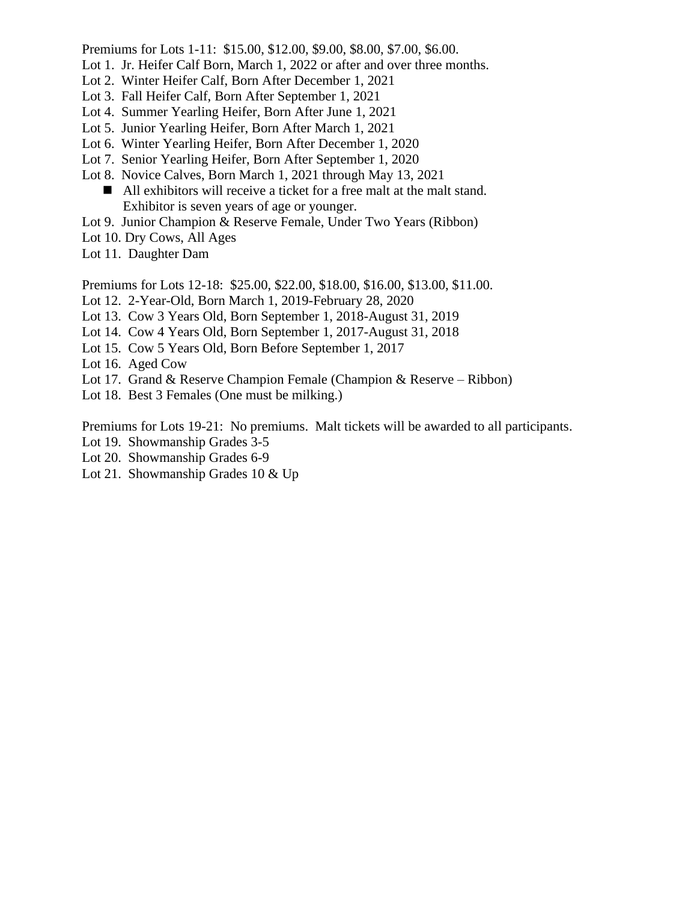Premiums for Lots 1-11: $15.00, $12.00, $9.00, $8.00, $7.00, $6.00.

Lot 1. Jr. Heifer Calf Born, March 1, 2022 or after and over three months.
Lot 2. Winter Heifer Calf, Born After December 1, 2021
Lot 3. Fall Heifer Calf, Born After September 1, 2021
Lot 4. Summer Yearling Heifer, Born After June 1, 2021
Lot 5. Junior Yearling Heifer, Born After March 1, 2021
Lot 6. Winter Yearling Heifer, Born After December 1, 2020
Lot 7. Senior Yearling Heifer, Born After September 1, 2020
Lot 8. Novice Calves, Born March 1, 2021 through May 13, 2021

- All exhibitors will receive a ticket for a free malt at the malt stand. Exhibitor is seven years of age or younger.

Lot 9. Junior Champion & Reserve Female, Under Two Years (Ribbon)
Lot 10. Dry Cows, All Ages
Lot 11. Daughter Dam

Premiums for Lots 12-18: $25.00, $22.00, $18.00, $16.00, $13.00, $11.00.

Lot 12. 2-Year-Old, Born March 1, 2019-February 28, 2020
Lot 13. Cow 3 Years Old, Born September 1, 2018-August 31, 2019
Lot 14. Cow 4 Years Old, Born September 1, 2017-August 31, 2018
Lot 15. Cow 5 Years Old, Born Before September 1, 2017
Lot 16. Aged Cow
Lot 17. Grand & Reserve Champion Female (Champion & Reserve – Ribbon)
Lot 18. Best 3 Females (One must be milking.)

Premiums for Lots 19-21: No premiums. Malt tickets will be awarded to all participants.

Lot 19. Showmanship Grades 3-5
Lot 20. Showmanship Grades 6-9
Lot 21. Showmanship Grades 10 & Up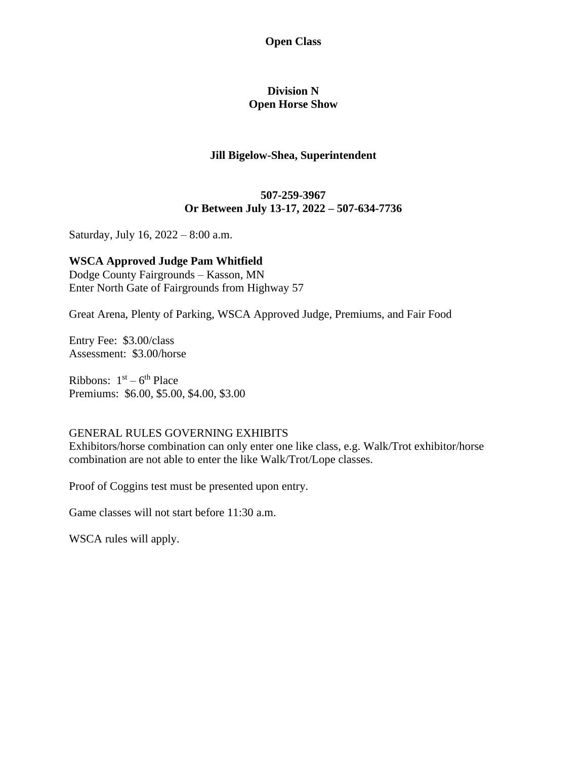**Open Class**

**Division N**
**Open Horse Show**

**Jill Bigelow-Shea, Superintendent**

**507-259-3967**
**Or Between July 13-17, 2022 – 507-634-7736**

Saturday, July 16, 2022 – 8:00 a.m.

**WSCA Approved Judge Pam Whitfield**
Dodge County Fairgrounds – Kasson, MN
Enter North Gate of Fairgrounds from Highway 57

Great Arena, Plenty of Parking, WSCA Approved Judge, Premiums, and Fair Food

Entry Fee: $3.00/class
Assessment: $3.00/horse

Ribbons: 1st – 6th Place
Premiums: $6.00, $5.00, $4.00, $3.00

GENERAL RULES GOVERNING EXHIBITS
Exhibitors/horse combination can only enter one like class, e.g. Walk/Trot exhibitor/horse combination are not able to enter the like Walk/Trot/Lope classes.

Proof of Coggins test must be presented upon entry.

Game classes will not start before 11:30 a.m.

WSCA rules will apply.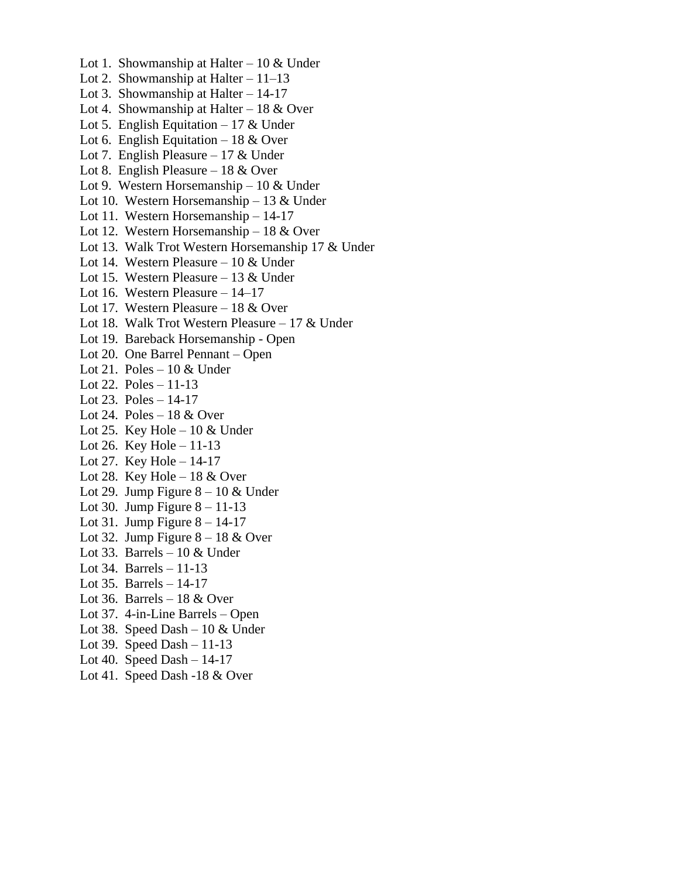Lot 1.  Showmanship at Halter – 10 & Under  
Lot 2.  Showmanship at Halter – 11–13  
Lot 3.  Showmanship at Halter – 14-17  
Lot 4.  Showmanship at Halter – 18 & Over  
Lot 5.  English Equitation – 17 & Under  
Lot 6.  English Equitation – 18 & Over  
Lot 7.  English Pleasure – 17 & Under  
Lot 8.  English Pleasure – 18 & Over  
Lot 9.  Western Horsemanship – 10 & Under  
Lot 10.  Western Horsemanship – 13 & Under  
Lot 11.  Western Horsemanship – 14-17  
Lot 12.  Western Horsemanship – 18 & Over  
Lot 13.  Walk Trot Western Horsemanship 17 & Under  
Lot 14.  Western Pleasure – 10 & Under  
Lot 15.  Western Pleasure – 13 & Under  
Lot 16.  Western Pleasure – 14–17  
Lot 17.  Western Pleasure – 18 & Over  
Lot 18.  Walk Trot Western Pleasure – 17 & Under  
Lot 19.  Bareback Horsemanship - Open  
Lot 20.  One Barrel Pennant – Open  
Lot 21.  Poles – 10 & Under  
Lot 22.  Poles – 11-13  
Lot 23.  Poles – 14-17  
Lot 24.  Poles – 18 & Over  
Lot 25.  Key Hole – 10 & Under  
Lot 26.  Key Hole – 11-13  
Lot 27.  Key Hole – 14-17  
Lot 28.  Key Hole – 18 & Over  
Lot 29.  Jump Figure 8 – 10 & Under  
Lot 30.  Jump Figure 8 – 11-13  
Lot 31.  Jump Figure 8 – 14-17  
Lot 32.  Jump Figure 8 – 18 & Over  
Lot 33.  Barrels – 10 & Under  
Lot 34.  Barrels – 11-13  
Lot 35.  Barrels – 14-17  
Lot 36.  Barrels – 18 & Over  
Lot 37.  4-in-Line Barrels – Open  
Lot 38.  Speed Dash – 10 & Under  
Lot 39.  Speed Dash – 11-13  
Lot 40.  Speed Dash – 14-17  
Lot 41.  Speed Dash -18 & Over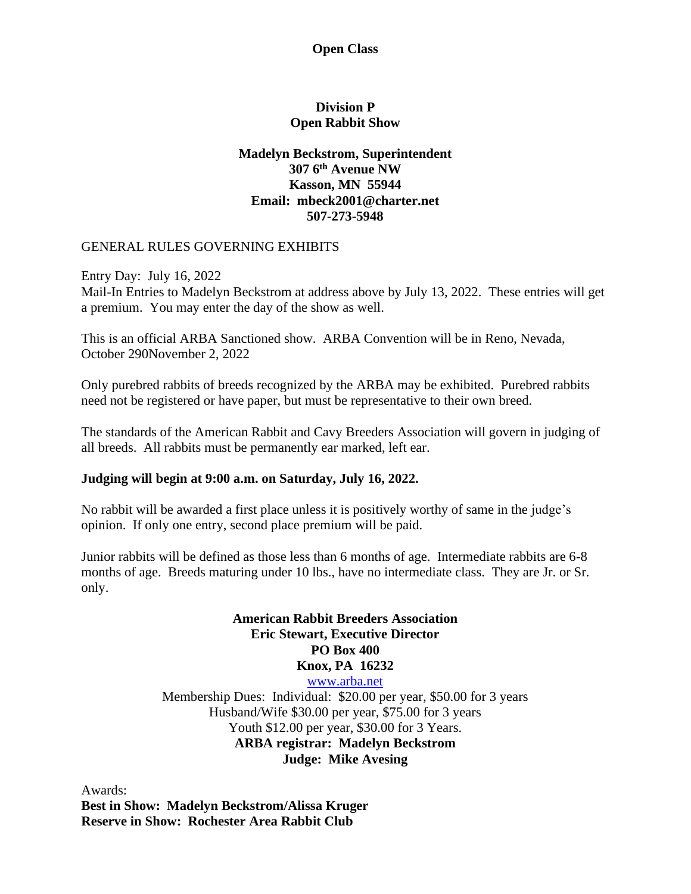**Open Class**

**Division P**
**Open Rabbit Show**

**Madelyn Beckstrom, Superintendent**
**307 6th Avenue NW**
**Kasson, MN 55944**
**Email: mbeck2001@charter.net**
**507-273-5948**

GENERAL RULES GOVERNING EXHIBITS

Entry Day: July 16, 2022
Mail-In Entries to Madelyn Beckstrom at address above by July 13, 2022. These entries will get a premium. You may enter the day of the show as well.

This is an official ARBA Sanctioned show. ARBA Convention will be in Reno, Nevada, October 290November 2, 2022

Only purebred rabbits of breeds recognized by the ARBA may be exhibited. Purebred rabbits need not be registered or have paper, but must be representative to their own breed.

The standards of the American Rabbit and Cavy Breeders Association will govern in judging of all breeds. All rabbits must be permanently ear marked, left ear.

**Judging will begin at 9:00 a.m. on Saturday, July 16, 2022.**

No rabbit will be awarded a first place unless it is positively worthy of same in the judge's opinion. If only one entry, second place premium will be paid.

Junior rabbits will be defined as those less than 6 months of age. Intermediate rabbits are 6-8 months of age. Breeds maturing under 10 lbs., have no intermediate class. They are Jr. or Sr. only.

**American Rabbit Breeders Association**
**Eric Stewart, Executive Director**
**PO Box 400**
**Knox, PA 16232**
www.arba.net
Membership Dues: Individual: $20.00 per year, $50.00 for 3 years
Husband/Wife $30.00 per year, $75.00 for 3 years
Youth $12.00 per year, $30.00 for 3 Years.
**ARBA registrar: Madelyn Beckstrom**
**Judge: Mike Avesing**

Awards:
**Best in Show: Madelyn Beckstrom/Alissa Kruger**
**Reserve in Show: Rochester Area Rabbit Club**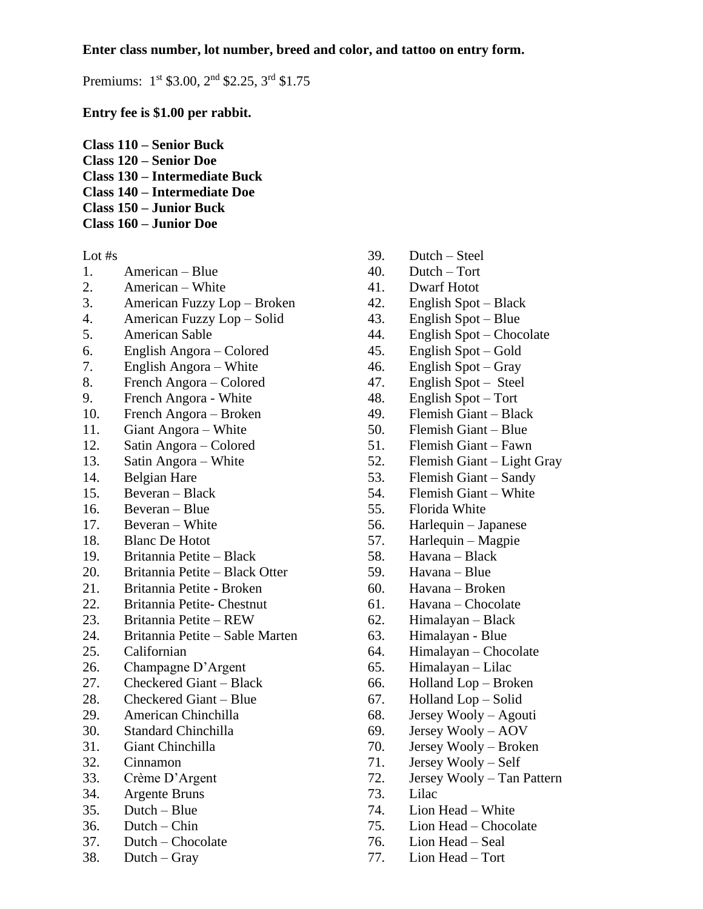**Enter class number, lot number, breed and color, and tattoo on entry form.**

Premiums: 1st $3.00, 2nd $2.25, 3rd $1.75

**Entry fee is $1.00 per rabbit.**

**Class 110 – Senior Buck**
**Class 120 – Senior Doe**
**Class 130 – Intermediate Buck**
**Class 140 – Intermediate Doe**
**Class 150 – Junior Buck**
**Class 160 – Junior Doe**

Lot #s

1. American – Blue
2. American – White
3. American Fuzzy Lop – Broken
4. American Fuzzy Lop – Solid
5. American Sable
6. English Angora – Colored
7. English Angora – White
8. French Angora – Colored
9. French Angora - White
10. French Angora – Broken
11. Giant Angora – White
12. Satin Angora – Colored
13. Satin Angora – White
14. Belgian Hare
15. Beveran – Black
16. Beveran – Blue
17. Beveran – White
18. Blanc De Hotot
19. Britannia Petite – Black
20. Britannia Petite – Black Otter
21. Britannia Petite - Broken
22. Britannia Petite- Chestnut
23. Britannia Petite – REW
24. Britannia Petite – Sable Marten
25. Californian
26. Champagne D'Argent
27. Checkered Giant – Black
28. Checkered Giant – Blue
29. American Chinchilla
30. Standard Chinchilla
31. Giant Chinchilla
32. Cinnamon
33. Crème D'Argent
34. Argente Bruns
35. Dutch – Blue
36. Dutch – Chin
37. Dutch – Chocolate
38. Dutch – Gray
39. Dutch – Steel
40. Dutch – Tort
41. Dwarf Hotot
42. English Spot – Black
43. English Spot – Blue
44. English Spot – Chocolate
45. English Spot – Gold
46. English Spot – Gray
47. English Spot – Steel
48. English Spot – Tort
49. Flemish Giant – Black
50. Flemish Giant – Blue
51. Flemish Giant – Fawn
52. Flemish Giant – Light Gray
53. Flemish Giant – Sandy
54. Flemish Giant – White
55. Florida White
56. Harlequin – Japanese
57. Harlequin – Magpie
58. Havana – Black
59. Havana – Blue
60. Havana – Broken
61. Havana – Chocolate
62. Himalayan – Black
63. Himalayan - Blue
64. Himalayan – Chocolate
65. Himalayan – Lilac
66. Holland Lop – Broken
67. Holland Lop – Solid
68. Jersey Wooly – Agouti
69. Jersey Wooly – AOV
70. Jersey Wooly – Broken
71. Jersey Wooly – Self
72. Jersey Wooly – Tan Pattern
73. Lilac
74. Lion Head – White
75. Lion Head – Chocolate
76. Lion Head – Seal
77. Lion Head – Tort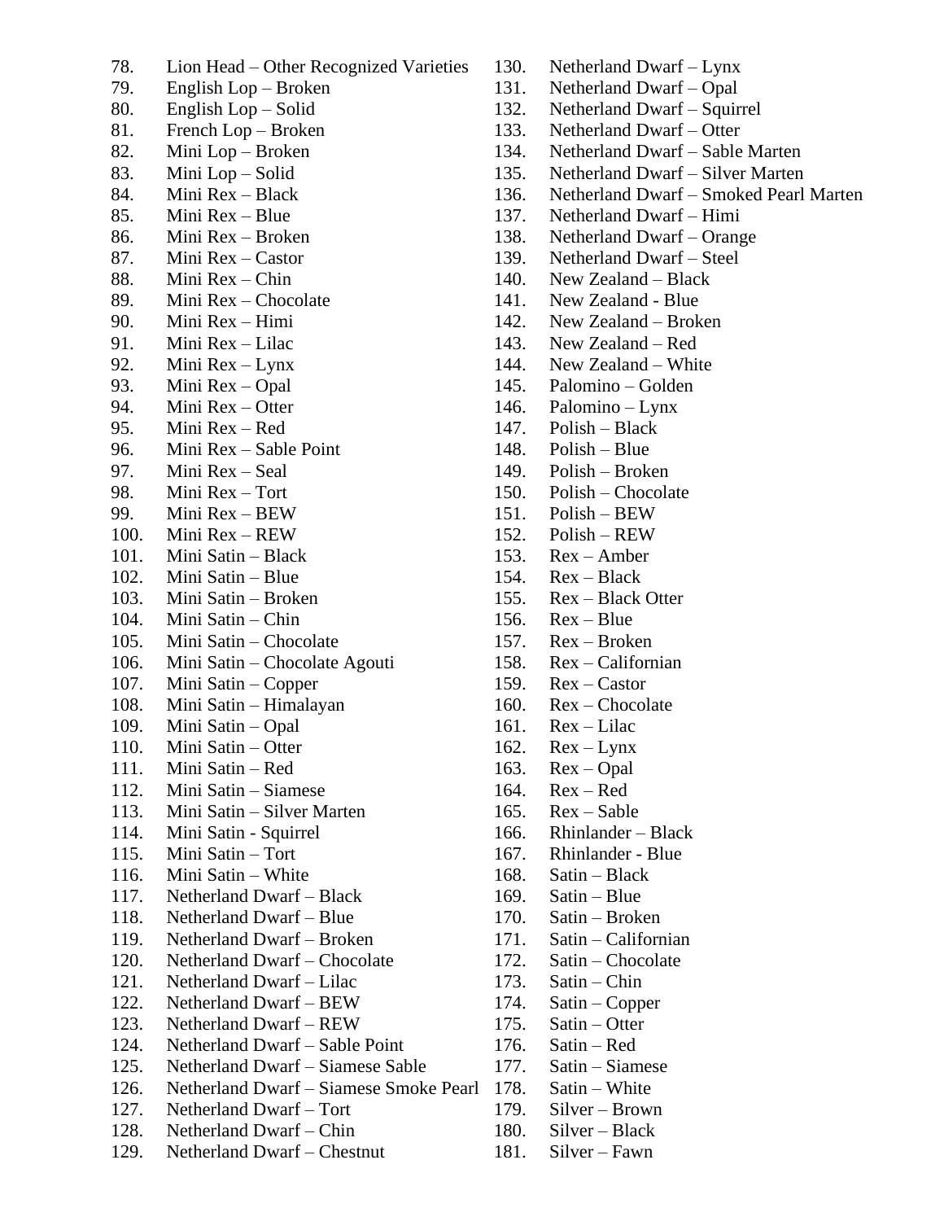78. Lion Head – Other Recognized Varieties
79. English Lop – Broken
80. English Lop – Solid
81. French Lop – Broken
82. Mini Lop – Broken
83. Mini Lop – Solid
84. Mini Rex – Black
85. Mini Rex – Blue
86. Mini Rex – Broken
87. Mini Rex – Castor
88. Mini Rex – Chin
89. Mini Rex – Chocolate
90. Mini Rex – Himi
91. Mini Rex – Lilac
92. Mini Rex – Lynx
93. Mini Rex – Opal
94. Mini Rex – Otter
95. Mini Rex – Red
96. Mini Rex – Sable Point
97. Mini Rex – Seal
98. Mini Rex – Tort
99. Mini Rex – BEW
100. Mini Rex – REW
101. Mini Satin – Black
102. Mini Satin – Blue
103. Mini Satin – Broken
104. Mini Satin – Chin
105. Mini Satin – Chocolate
106. Mini Satin – Chocolate Agouti
107. Mini Satin – Copper
108. Mini Satin – Himalayan
109. Mini Satin – Opal
110. Mini Satin – Otter
111. Mini Satin – Red
112. Mini Satin – Siamese
113. Mini Satin – Silver Marten
114. Mini Satin - Squirrel
115. Mini Satin – Tort
116. Mini Satin – White
117. Netherland Dwarf – Black
118. Netherland Dwarf – Blue
119. Netherland Dwarf – Broken
120. Netherland Dwarf – Chocolate
121. Netherland Dwarf – Lilac
122. Netherland Dwarf – BEW
123. Netherland Dwarf – REW
124. Netherland Dwarf – Sable Point
125. Netherland Dwarf – Siamese Sable
126. Netherland Dwarf – Siamese Smoke Pearl
127. Netherland Dwarf – Tort
128. Netherland Dwarf – Chin
129. Netherland Dwarf – Chestnut
130. Netherland Dwarf – Lynx
131. Netherland Dwarf – Opal
132. Netherland Dwarf – Squirrel
133. Netherland Dwarf – Otter
134. Netherland Dwarf – Sable Marten
135. Netherland Dwarf – Silver Marten
136. Netherland Dwarf – Smoked Pearl Marten
137. Netherland Dwarf – Himi
138. Netherland Dwarf – Orange
139. Netherland Dwarf – Steel
140. New Zealand – Black
141. New Zealand - Blue
142. New Zealand – Broken
143. New Zealand – Red
144. New Zealand – White
145. Palomino – Golden
146. Palomino – Lynx
147. Polish – Black
148. Polish – Blue
149. Polish – Broken
150. Polish – Chocolate
151. Polish – BEW
152. Polish – REW
153. Rex – Amber
154. Rex – Black
155. Rex – Black Otter
156. Rex – Blue
157. Rex – Broken
158. Rex – Californian
159. Rex – Castor
160. Rex – Chocolate
161. Rex – Lilac
162. Rex – Lynx
163. Rex – Opal
164. Rex – Red
165. Rex – Sable
166. Rhinlander – Black
167. Rhinlander - Blue
168. Satin – Black
169. Satin – Blue
170. Satin – Broken
171. Satin – Californian
172. Satin – Chocolate
173. Satin – Chin
174. Satin – Copper
175. Satin – Otter
176. Satin – Red
177. Satin – Siamese
178. Satin – White
179. Silver – Brown
180. Silver – Black
181. Silver – Fawn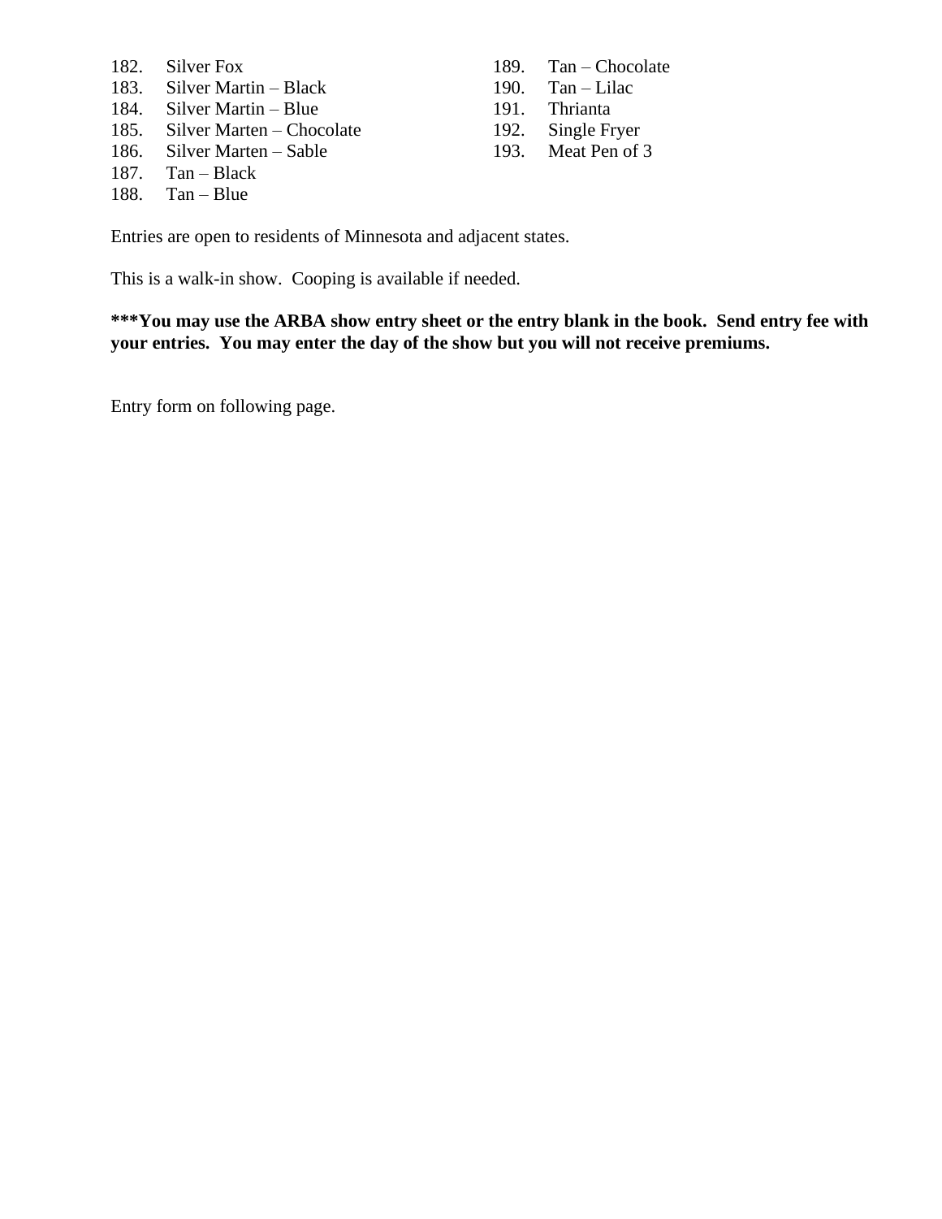182. Silver Fox
183. Silver Martin – Black
184. Silver Martin – Blue
185. Silver Marten – Chocolate
186. Silver Marten – Sable
187. Tan – Black
188. Tan – Blue
189. Tan – Chocolate
190. Tan – Lilac
191. Thrianta
192. Single Fryer
193. Meat Pen of 3

Entries are open to residents of Minnesota and adjacent states.

This is a walk-in show. Cooping is available if needed.

**\*\*\*You may use the ARBA show entry sheet or the entry blank in the book. Send entry fee with your entries. You may enter the day of the show but you will not receive premiums.**

Entry form on following page.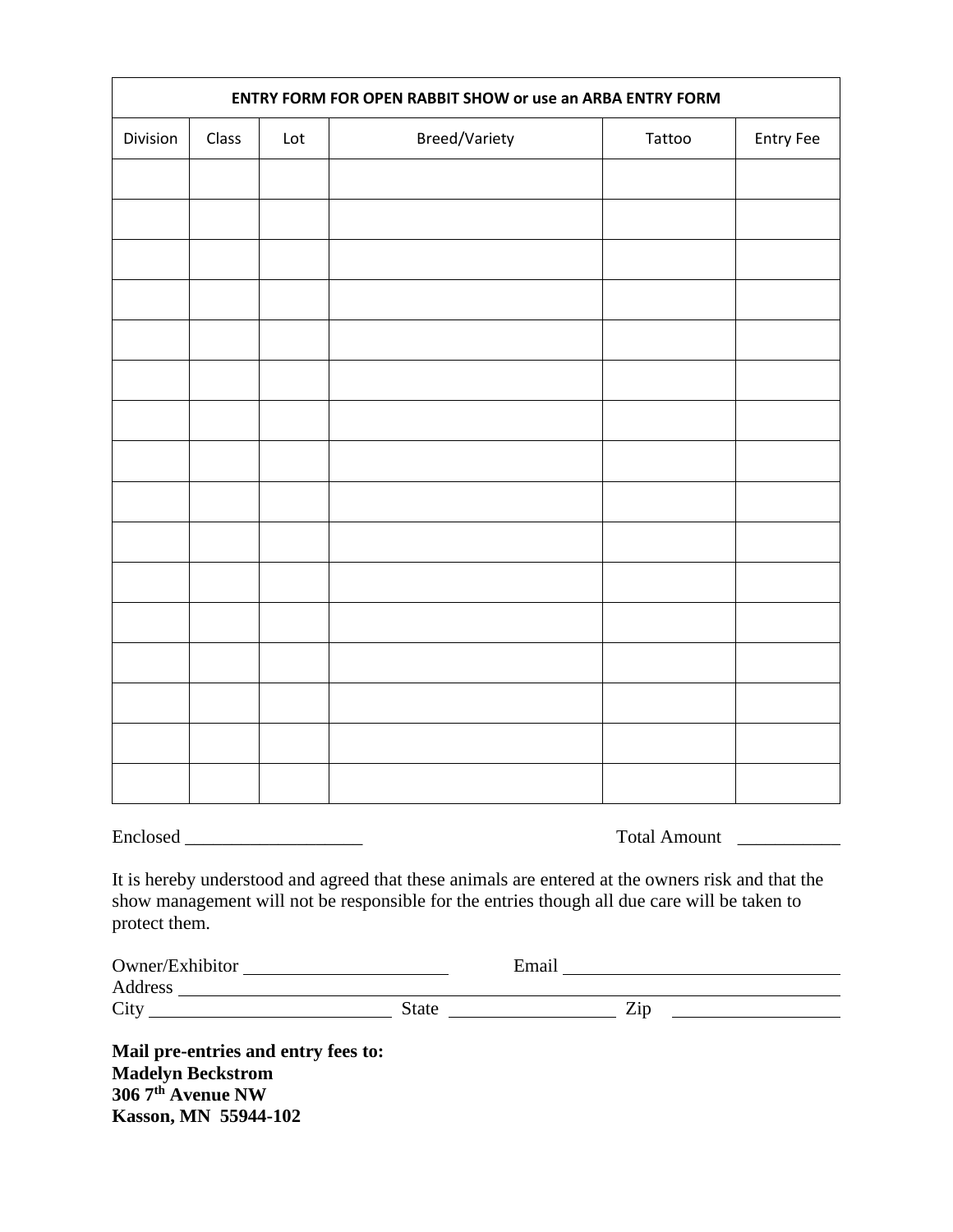| ENTRY FORM FOR OPEN RABBIT SHOW or use an ARBA ENTRY FORM | | | | | |
|---|---|---|---|---|---|
| Division | Class | Lot | Breed/Variety | Tattoo | Entry Fee |
| | | | | | |
| | | | | | |
| | | | | | |
| | | | | | |
| | | | | | |
| | | | | | |
| | | | | | |
| | | | | | |
| | | | | | |
| | | | | | |
| | | | | | |
| | | | | | |
| | | | | | |
| | | | | | |
| | | | | | |
| | | | | | |

Enclosed ___________________ Total Amount ___________

It is hereby understood and agreed that these animals are entered at the owners risk and that the show management will not be responsible for the entries though all due care will be taken to protect them.

Owner/Exhibitor ______________________ Email ______________________________
Address ____________________________________________________________________
City __________________________ State __________________ Zip __________________

**Mail pre-entries and entry fees to:**
**Madelyn Beckstrom**
**306 7th Avenue NW**
**Kasson, MN 55944-102**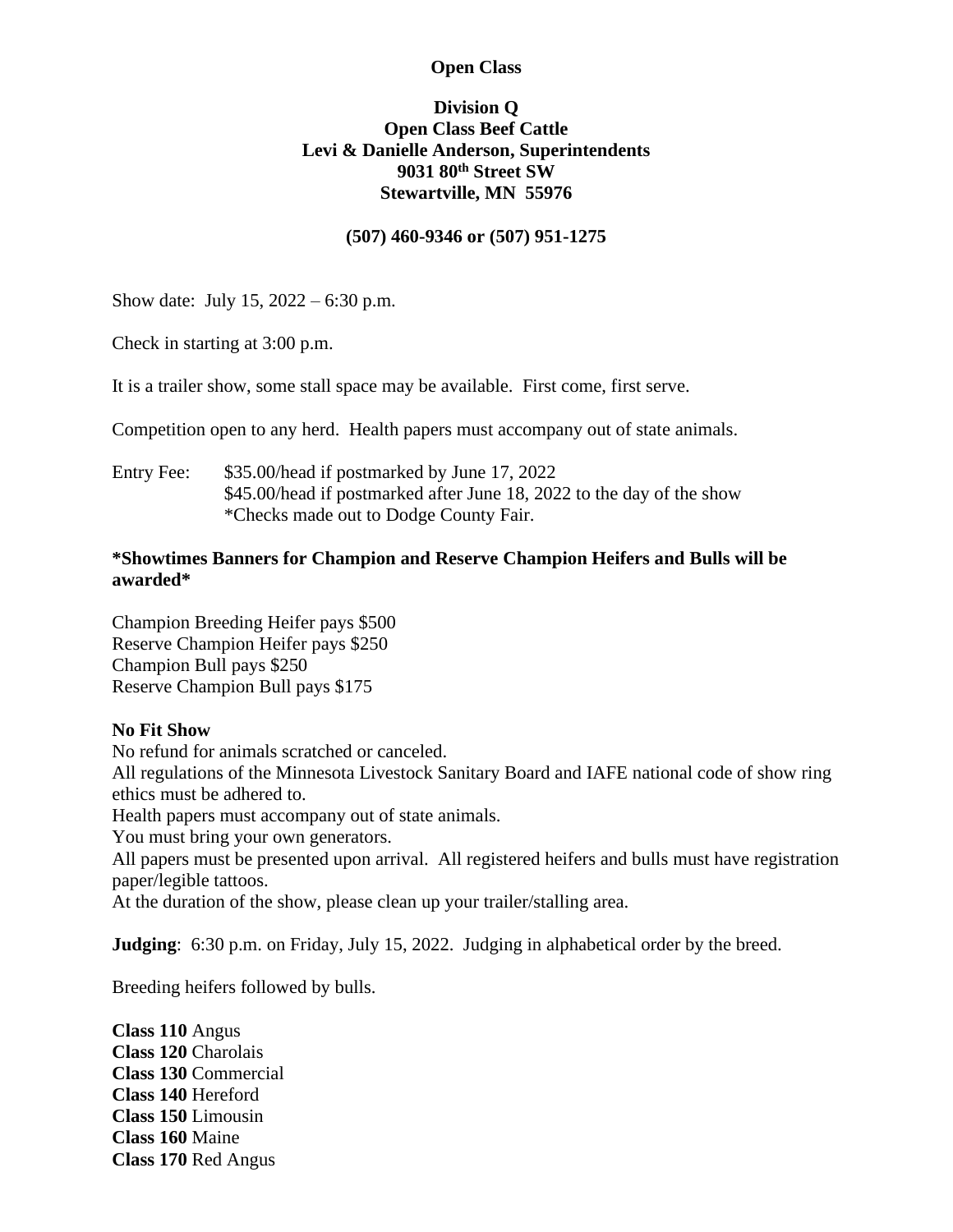**Open Class**

## Division Q
## Open Class Beef Cattle
## Levi & Danielle Anderson, Superintendents
**9031 80th Street SW**
**Stewartville, MN 55976**

**(507) 460-9346 or (507) 951-1275**

Show date: July 15, 2022 – 6:30 p.m.

Check in starting at 3:00 p.m.

It is a trailer show, some stall space may be available. First come, first serve.

Competition open to any herd. Health papers must accompany out of state animals.

Entry Fee: $35.00/head if postmarked by June 17, 2022
$45.00/head if postmarked after June 18, 2022 to the day of the show
*Checks made out to Dodge County Fair.

**\*Showtimes Banners for Champion and Reserve Champion Heifers and Bulls will be awarded\***

Champion Breeding Heifer pays $500
Reserve Champion Heifer pays $250
Champion Bull pays $250
Reserve Champion Bull pays $175

**No Fit Show**
No refund for animals scratched or canceled.
All regulations of the Minnesota Livestock Sanitary Board and IAFE national code of show ring ethics must be adhered to.
Health papers must accompany out of state animals.
You must bring your own generators.
All papers must be presented upon arrival. All registered heifers and bulls must have registration paper/legible tattoos.
At the duration of the show, please clean up your trailer/stalling area.

**Judging**: 6:30 p.m. on Friday, July 15, 2022. Judging in alphabetical order by the breed.

Breeding heifers followed by bulls.

**Class 110** Angus
**Class 120** Charolais
**Class 130** Commercial
**Class 140** Hereford
**Class 150** Limousin
**Class 160** Maine
**Class 170** Red Angus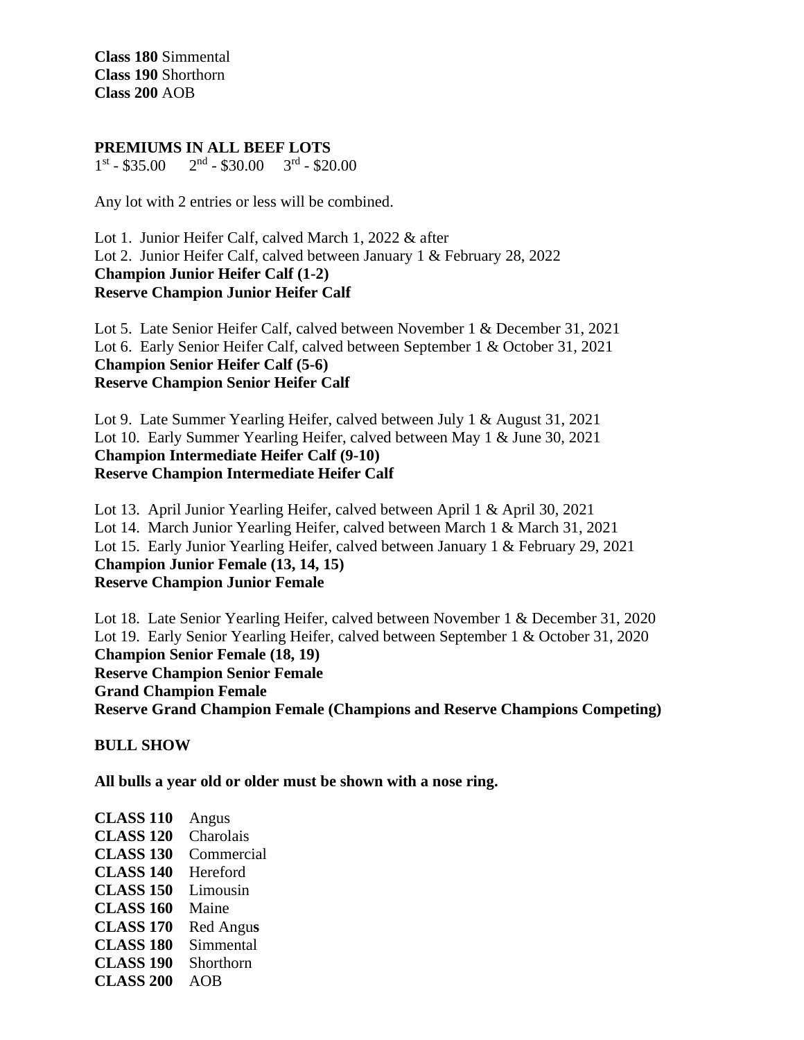**Class 180** Simmental
**Class 190** Shorthorn
**Class 200** AOB

**PREMIUMS IN ALL BEEF LOTS**
1st - $35.00    2nd - $30.00    3rd - $20.00

Any lot with 2 entries or less will be combined.

Lot 1. Junior Heifer Calf, calved March 1, 2022 & after
Lot 2. Junior Heifer Calf, calved between January 1 & February 28, 2022
**Champion Junior Heifer Calf (1-2)**
**Reserve Champion Junior Heifer Calf**

Lot 5. Late Senior Heifer Calf, calved between November 1 & December 31, 2021
Lot 6. Early Senior Heifer Calf, calved between September 1 & October 31, 2021
**Champion Senior Heifer Calf (5-6)**
**Reserve Champion Senior Heifer Calf**

Lot 9. Late Summer Yearling Heifer, calved between July 1 & August 31, 2021
Lot 10. Early Summer Yearling Heifer, calved between May 1 & June 30, 2021
**Champion Intermediate Heifer Calf (9-10)**
**Reserve Champion Intermediate Heifer Calf**

Lot 13. April Junior Yearling Heifer, calved between April 1 & April 30, 2021
Lot 14. March Junior Yearling Heifer, calved between March 1 & March 31, 2021
Lot 15. Early Junior Yearling Heifer, calved between January 1 & February 29, 2021
**Champion Junior Female (13, 14, 15)**
**Reserve Champion Junior Female**

Lot 18. Late Senior Yearling Heifer, calved between November 1 & December 31, 2020
Lot 19. Early Senior Yearling Heifer, calved between September 1 & October 31, 2020
**Champion Senior Female (18, 19)**
**Reserve Champion Senior Female**
**Grand Champion Female**
**Reserve Grand Champion Female (Champions and Reserve Champions Competing)**

**BULL SHOW**

**All bulls a year old or older must be shown with a nose ring.**

**CLASS 110** Angus
**CLASS 120** Charolais
**CLASS 130** Commercial
**CLASS 140** Hereford
**CLASS 150** Limousin
**CLASS 160** Maine
**CLASS 170** Red Angus
**CLASS 180** Simmental
**CLASS 190** Shorthorn
**CLASS 200** AOB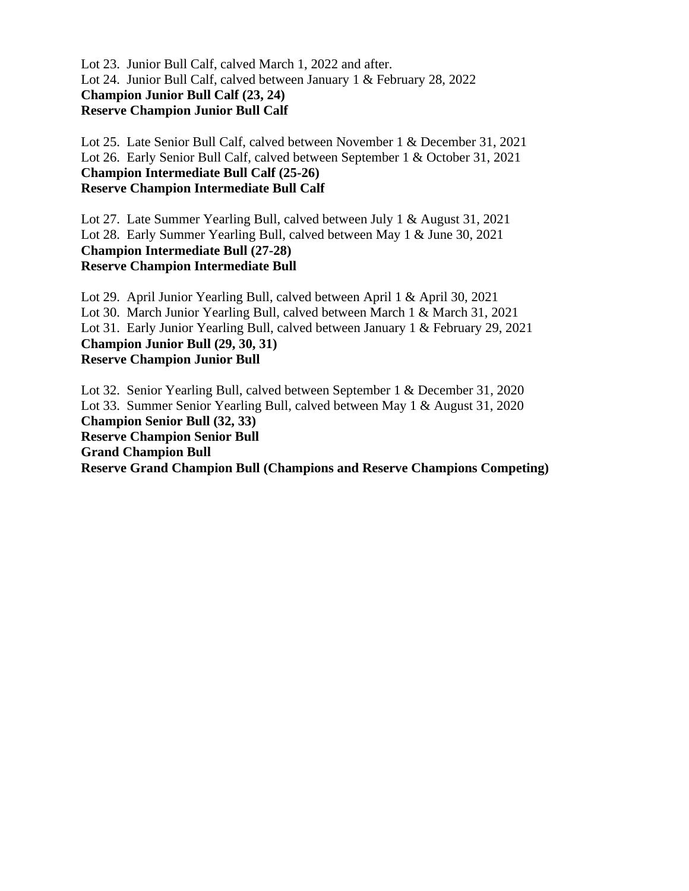Lot 23. Junior Bull Calf, calved March 1, 2022 and after.
Lot 24. Junior Bull Calf, calved between January 1 & February 28, 2022
**Champion Junior Bull Calf (23, 24)**
**Reserve Champion Junior Bull Calf**

Lot 25. Late Senior Bull Calf, calved between November 1 & December 31, 2021
Lot 26. Early Senior Bull Calf, calved between September 1 & October 31, 2021
**Champion Intermediate Bull Calf (25-26)**
**Reserve Champion Intermediate Bull Calf**

Lot 27. Late Summer Yearling Bull, calved between July 1 & August 31, 2021
Lot 28. Early Summer Yearling Bull, calved between May 1 & June 30, 2021
**Champion Intermediate Bull (27-28)**
**Reserve Champion Intermediate Bull**

Lot 29. April Junior Yearling Bull, calved between April 1 & April 30, 2021
Lot 30. March Junior Yearling Bull, calved between March 1 & March 31, 2021
Lot 31. Early Junior Yearling Bull, calved between January 1 & February 29, 2021
**Champion Junior Bull (29, 30, 31)**
**Reserve Champion Junior Bull**

Lot 32. Senior Yearling Bull, calved between September 1 & December 31, 2020
Lot 33. Summer Senior Yearling Bull, calved between May 1 & August 31, 2020
**Champion Senior Bull (32, 33)**
**Reserve Champion Senior Bull**
**Grand Champion Bull**
**Reserve Grand Champion Bull (Champions and Reserve Champions Competing)**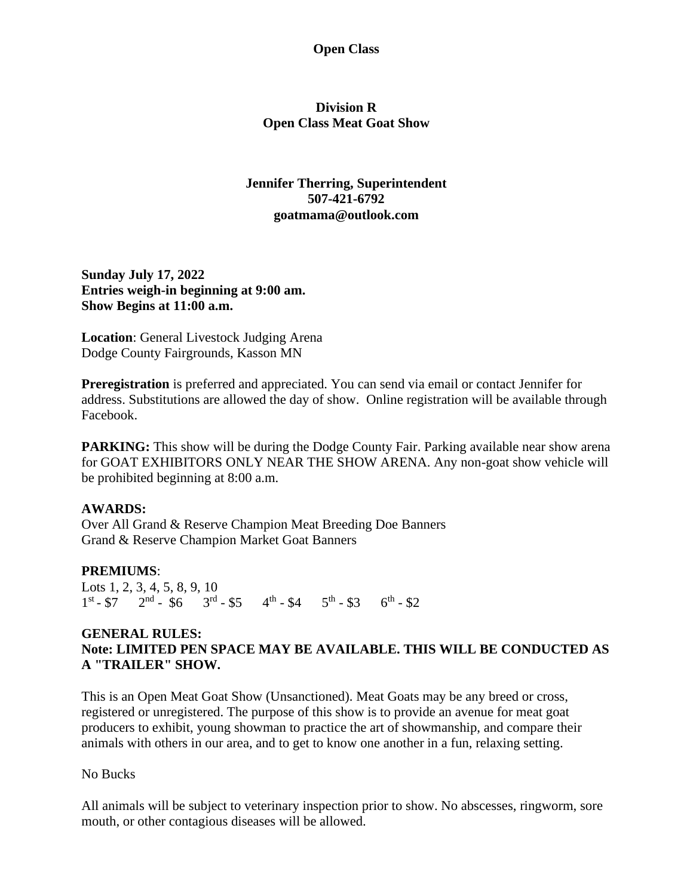**Open Class**

## Division R
## Open Class Meat Goat Show

**Jennifer Therring, Superintendent**
**507-421-6792**
**goatmama@outlook.com**

**Sunday July 17, 2022**
**Entries weigh-in beginning at 9:00 am.**
**Show Begins at 11:00 a.m.**

**Location**: General Livestock Judging Arena
Dodge County Fairgrounds, Kasson MN

**Preregistration** is preferred and appreciated. You can send via email or contact Jennifer for address. Substitutions are allowed the day of show. Online registration will be available through Facebook.

**PARKING:** This show will be during the Dodge County Fair. Parking available near show arena for GOAT EXHIBITORS ONLY NEAR THE SHOW ARENA. Any non-goat show vehicle will be prohibited beginning at 8:00 a.m.

**AWARDS:**
Over All Grand & Reserve Champion Meat Breeding Doe Banners
Grand & Reserve Champion Market Goat Banners

**PREMIUMS**:
Lots 1, 2, 3, 4, 5, 8, 9, 10
1st - $7 2nd - $6 3rd - $5 4th - $4 5th - $3 6th - $2

**GENERAL RULES:**
**Note: LIMITED PEN SPACE MAY BE AVAILABLE. THIS WILL BE CONDUCTED AS A "TRAILER" SHOW.**

This is an Open Meat Goat Show (Unsanctioned). Meat Goats may be any breed or cross, registered or unregistered. The purpose of this show is to provide an avenue for meat goat producers to exhibit, young showman to practice the art of showmanship, and compare their animals with others in our area, and to get to know one another in a fun, relaxing setting.

No Bucks

All animals will be subject to veterinary inspection prior to show. No abscesses, ringworm, sore mouth, or other contagious diseases will be allowed.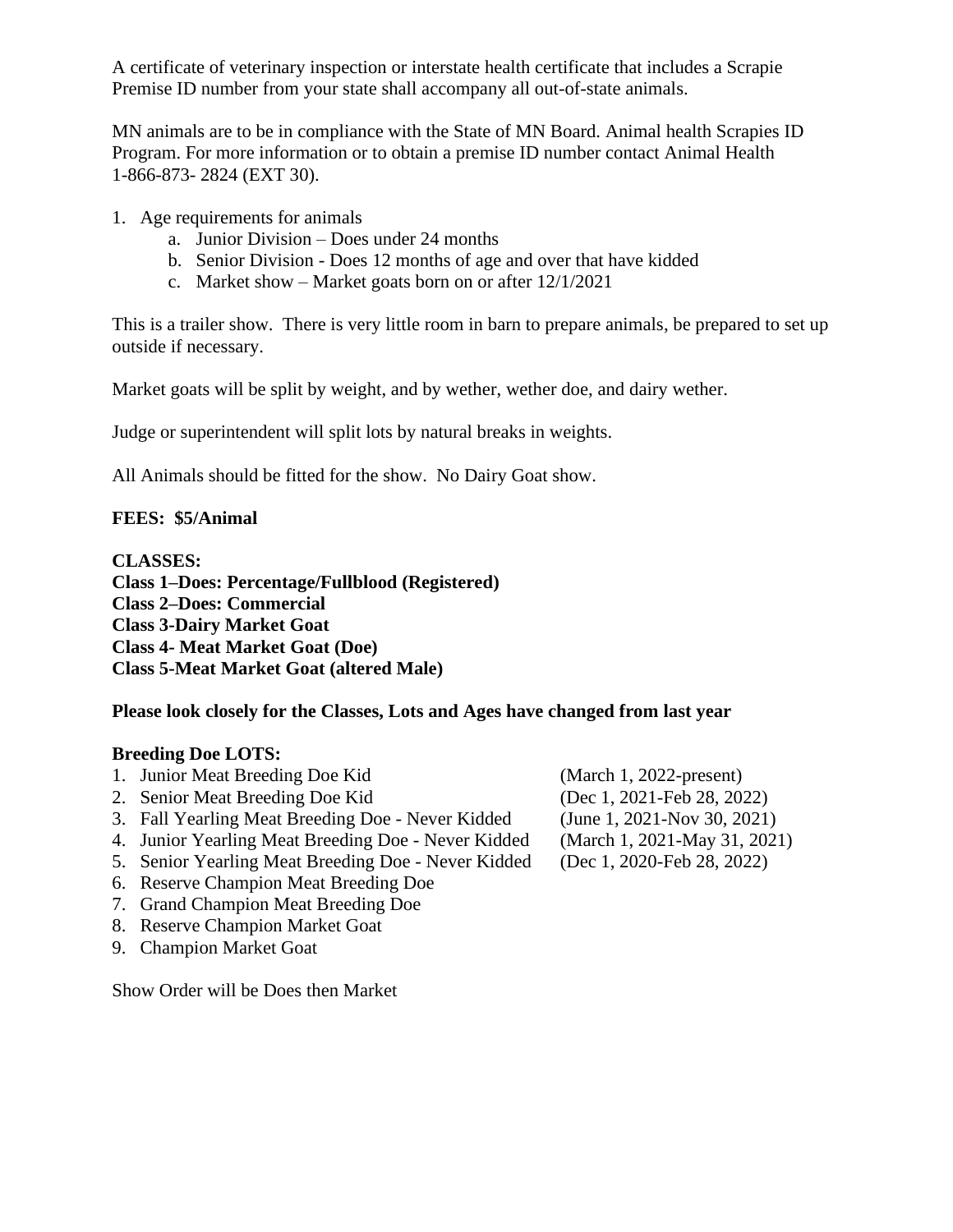A certificate of veterinary inspection or interstate health certificate that includes a Scrapie Premise ID number from your state shall accompany all out-of-state animals.

MN animals are to be in compliance with the State of MN Board. Animal health Scrapies ID Program. For more information or to obtain a premise ID number contact Animal Health 1-866-873- 2824 (EXT 30).

1. Age requirements for animals
   a. Junior Division – Does under 24 months
   b. Senior Division - Does 12 months of age and over that have kidded
   c. Market show – Market goats born on or after 12/1/2021

This is a trailer show. There is very little room in barn to prepare animals, be prepared to set up outside if necessary.

Market goats will be split by weight, and by wether, wether doe, and dairy wether.

Judge or superintendent will split lots by natural breaks in weights.

All Animals should be fitted for the show. No Dairy Goat show.

**FEES: $5/Animal**

**CLASSES:**
**Class 1–Does: Percentage/Fullblood (Registered)**
**Class 2–Does: Commercial**
**Class 3-Dairy Market Goat**
**Class 4- Meat Market Goat (Doe)**
**Class 5-Meat Market Goat (altered Male)**

**Please look closely for the Classes, Lots and Ages have changed from last year**

**Breeding Doe LOTS:**

1. Junior Meat Breeding Doe Kid (March 1, 2022-present)
2. Senior Meat Breeding Doe Kid (Dec 1, 2021-Feb 28, 2022)
3. Fall Yearling Meat Breeding Doe - Never Kidded (June 1, 2021-Nov 30, 2021)
4. Junior Yearling Meat Breeding Doe - Never Kidded (March 1, 2021-May 31, 2021)
5. Senior Yearling Meat Breeding Doe - Never Kidded (Dec 1, 2020-Feb 28, 2022)
6. Reserve Champion Meat Breeding Doe
7. Grand Champion Meat Breeding Doe
8. Reserve Champion Market Goat
9. Champion Market Goat

Show Order will be Does then Market